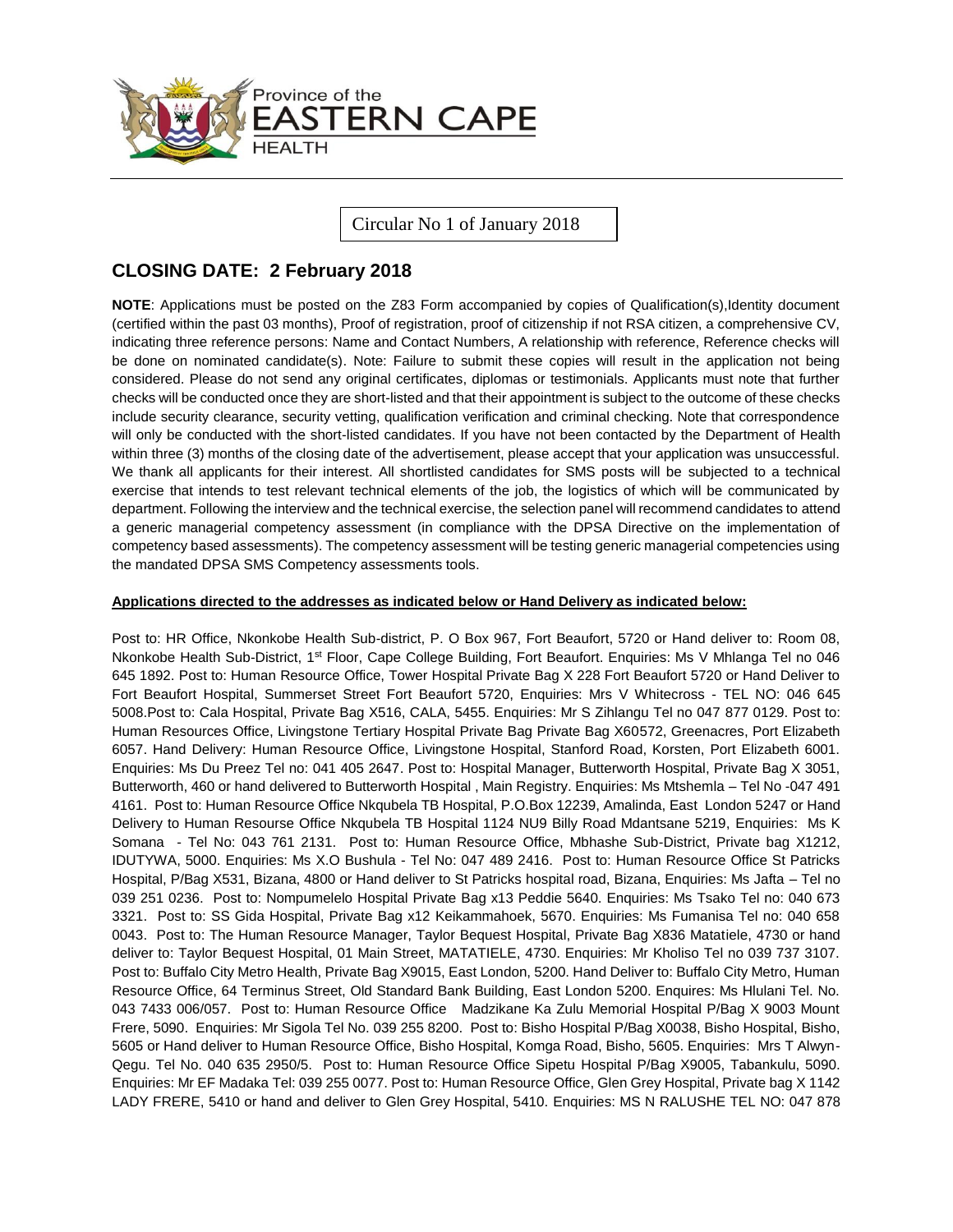Province of the
EASTERN CAPE
HEALTH

Circular No 1 of January 2018

## CLOSING DATE: 2 February 2018

**NOTE**: Applications must be posted on the Z83 Form accompanied by copies of Qualification(s),Identity document (certified within the past 03 months), Proof of registration, proof of citizenship if not RSA citizen, a comprehensive CV, indicating three reference persons: Name and Contact Numbers, A relationship with reference, Reference checks will be done on nominated candidate(s). Note: Failure to submit these copies will result in the application not being considered. Please do not send any original certificates, diplomas or testimonials. Applicants must note that further checks will be conducted once they are short-listed and that their appointment is subject to the outcome of these checks include security clearance, security vetting, qualification verification and criminal checking. Note that correspondence will only be conducted with the short-listed candidates. If you have not been contacted by the Department of Health within three (3) months of the closing date of the advertisement, please accept that your application was unsuccessful. We thank all applicants for their interest. All shortlisted candidates for SMS posts will be subjected to a technical exercise that intends to test relevant technical elements of the job, the logistics of which will be communicated by department. Following the interview and the technical exercise, the selection panel will recommend candidates to attend a generic managerial competency assessment (in compliance with the DPSA Directive on the implementation of competency based assessments). The competency assessment will be testing generic managerial competencies using the mandated DPSA SMS Competency assessments tools.

**Applications directed to the addresses as indicated below or Hand Delivery as indicated below:**

Post to: HR Office, Nkonkobe Health Sub-district, P. O Box 967, Fort Beaufort, 5720 or Hand deliver to: Room 08, Nkonkobe Health Sub-District, 1st Floor, Cape College Building, Fort Beaufort. Enquiries: Ms V Mhlanga Tel no 046 645 1892. Post to: Human Resource Office, Tower Hospital Private Bag X 228 Fort Beaufort 5720 or Hand Deliver to Fort Beaufort Hospital, Summerset Street Fort Beaufort 5720, Enquiries: Mrs V Whitecross - TEL NO: 046 645 5008.Post to: Cala Hospital, Private Bag X516, CALA, 5455. Enquiries: Mr S Zihlangu Tel no 047 877 0129. Post to: Human Resources Office, Livingstone Tertiary Hospital Private Bag Private Bag X60572, Greenacres, Port Elizabeth 6057. Hand Delivery: Human Resource Office, Livingstone Hospital, Stanford Road, Korsten, Port Elizabeth 6001. Enquiries: Ms Du Preez Tel no: 041 405 2647. Post to: Hospital Manager, Butterworth Hospital, Private Bag X 3051, Butterworth, 460 or hand delivered to Butterworth Hospital , Main Registry. Enquiries: Ms Mtshemla – Tel No -047 491 4161. Post to: Human Resource Office Nkqubela TB Hospital, P.O.Box 12239, Amalinda, East London 5247 or Hand Delivery to Human Resourse Office Nkqubela TB Hospital 1124 NU9 Billy Road Mdantsane 5219, Enquiries: Ms K Somana - Tel No: 043 761 2131. Post to: Human Resource Office, Mbhashe Sub-District, Private bag X1212, IDUTYWA, 5000. Enquiries: Ms X.O Bushula - Tel No: 047 489 2416. Post to: Human Resource Office St Patricks Hospital, P/Bag X531, Bizana, 4800 or Hand deliver to St Patricks hospital road, Bizana, Enquiries: Ms Jafta – Tel no 039 251 0236. Post to: Nompumelelo Hospital Private Bag x13 Peddie 5640. Enquiries: Ms Tsako Tel no: 040 673 3321. Post to: SS Gida Hospital, Private Bag x12 Keikammahoek, 5670. Enquiries: Ms Fumanisa Tel no: 040 658 0043. Post to: The Human Resource Manager, Taylor Bequest Hospital, Private Bag X836 Matatiele, 4730 or hand deliver to: Taylor Bequest Hospital, 01 Main Street, MATATIELE, 4730. Enquiries: Mr Kholiso Tel no 039 737 3107. Post to: Buffalo City Metro Health, Private Bag X9015, East London, 5200. Hand Deliver to: Buffalo City Metro, Human Resource Office, 64 Terminus Street, Old Standard Bank Building, East London 5200. Enquires: Ms Hlulani Tel. No. 043 7433 006/057. Post to: Human Resource Office Madzikane Ka Zulu Memorial Hospital P/Bag X 9003 Mount Frere, 5090. Enquiries: Mr Sigola Tel No. 039 255 8200. Post to: Bisho Hospital P/Bag X0038, Bisho Hospital, Bisho, 5605 or Hand deliver to Human Resource Office, Bisho Hospital, Komga Road, Bisho, 5605. Enquiries: Mrs T Alwyn-Qegu. Tel No. 040 635 2950/5. Post to: Human Resource Office Sipetu Hospital P/Bag X9005, Tabankulu, 5090. Enquiries: Mr EF Madaka Tel: 039 255 0077. Post to: Human Resource Office, Glen Grey Hospital, Private bag X 1142 LADY FRERE, 5410 or hand and deliver to Glen Grey Hospital, 5410. Enquiries: MS N RALUSHE TEL NO: 047 878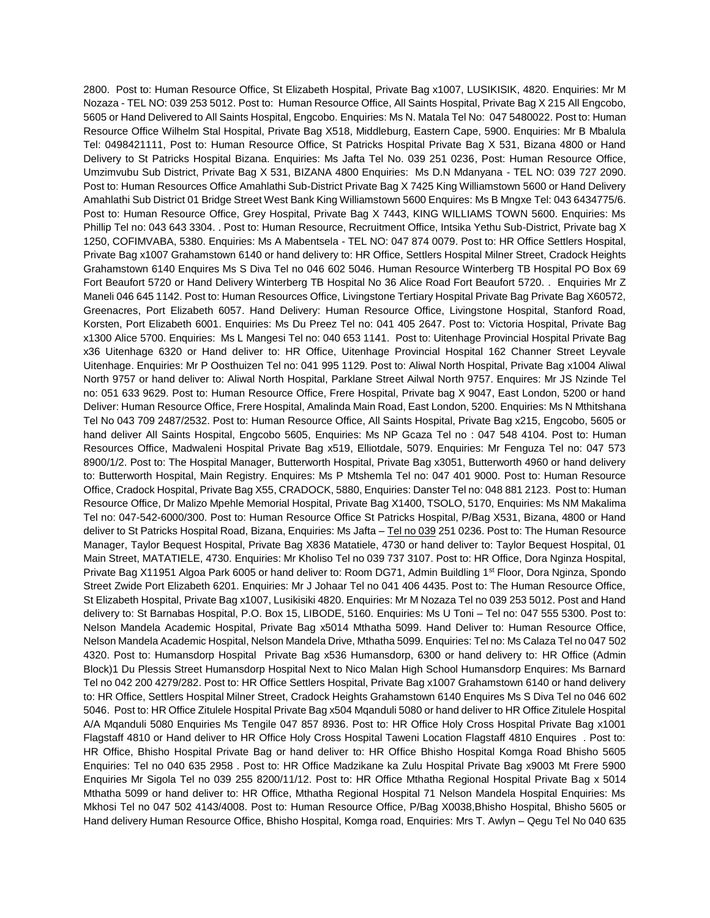2800. Post to: Human Resource Office, St Elizabeth Hospital, Private Bag x1007, LUSIKISIK, 4820. Enquiries: Mr M Nozaza - TEL NO: 039 253 5012. Post to: Human Resource Office, All Saints Hospital, Private Bag X 215 All Engcobo, 5605 or Hand Delivered to All Saints Hospital, Engcobo. Enquiries: Ms N. Matala Tel No: 047 5480022. Post to: Human Resource Office Wilhelm Stal Hospital, Private Bag X518, Middleburg, Eastern Cape, 5900. Enquiries: Mr B Mbalula Tel: 0498421111, Post to: Human Resource Office, St Patricks Hospital Private Bag X 531, Bizana 4800 or Hand Delivery to St Patricks Hospital Bizana. Enquiries: Ms Jafta Tel No. 039 251 0236, Post: Human Resource Office, Umzimvubu Sub District, Private Bag X 531, BIZANA 4800 Enquiries: Ms D.N Mdanyana - TEL NO: 039 727 2090. Post to: Human Resources Office Amahlathi Sub-District Private Bag X 7425 King Williamstown 5600 or Hand Delivery Amahlathi Sub District 01 Bridge Street West Bank King Williamstown 5600 Enquires: Ms B Mngxe Tel: 043 6434775/6. Post to: Human Resource Office, Grey Hospital, Private Bag X 7443, KING WILLIAMS TOWN 5600. Enquiries: Ms Phillip Tel no: 043 643 3304. . Post to: Human Resource, Recruitment Office, Intsika Yethu Sub-District, Private bag X 1250, COFIMVABA, 5380. Enquiries: Ms A Mabentsela - TEL NO: 047 874 0079. Post to: HR Office Settlers Hospital, Private Bag x1007 Grahamstown 6140 or hand delivery to: HR Office, Settlers Hospital Milner Street, Cradock Heights Grahamstown 6140 Enquires Ms S Diva Tel no 046 602 5046. Human Resource Winterberg TB Hospital PO Box 69 Fort Beaufort 5720 or Hand Delivery Winterberg TB Hospital No 36 Alice Road Fort Beaufort 5720. . Enquiries Mr Z Maneli 046 645 1142. Post to: Human Resources Office, Livingstone Tertiary Hospital Private Bag Private Bag X60572, Greenacres, Port Elizabeth 6057. Hand Delivery: Human Resource Office, Livingstone Hospital, Stanford Road, Korsten, Port Elizabeth 6001. Enquiries: Ms Du Preez Tel no: 041 405 2647. Post to: Victoria Hospital, Private Bag x1300 Alice 5700. Enquiries: Ms L Mangesi Tel no: 040 653 1141. Post to: Uitenhage Provincial Hospital Private Bag x36 Uitenhage 6320 or Hand deliver to: HR Office, Uitenhage Provincial Hospital 162 Channer Street Leyvale Uitenhage. Enquiries: Mr P Oosthuizen Tel no: 041 995 1129. Post to: Aliwal North Hospital, Private Bag x1004 Aliwal North 9757 or hand deliver to: Aliwal North Hospital, Parklane Street Ailwal North 9757. Enquires: Mr JS Nzinde Tel no: 051 633 9629. Post to: Human Resource Office, Frere Hospital, Private bag X 9047, East London, 5200 or hand Deliver: Human Resource Office, Frere Hospital, Amalinda Main Road, East London, 5200. Enquiries: Ms N Mthitshana Tel No 043 709 2487/2532. Post to: Human Resource Office, All Saints Hospital, Private Bag x215, Engcobo, 5605 or hand deliver All Saints Hospital, Engcobo 5605, Enquiries: Ms NP Gcaza Tel no : 047 548 4104. Post to: Human Resources Office, Madwaleni Hospital Private Bag x519, Elliotdale, 5079. Enquiries: Mr Fenguza Tel no: 047 573 8900/1/2. Post to: The Hospital Manager, Butterworth Hospital, Private Bag x3051, Butterworth 4960 or hand delivery to: Butterworth Hospital, Main Registry. Enquires: Ms P Mtshemla Tel no: 047 401 9000. Post to: Human Resource Office, Cradock Hospital, Private Bag X55, CRADOCK, 5880, Enquiries: Danster Tel no: 048 881 2123. Post to: Human Resource Office, Dr Malizo Mpehle Memorial Hospital, Private Bag X1400, TSOLO, 5170, Enquiries: Ms NM Makalima Tel no: 047-542-6000/300. Post to: Human Resource Office St Patricks Hospital, P/Bag X531, Bizana, 4800 or Hand deliver to St Patricks Hospital Road, Bizana, Enquiries: Ms Jafta – Tel no 039 251 0236. Post to: The Human Resource Manager, Taylor Bequest Hospital, Private Bag X836 Matatiele, 4730 or hand deliver to: Taylor Bequest Hospital, 01 Main Street, MATATIELE, 4730. Enquiries: Mr Kholiso Tel no 039 737 3107. Post to: HR Office, Dora Nginza Hospital, Private Bag X11951 Algoa Park 6005 or hand deliver to: Room DG71, Admin Buildling 1st Floor, Dora Nginza, Spondo Street Zwide Port Elizabeth 6201. Enquiries: Mr J Johaar Tel no 041 406 4435. Post to: The Human Resource Office, St Elizabeth Hospital, Private Bag x1007, Lusikisiki 4820. Enquiries: Mr M Nozaza Tel no 039 253 5012. Post and Hand delivery to: St Barnabas Hospital, P.O. Box 15, LIBODE, 5160. Enquiries: Ms U Toni – Tel no: 047 555 5300. Post to: Nelson Mandela Academic Hospital, Private Bag x5014 Mthatha 5099. Hand Deliver to: Human Resource Office, Nelson Mandela Academic Hospital, Nelson Mandela Drive, Mthatha 5099. Enquiries: Tel no: Ms Calaza Tel no 047 502 4320. Post to: Humansdorp Hospital Private Bag x536 Humansdorp, 6300 or hand delivery to: HR Office (Admin Block)1 Du Plessis Street Humansdorp Hospital Next to Nico Malan High School Humansdorp Enquires: Ms Barnard Tel no 042 200 4279/282. Post to: HR Office Settlers Hospital, Private Bag x1007 Grahamstown 6140 or hand delivery to: HR Office, Settlers Hospital Milner Street, Cradock Heights Grahamstown 6140 Enquires Ms S Diva Tel no 046 602 5046. Post to: HR Office Zitulele Hospital Private Bag x504 Mqanduli 5080 or hand deliver to HR Office Zitulele Hospital A/A Mqanduli 5080 Enquiries Ms Tengile 047 857 8936. Post to: HR Office Holy Cross Hospital Private Bag x1001 Flagstaff 4810 or Hand deliver to HR Office Holy Cross Hospital Taweni Location Flagstaff 4810 Enquires . Post to: HR Office, Bhisho Hospital Private Bag or hand deliver to: HR Office Bhisho Hospital Komga Road Bhisho 5605 Enquiries: Tel no 040 635 2958 . Post to: HR Office Madzikane ka Zulu Hospital Private Bag x9003 Mt Frere 5900 Enquiries Mr Sigola Tel no 039 255 8200/11/12. Post to: HR Office Mthatha Regional Hospital Private Bag x 5014 Mthatha 5099 or hand deliver to: HR Office, Mthatha Regional Hospital 71 Nelson Mandela Hospital Enquiries: Ms Mkhosi Tel no 047 502 4143/4008. Post to: Human Resource Office, P/Bag X0038,Bhisho Hospital, Bhisho 5605 or Hand delivery Human Resource Office, Bhisho Hospital, Komga road, Enquiries: Mrs T. Awlyn – Qegu Tel No 040 635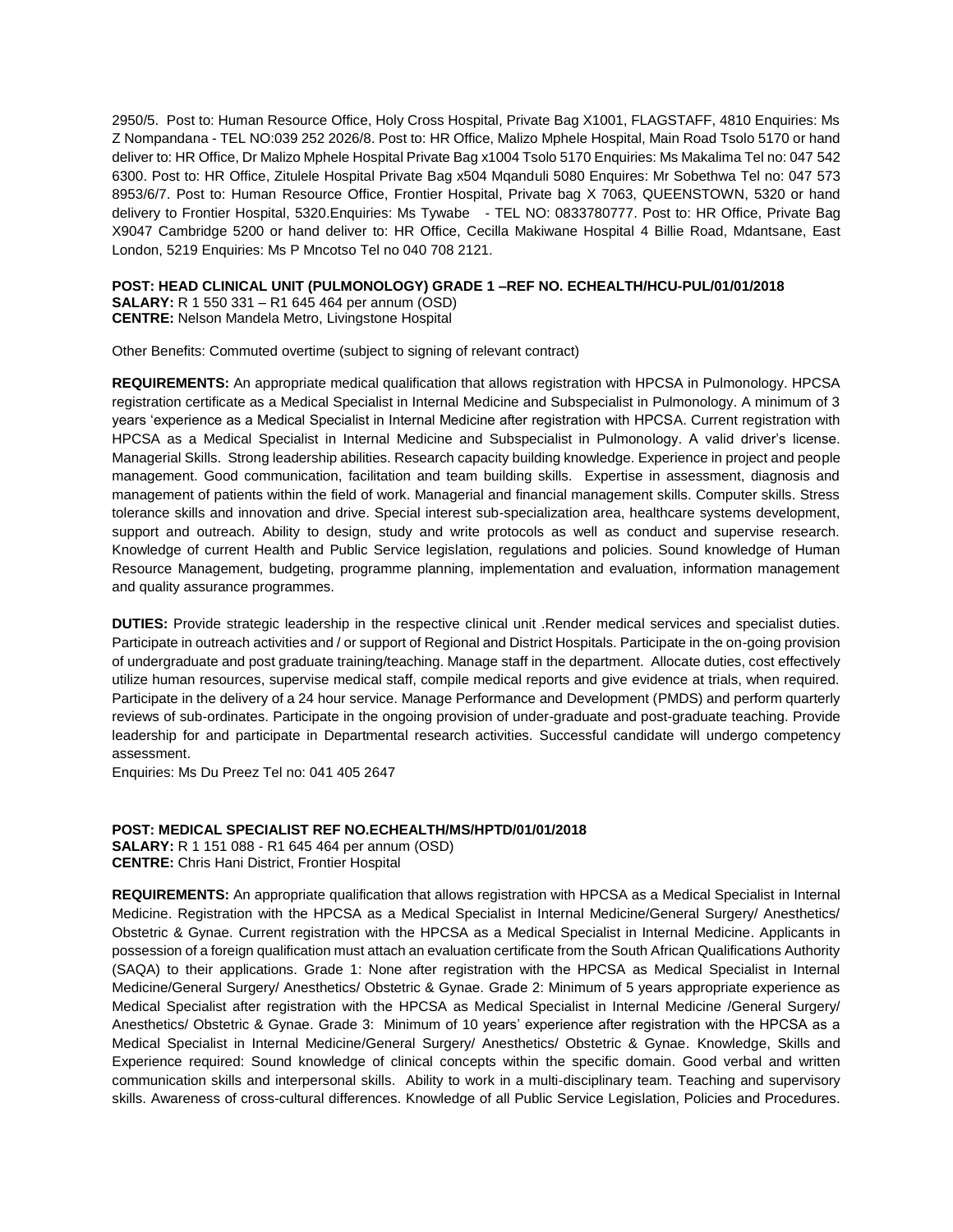2950/5. Post to: Human Resource Office, Holy Cross Hospital, Private Bag X1001, FLAGSTAFF, 4810 Enquiries: Ms Z Nompandana - TEL NO:039 252 2026/8. Post to: HR Office, Malizo Mphele Hospital, Main Road Tsolo 5170 or hand deliver to: HR Office, Dr Malizo Mphele Hospital Private Bag x1004 Tsolo 5170 Enquiries: Ms Makalima Tel no: 047 542 6300. Post to: HR Office, Zitulele Hospital Private Bag x504 Mqanduli 5080 Enquires: Mr Sobethwa Tel no: 047 573 8953/6/7. Post to: Human Resource Office, Frontier Hospital, Private bag X 7063, QUEENSTOWN, 5320 or hand delivery to Frontier Hospital, 5320.Enquiries: Ms Tywabe - TEL NO: 0833780777. Post to: HR Office, Private Bag X9047 Cambridge 5200 or hand deliver to: HR Office, Cecilla Makiwane Hospital 4 Billie Road, Mdantsane, East London, 5219 Enquiries: Ms P Mncotso Tel no 040 708 2121.

**POST: HEAD CLINICAL UNIT (PULMONOLOGY) GRADE 1 –REF NO. ECHEALTH/HCU-PUL/01/01/2018**
**SALARY:** R 1 550 331 – R1 645 464 per annum (OSD)
**CENTRE:** Nelson Mandela Metro, Livingstone Hospital

Other Benefits: Commuted overtime (subject to signing of relevant contract)

**REQUIREMENTS:** An appropriate medical qualification that allows registration with HPCSA in Pulmonology. HPCSA registration certificate as a Medical Specialist in Internal Medicine and Subspecialist in Pulmonology. A minimum of 3 years 'experience as a Medical Specialist in Internal Medicine after registration with HPCSA. Current registration with HPCSA as a Medical Specialist in Internal Medicine and Subspecialist in Pulmonology. A valid driver's license. Managerial Skills. Strong leadership abilities. Research capacity building knowledge. Experience in project and people management. Good communication, facilitation and team building skills. Expertise in assessment, diagnosis and management of patients within the field of work. Managerial and financial management skills. Computer skills. Stress tolerance skills and innovation and drive. Special interest sub-specialization area, healthcare systems development, support and outreach. Ability to design, study and write protocols as well as conduct and supervise research. Knowledge of current Health and Public Service legislation, regulations and policies. Sound knowledge of Human Resource Management, budgeting, programme planning, implementation and evaluation, information management and quality assurance programmes.

**DUTIES:** Provide strategic leadership in the respective clinical unit .Render medical services and specialist duties. Participate in outreach activities and / or support of Regional and District Hospitals. Participate in the on-going provision of undergraduate and post graduate training/teaching. Manage staff in the department. Allocate duties, cost effectively utilize human resources, supervise medical staff, compile medical reports and give evidence at trials, when required. Participate in the delivery of a 24 hour service. Manage Performance and Development (PMDS) and perform quarterly reviews of sub-ordinates. Participate in the ongoing provision of under-graduate and post-graduate teaching. Provide leadership for and participate in Departmental research activities. Successful candidate will undergo competency assessment.
Enquiries: Ms Du Preez Tel no: 041 405 2647

**POST: MEDICAL SPECIALIST REF NO.ECHEALTH/MS/HPTD/01/01/2018**
**SALARY:** R 1 151 088 - R1 645 464 per annum (OSD)
**CENTRE:** Chris Hani District, Frontier Hospital

**REQUIREMENTS:** An appropriate qualification that allows registration with HPCSA as a Medical Specialist in Internal Medicine. Registration with the HPCSA as a Medical Specialist in Internal Medicine/General Surgery/ Anesthetics/ Obstetric & Gynae. Current registration with the HPCSA as a Medical Specialist in Internal Medicine. Applicants in possession of a foreign qualification must attach an evaluation certificate from the South African Qualifications Authority (SAQA) to their applications. Grade 1: None after registration with the HPCSA as Medical Specialist in Internal Medicine/General Surgery/ Anesthetics/ Obstetric & Gynae. Grade 2: Minimum of 5 years appropriate experience as Medical Specialist after registration with the HPCSA as Medical Specialist in Internal Medicine /General Surgery/ Anesthetics/ Obstetric & Gynae. Grade 3: Minimum of 10 years' experience after registration with the HPCSA as a Medical Specialist in Internal Medicine/General Surgery/ Anesthetics/ Obstetric & Gynae. Knowledge, Skills and Experience required: Sound knowledge of clinical concepts within the specific domain. Good verbal and written communication skills and interpersonal skills. Ability to work in a multi-disciplinary team. Teaching and supervisory skills. Awareness of cross-cultural differences. Knowledge of all Public Service Legislation, Policies and Procedures.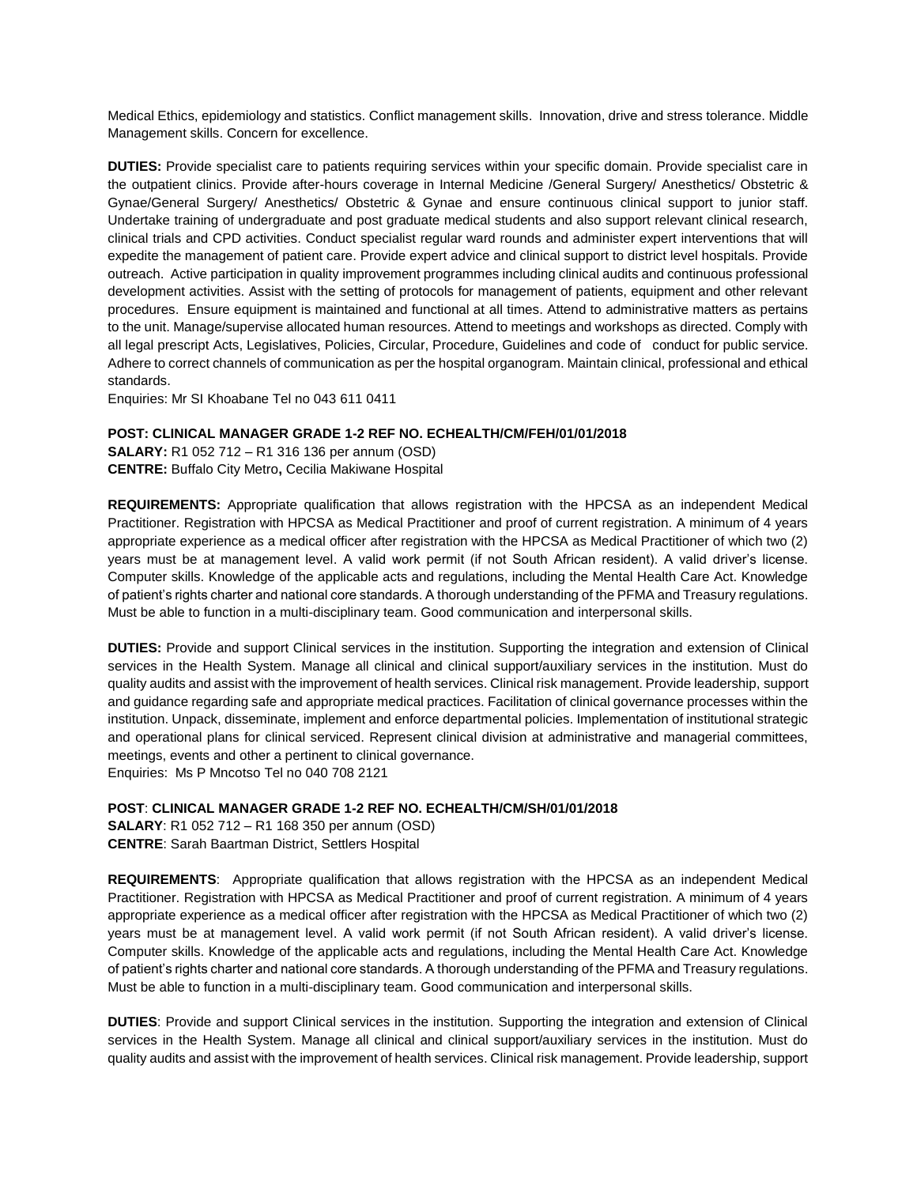Medical Ethics, epidemiology and statistics. Conflict management skills. Innovation, drive and stress tolerance. Middle Management skills. Concern for excellence.

**DUTIES:** Provide specialist care to patients requiring services within your specific domain. Provide specialist care in the outpatient clinics. Provide after-hours coverage in Internal Medicine /General Surgery/ Anesthetics/ Obstetric & Gynae/General Surgery/ Anesthetics/ Obstetric & Gynae and ensure continuous clinical support to junior staff. Undertake training of undergraduate and post graduate medical students and also support relevant clinical research, clinical trials and CPD activities. Conduct specialist regular ward rounds and administer expert interventions that will expedite the management of patient care. Provide expert advice and clinical support to district level hospitals. Provide outreach. Active participation in quality improvement programmes including clinical audits and continuous professional development activities. Assist with the setting of protocols for management of patients, equipment and other relevant procedures. Ensure equipment is maintained and functional at all times. Attend to administrative matters as pertains to the unit. Manage/supervise allocated human resources. Attend to meetings and workshops as directed. Comply with all legal prescript Acts, Legislatives, Policies, Circular, Procedure, Guidelines and code of conduct for public service. Adhere to correct channels of communication as per the hospital organogram. Maintain clinical, professional and ethical standards.

Enquiries: Mr SI Khoabane Tel no 043 611 0411

**POST: CLINICAL MANAGER GRADE 1-2 REF NO. ECHEALTH/CM/FEH/01/01/2018**

**SALARY:** R1 052 712 – R1 316 136 per annum (OSD)

**CENTRE:** Buffalo City Metro**,** Cecilia Makiwane Hospital

**REQUIREMENTS:** Appropriate qualification that allows registration with the HPCSA as an independent Medical Practitioner. Registration with HPCSA as Medical Practitioner and proof of current registration. A minimum of 4 years appropriate experience as a medical officer after registration with the HPCSA as Medical Practitioner of which two (2) years must be at management level. A valid work permit (if not South African resident). A valid driver's license. Computer skills. Knowledge of the applicable acts and regulations, including the Mental Health Care Act. Knowledge of patient's rights charter and national core standards. A thorough understanding of the PFMA and Treasury regulations. Must be able to function in a multi-disciplinary team. Good communication and interpersonal skills.

**DUTIES:** Provide and support Clinical services in the institution. Supporting the integration and extension of Clinical services in the Health System. Manage all clinical and clinical support/auxiliary services in the institution. Must do quality audits and assist with the improvement of health services. Clinical risk management. Provide leadership, support and guidance regarding safe and appropriate medical practices. Facilitation of clinical governance processes within the institution. Unpack, disseminate, implement and enforce departmental policies. Implementation of institutional strategic and operational plans for clinical serviced. Represent clinical division at administrative and managerial committees, meetings, events and other a pertinent to clinical governance.

Enquiries: Ms P Mncotso Tel no 040 708 2121

**POST**: **CLINICAL MANAGER GRADE 1-2 REF NO. ECHEALTH/CM/SH/01/01/2018**

**SALARY**: R1 052 712 – R1 168 350 per annum (OSD)

**CENTRE**: Sarah Baartman District, Settlers Hospital

**REQUIREMENTS**: Appropriate qualification that allows registration with the HPCSA as an independent Medical Practitioner. Registration with HPCSA as Medical Practitioner and proof of current registration. A minimum of 4 years appropriate experience as a medical officer after registration with the HPCSA as Medical Practitioner of which two (2) years must be at management level. A valid work permit (if not South African resident). A valid driver's license. Computer skills. Knowledge of the applicable acts and regulations, including the Mental Health Care Act. Knowledge of patient's rights charter and national core standards. A thorough understanding of the PFMA and Treasury regulations. Must be able to function in a multi-disciplinary team. Good communication and interpersonal skills.

**DUTIES**: Provide and support Clinical services in the institution. Supporting the integration and extension of Clinical services in the Health System. Manage all clinical and clinical support/auxiliary services in the institution. Must do quality audits and assist with the improvement of health services. Clinical risk management. Provide leadership, support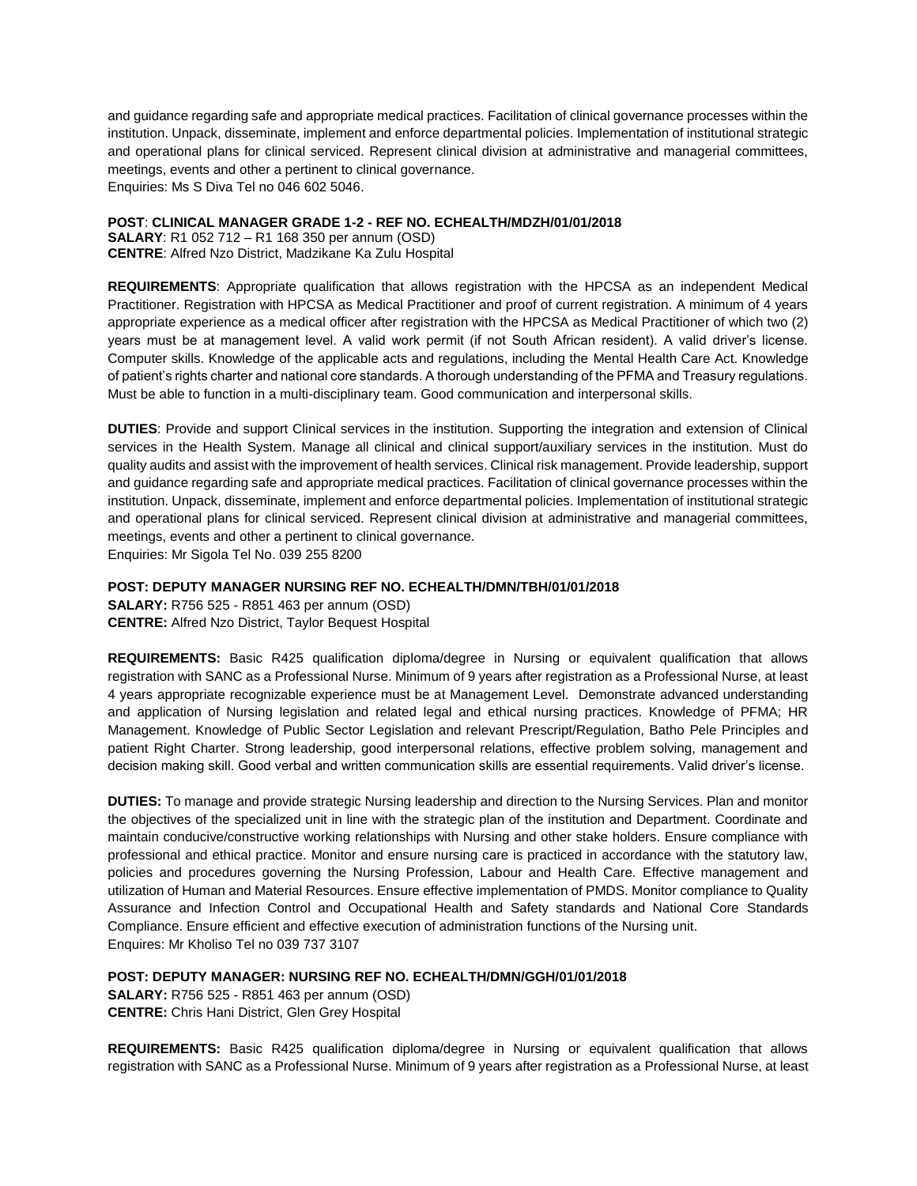and guidance regarding safe and appropriate medical practices. Facilitation of clinical governance processes within the institution. Unpack, disseminate, implement and enforce departmental policies. Implementation of institutional strategic and operational plans for clinical serviced. Represent clinical division at administrative and managerial committees, meetings, events and other a pertinent to clinical governance.
Enquiries: Ms S Diva Tel no 046 602 5046.

**POST**: **CLINICAL MANAGER GRADE 1-2 - REF NO. ECHEALTH/MDZH/01/01/2018**
**SALARY**: R1 052 712 – R1 168 350 per annum (OSD)
**CENTRE**: Alfred Nzo District, Madzikane Ka Zulu Hospital

**REQUIREMENTS**: Appropriate qualification that allows registration with the HPCSA as an independent Medical Practitioner. Registration with HPCSA as Medical Practitioner and proof of current registration. A minimum of 4 years appropriate experience as a medical officer after registration with the HPCSA as Medical Practitioner of which two (2) years must be at management level. A valid work permit (if not South African resident). A valid driver's license. Computer skills. Knowledge of the applicable acts and regulations, including the Mental Health Care Act. Knowledge of patient's rights charter and national core standards. A thorough understanding of the PFMA and Treasury regulations. Must be able to function in a multi-disciplinary team. Good communication and interpersonal skills.

**DUTIES**: Provide and support Clinical services in the institution. Supporting the integration and extension of Clinical services in the Health System. Manage all clinical and clinical support/auxiliary services in the institution. Must do quality audits and assist with the improvement of health services. Clinical risk management. Provide leadership, support and guidance regarding safe and appropriate medical practices. Facilitation of clinical governance processes within the institution. Unpack, disseminate, implement and enforce departmental policies. Implementation of institutional strategic and operational plans for clinical serviced. Represent clinical division at administrative and managerial committees, meetings, events and other a pertinent to clinical governance.
Enquiries: Mr Sigola Tel No. 039 255 8200

**POST: DEPUTY MANAGER NURSING REF NO. ECHEALTH/DMN/TBH/01/01/2018**
**SALARY:** R756 525 - R851 463 per annum (OSD)
**CENTRE:** Alfred Nzo District, Taylor Bequest Hospital

**REQUIREMENTS:** Basic R425 qualification diploma/degree in Nursing or equivalent qualification that allows registration with SANC as a Professional Nurse. Minimum of 9 years after registration as a Professional Nurse, at least 4 years appropriate recognizable experience must be at Management Level. Demonstrate advanced understanding and application of Nursing legislation and related legal and ethical nursing practices. Knowledge of PFMA; HR Management. Knowledge of Public Sector Legislation and relevant Prescript/Regulation, Batho Pele Principles and patient Right Charter. Strong leadership, good interpersonal relations, effective problem solving, management and decision making skill. Good verbal and written communication skills are essential requirements. Valid driver's license.

**DUTIES:** To manage and provide strategic Nursing leadership and direction to the Nursing Services. Plan and monitor the objectives of the specialized unit in line with the strategic plan of the institution and Department. Coordinate and maintain conducive/constructive working relationships with Nursing and other stake holders. Ensure compliance with professional and ethical practice. Monitor and ensure nursing care is practiced in accordance with the statutory law, policies and procedures governing the Nursing Profession, Labour and Health Care. Effective management and utilization of Human and Material Resources. Ensure effective implementation of PMDS. Monitor compliance to Quality Assurance and Infection Control and Occupational Health and Safety standards and National Core Standards Compliance. Ensure efficient and effective execution of administration functions of the Nursing unit.
Enquires: Mr Kholiso Tel no 039 737 3107

**POST: DEPUTY MANAGER: NURSING REF NO. ECHEALTH/DMN/GGH/01/01/2018**
**SALARY:** R756 525 - R851 463 per annum (OSD)
**CENTRE:** Chris Hani District, Glen Grey Hospital

**REQUIREMENTS:** Basic R425 qualification diploma/degree in Nursing or equivalent qualification that allows registration with SANC as a Professional Nurse. Minimum of 9 years after registration as a Professional Nurse, at least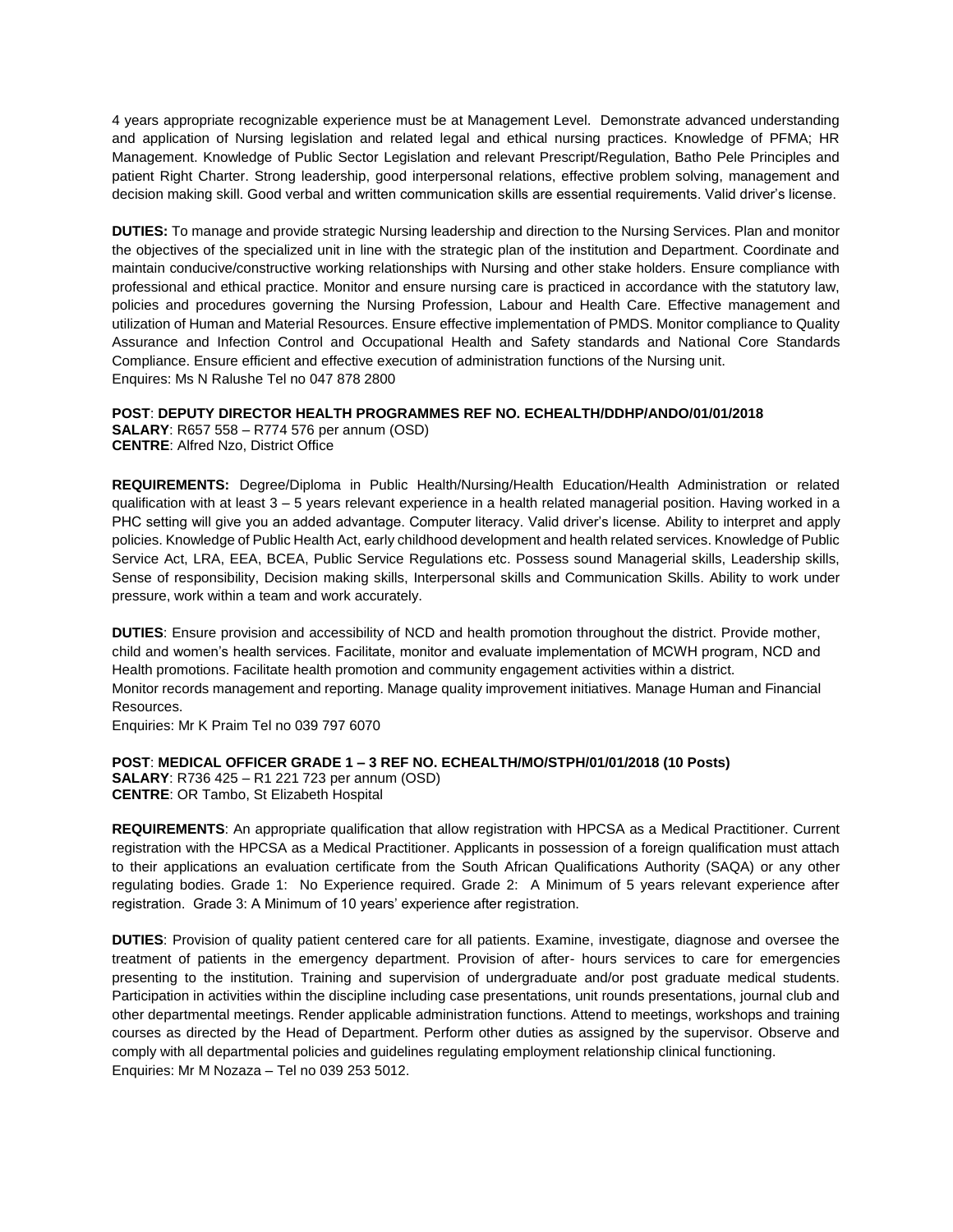4 years appropriate recognizable experience must be at Management Level. Demonstrate advanced understanding and application of Nursing legislation and related legal and ethical nursing practices. Knowledge of PFMA; HR Management. Knowledge of Public Sector Legislation and relevant Prescript/Regulation, Batho Pele Principles and patient Right Charter. Strong leadership, good interpersonal relations, effective problem solving, management and decision making skill. Good verbal and written communication skills are essential requirements. Valid driver's license.

**DUTIES:** To manage and provide strategic Nursing leadership and direction to the Nursing Services. Plan and monitor the objectives of the specialized unit in line with the strategic plan of the institution and Department. Coordinate and maintain conducive/constructive working relationships with Nursing and other stake holders. Ensure compliance with professional and ethical practice. Monitor and ensure nursing care is practiced in accordance with the statutory law, policies and procedures governing the Nursing Profession, Labour and Health Care. Effective management and utilization of Human and Material Resources. Ensure effective implementation of PMDS. Monitor compliance to Quality Assurance and Infection Control and Occupational Health and Safety standards and National Core Standards Compliance. Ensure efficient and effective execution of administration functions of the Nursing unit.
Enquires: Ms N Ralushe Tel no 047 878 2800

**POST**: **DEPUTY DIRECTOR HEALTH PROGRAMMES REF NO. ECHEALTH/DDHP/ANDO/01/01/2018**
**SALARY**: R657 558 – R774 576 per annum (OSD)
**CENTRE**: Alfred Nzo, District Office

**REQUIREMENTS:** Degree/Diploma in Public Health/Nursing/Health Education/Health Administration or related qualification with at least 3 – 5 years relevant experience in a health related managerial position. Having worked in a PHC setting will give you an added advantage. Computer literacy. Valid driver's license. Ability to interpret and apply policies. Knowledge of Public Health Act, early childhood development and health related services. Knowledge of Public Service Act, LRA, EEA, BCEA, Public Service Regulations etc. Possess sound Managerial skills, Leadership skills, Sense of responsibility, Decision making skills, Interpersonal skills and Communication Skills. Ability to work under pressure, work within a team and work accurately.

**DUTIES**: Ensure provision and accessibility of NCD and health promotion throughout the district. Provide mother, child and women's health services. Facilitate, monitor and evaluate implementation of MCWH program, NCD and Health promotions. Facilitate health promotion and community engagement activities within a district.
Monitor records management and reporting. Manage quality improvement initiatives. Manage Human and Financial Resources.
Enquiries: Mr K Praim Tel no 039 797 6070

**POST**: **MEDICAL OFFICER GRADE 1 – 3 REF NO. ECHEALTH/MO/STPH/01/01/2018 (10 Posts)**
**SALARY**: R736 425 – R1 221 723 per annum (OSD)
**CENTRE**: OR Tambo, St Elizabeth Hospital

**REQUIREMENTS**: An appropriate qualification that allow registration with HPCSA as a Medical Practitioner. Current registration with the HPCSA as a Medical Practitioner. Applicants in possession of a foreign qualification must attach to their applications an evaluation certificate from the South African Qualifications Authority (SAQA) or any other regulating bodies. Grade 1: No Experience required. Grade 2: A Minimum of 5 years relevant experience after registration. Grade 3: A Minimum of 10 years' experience after registration.

**DUTIES**: Provision of quality patient centered care for all patients. Examine, investigate, diagnose and oversee the treatment of patients in the emergency department. Provision of after- hours services to care for emergencies presenting to the institution. Training and supervision of undergraduate and/or post graduate medical students. Participation in activities within the discipline including case presentations, unit rounds presentations, journal club and other departmental meetings. Render applicable administration functions. Attend to meetings, workshops and training courses as directed by the Head of Department. Perform other duties as assigned by the supervisor. Observe and comply with all departmental policies and guidelines regulating employment relationship clinical functioning.
Enquiries: Mr M Nozaza – Tel no 039 253 5012.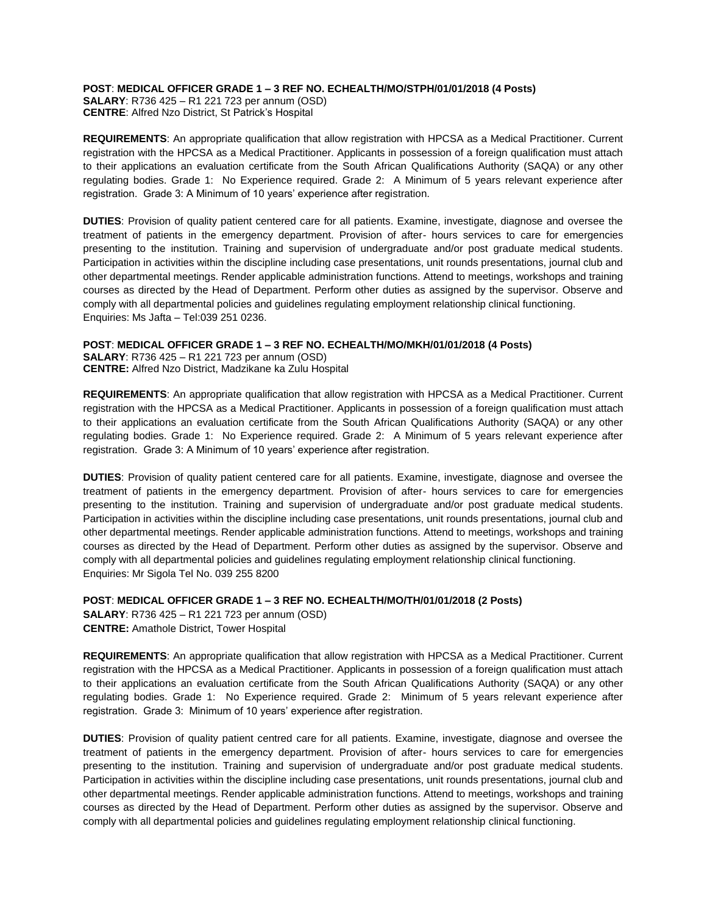**POST**: **MEDICAL OFFICER GRADE 1 – 3 REF NO. ECHEALTH/MO/STPH/01/01/2018 (4 Posts)**
**SALARY**: R736 425 – R1 221 723 per annum (OSD)
**CENTRE**: Alfred Nzo District, St Patrick's Hospital

**REQUIREMENTS**: An appropriate qualification that allow registration with HPCSA as a Medical Practitioner. Current registration with the HPCSA as a Medical Practitioner. Applicants in possession of a foreign qualification must attach to their applications an evaluation certificate from the South African Qualifications Authority (SAQA) or any other regulating bodies. Grade 1: No Experience required. Grade 2: A Minimum of 5 years relevant experience after registration. Grade 3: A Minimum of 10 years' experience after registration.

**DUTIES**: Provision of quality patient centered care for all patients. Examine, investigate, diagnose and oversee the treatment of patients in the emergency department. Provision of after- hours services to care for emergencies presenting to the institution. Training and supervision of undergraduate and/or post graduate medical students. Participation in activities within the discipline including case presentations, unit rounds presentations, journal club and other departmental meetings. Render applicable administration functions. Attend to meetings, workshops and training courses as directed by the Head of Department. Perform other duties as assigned by the supervisor. Observe and comply with all departmental policies and guidelines regulating employment relationship clinical functioning.
Enquiries: Ms Jafta – Tel:039 251 0236.

**POST**: **MEDICAL OFFICER GRADE 1 – 3 REF NO. ECHEALTH/MO/MKH/01/01/2018 (4 Posts)**
**SALARY**: R736 425 – R1 221 723 per annum (OSD)
**CENTRE:** Alfred Nzo District, Madzikane ka Zulu Hospital

**REQUIREMENTS**: An appropriate qualification that allow registration with HPCSA as a Medical Practitioner. Current registration with the HPCSA as a Medical Practitioner. Applicants in possession of a foreign qualification must attach to their applications an evaluation certificate from the South African Qualifications Authority (SAQA) or any other regulating bodies. Grade 1: No Experience required. Grade 2: A Minimum of 5 years relevant experience after registration. Grade 3: A Minimum of 10 years' experience after registration.

**DUTIES**: Provision of quality patient centered care for all patients. Examine, investigate, diagnose and oversee the treatment of patients in the emergency department. Provision of after- hours services to care for emergencies presenting to the institution. Training and supervision of undergraduate and/or post graduate medical students. Participation in activities within the discipline including case presentations, unit rounds presentations, journal club and other departmental meetings. Render applicable administration functions. Attend to meetings, workshops and training courses as directed by the Head of Department. Perform other duties as assigned by the supervisor. Observe and comply with all departmental policies and guidelines regulating employment relationship clinical functioning.
Enquiries: Mr Sigola Tel No. 039 255 8200

**POST**: **MEDICAL OFFICER GRADE 1 – 3 REF NO. ECHEALTH/MO/TH/01/01/2018 (2 Posts)**
**SALARY**: R736 425 – R1 221 723 per annum (OSD)
**CENTRE:** Amathole District, Tower Hospital

**REQUIREMENTS**: An appropriate qualification that allow registration with HPCSA as a Medical Practitioner. Current registration with the HPCSA as a Medical Practitioner. Applicants in possession of a foreign qualification must attach to their applications an evaluation certificate from the South African Qualifications Authority (SAQA) or any other regulating bodies. Grade 1: No Experience required. Grade 2: Minimum of 5 years relevant experience after registration. Grade 3: Minimum of 10 years' experience after registration.

**DUTIES**: Provision of quality patient centred care for all patients. Examine, investigate, diagnose and oversee the treatment of patients in the emergency department. Provision of after- hours services to care for emergencies presenting to the institution. Training and supervision of undergraduate and/or post graduate medical students. Participation in activities within the discipline including case presentations, unit rounds presentations, journal club and other departmental meetings. Render applicable administration functions. Attend to meetings, workshops and training courses as directed by the Head of Department. Perform other duties as assigned by the supervisor. Observe and comply with all departmental policies and guidelines regulating employment relationship clinical functioning.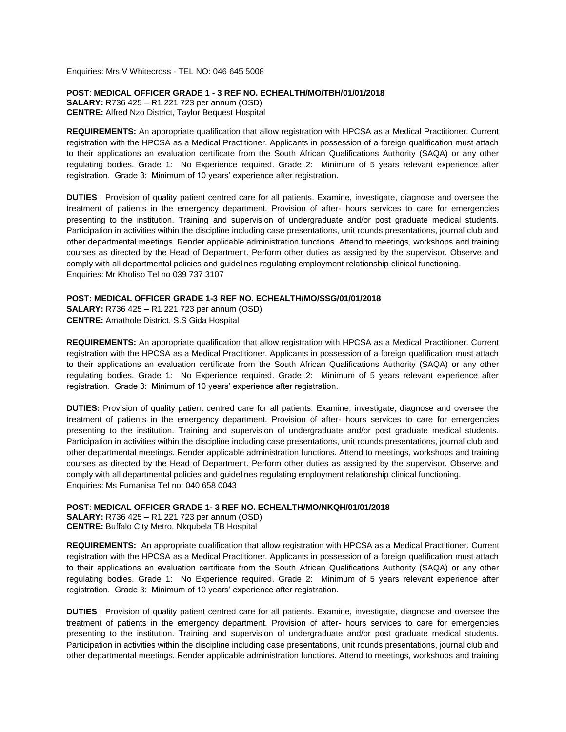Enquiries: Mrs V Whitecross - TEL NO: 046 645 5008

**POST**: **MEDICAL OFFICER GRADE 1 - 3 REF NO. ECHEALTH/MO/TBH/01/01/2018**
**SALARY:** R736 425 – R1 221 723 per annum (OSD)
**CENTRE:** Alfred Nzo District, Taylor Bequest Hospital

**REQUIREMENTS:** An appropriate qualification that allow registration with HPCSA as a Medical Practitioner. Current registration with the HPCSA as a Medical Practitioner. Applicants in possession of a foreign qualification must attach to their applications an evaluation certificate from the South African Qualifications Authority (SAQA) or any other regulating bodies. Grade 1: No Experience required. Grade 2: Minimum of 5 years relevant experience after registration. Grade 3: Minimum of 10 years' experience after registration.

**DUTIES** : Provision of quality patient centred care for all patients. Examine, investigate, diagnose and oversee the treatment of patients in the emergency department. Provision of after- hours services to care for emergencies presenting to the institution. Training and supervision of undergraduate and/or post graduate medical students. Participation in activities within the discipline including case presentations, unit rounds presentations, journal club and other departmental meetings. Render applicable administration functions. Attend to meetings, workshops and training courses as directed by the Head of Department. Perform other duties as assigned by the supervisor. Observe and comply with all departmental policies and guidelines regulating employment relationship clinical functioning.
Enquiries: Mr Kholiso Tel no 039 737 3107

**POST: MEDICAL OFFICER GRADE 1-3 REF NO. ECHEALTH/MO/SSG/01/01/2018**
**SALARY:** R736 425 – R1 221 723 per annum (OSD)
**CENTRE:** Amathole District, S.S Gida Hospital

**REQUIREMENTS:** An appropriate qualification that allow registration with HPCSA as a Medical Practitioner. Current registration with the HPCSA as a Medical Practitioner. Applicants in possession of a foreign qualification must attach to their applications an evaluation certificate from the South African Qualifications Authority (SAQA) or any other regulating bodies. Grade 1: No Experience required. Grade 2: Minimum of 5 years relevant experience after registration. Grade 3: Minimum of 10 years' experience after registration.

**DUTIES:** Provision of quality patient centred care for all patients. Examine, investigate, diagnose and oversee the treatment of patients in the emergency department. Provision of after- hours services to care for emergencies presenting to the institution. Training and supervision of undergraduate and/or post graduate medical students. Participation in activities within the discipline including case presentations, unit rounds presentations, journal club and other departmental meetings. Render applicable administration functions. Attend to meetings, workshops and training courses as directed by the Head of Department. Perform other duties as assigned by the supervisor. Observe and comply with all departmental policies and guidelines regulating employment relationship clinical functioning.
Enquiries: Ms Fumanisa Tel no: 040 658 0043

**POST**: **MEDICAL OFFICER GRADE 1- 3 REF NO. ECHEALTH/MO/NKQH/01/01/2018**
**SALARY:** R736 425 – R1 221 723 per annum (OSD)
**CENTRE:** Buffalo City Metro, Nkqubela TB Hospital

**REQUIREMENTS:** An appropriate qualification that allow registration with HPCSA as a Medical Practitioner. Current registration with the HPCSA as a Medical Practitioner. Applicants in possession of a foreign qualification must attach to their applications an evaluation certificate from the South African Qualifications Authority (SAQA) or any other regulating bodies. Grade 1: No Experience required. Grade 2: Minimum of 5 years relevant experience after registration. Grade 3: Minimum of 10 years' experience after registration.

**DUTIES** : Provision of quality patient centred care for all patients. Examine, investigate, diagnose and oversee the treatment of patients in the emergency department. Provision of after- hours services to care for emergencies presenting to the institution. Training and supervision of undergraduate and/or post graduate medical students. Participation in activities within the discipline including case presentations, unit rounds presentations, journal club and other departmental meetings. Render applicable administration functions. Attend to meetings, workshops and training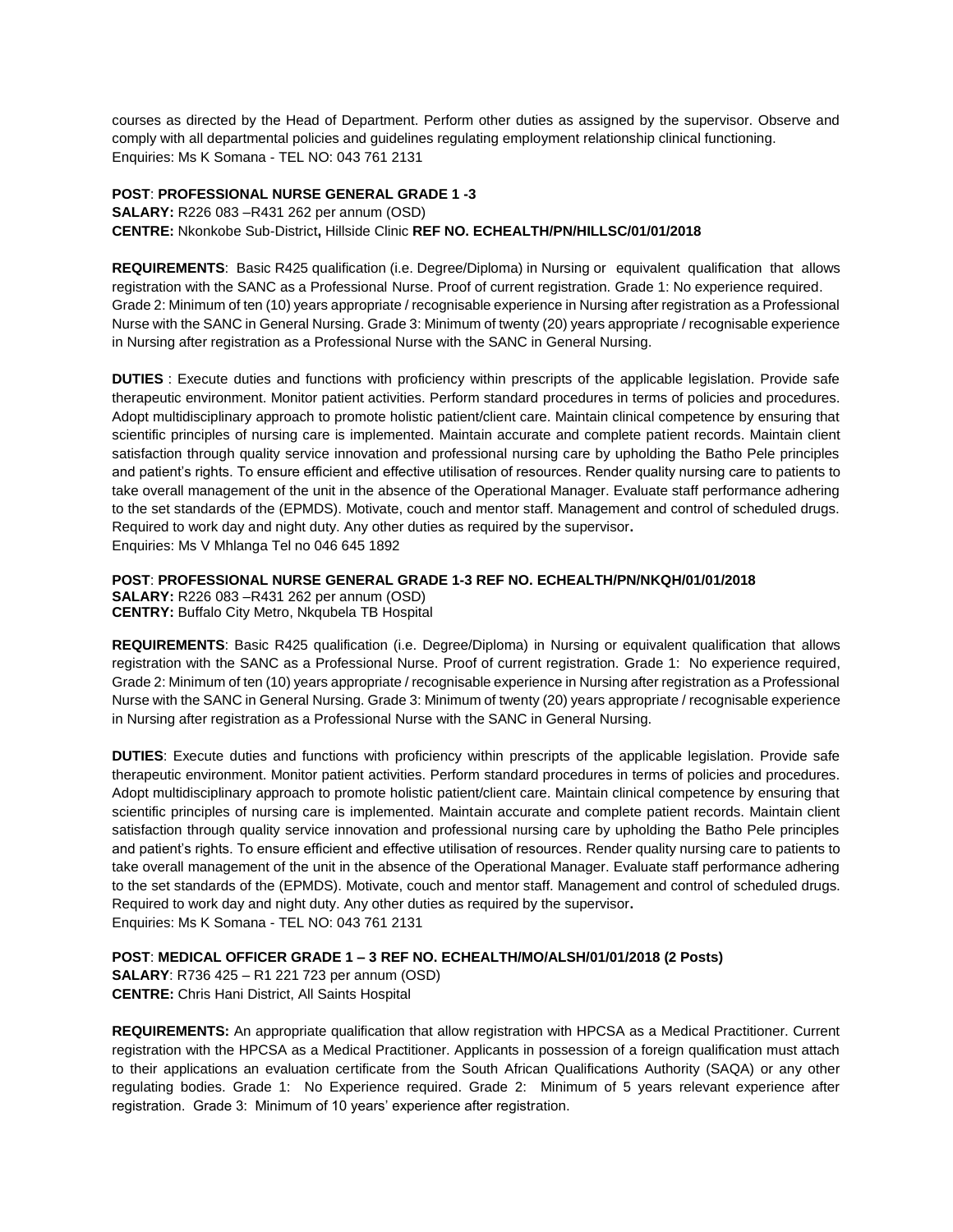courses as directed by the Head of Department. Perform other duties as assigned by the supervisor. Observe and comply with all departmental policies and guidelines regulating employment relationship clinical functioning.
Enquiries: Ms K Somana - TEL NO: 043 761 2131

**POST**: **PROFESSIONAL NURSE GENERAL GRADE 1 -3**
**SALARY:** R226 083 –R431 262 per annum (OSD)
**CENTRE:** Nkonkobe Sub-District**,** Hillside Clinic **REF NO. ECHEALTH/PN/HILLSC/01/01/2018**

**REQUIREMENTS**: Basic R425 qualification (i.e. Degree/Diploma) in Nursing or equivalent qualification that allows registration with the SANC as a Professional Nurse. Proof of current registration. Grade 1: No experience required. Grade 2: Minimum of ten (10) years appropriate / recognisable experience in Nursing after registration as a Professional Nurse with the SANC in General Nursing. Grade 3: Minimum of twenty (20) years appropriate / recognisable experience in Nursing after registration as a Professional Nurse with the SANC in General Nursing.

**DUTIES** : Execute duties and functions with proficiency within prescripts of the applicable legislation. Provide safe therapeutic environment. Monitor patient activities. Perform standard procedures in terms of policies and procedures. Adopt multidisciplinary approach to promote holistic patient/client care. Maintain clinical competence by ensuring that scientific principles of nursing care is implemented. Maintain accurate and complete patient records. Maintain client satisfaction through quality service innovation and professional nursing care by upholding the Batho Pele principles and patient's rights. To ensure efficient and effective utilisation of resources. Render quality nursing care to patients to take overall management of the unit in the absence of the Operational Manager. Evaluate staff performance adhering to the set standards of the (EPMDS). Motivate, couch and mentor staff. Management and control of scheduled drugs. Required to work day and night duty. Any other duties as required by the supervisor**.**
Enquiries: Ms V Mhlanga Tel no 046 645 1892

**POST**: **PROFESSIONAL NURSE GENERAL GRADE 1-3 REF NO. ECHEALTH/PN/NKQH/01/01/2018**
**SALARY:** R226 083 –R431 262 per annum (OSD)
**CENTRY:** Buffalo City Metro, Nkqubela TB Hospital

**REQUIREMENTS**: Basic R425 qualification (i.e. Degree/Diploma) in Nursing or equivalent qualification that allows registration with the SANC as a Professional Nurse. Proof of current registration. Grade 1: No experience required, Grade 2: Minimum of ten (10) years appropriate / recognisable experience in Nursing after registration as a Professional Nurse with the SANC in General Nursing. Grade 3: Minimum of twenty (20) years appropriate / recognisable experience in Nursing after registration as a Professional Nurse with the SANC in General Nursing.

**DUTIES**: Execute duties and functions with proficiency within prescripts of the applicable legislation. Provide safe therapeutic environment. Monitor patient activities. Perform standard procedures in terms of policies and procedures. Adopt multidisciplinary approach to promote holistic patient/client care. Maintain clinical competence by ensuring that scientific principles of nursing care is implemented. Maintain accurate and complete patient records. Maintain client satisfaction through quality service innovation and professional nursing care by upholding the Batho Pele principles and patient's rights. To ensure efficient and effective utilisation of resources. Render quality nursing care to patients to take overall management of the unit in the absence of the Operational Manager. Evaluate staff performance adhering to the set standards of the (EPMDS). Motivate, couch and mentor staff. Management and control of scheduled drugs. Required to work day and night duty. Any other duties as required by the supervisor**.**
Enquiries: Ms K Somana - TEL NO: 043 761 2131

**POST**: **MEDICAL OFFICER GRADE 1 – 3 REF NO. ECHEALTH/MO/ALSH/01/01/2018 (2 Posts)**
**SALARY**: R736 425 – R1 221 723 per annum (OSD)
**CENTRE:** Chris Hani District, All Saints Hospital

**REQUIREMENTS:** An appropriate qualification that allow registration with HPCSA as a Medical Practitioner. Current registration with the HPCSA as a Medical Practitioner. Applicants in possession of a foreign qualification must attach to their applications an evaluation certificate from the South African Qualifications Authority (SAQA) or any other regulating bodies. Grade 1: No Experience required. Grade 2: Minimum of 5 years relevant experience after registration. Grade 3: Minimum of 10 years' experience after registration.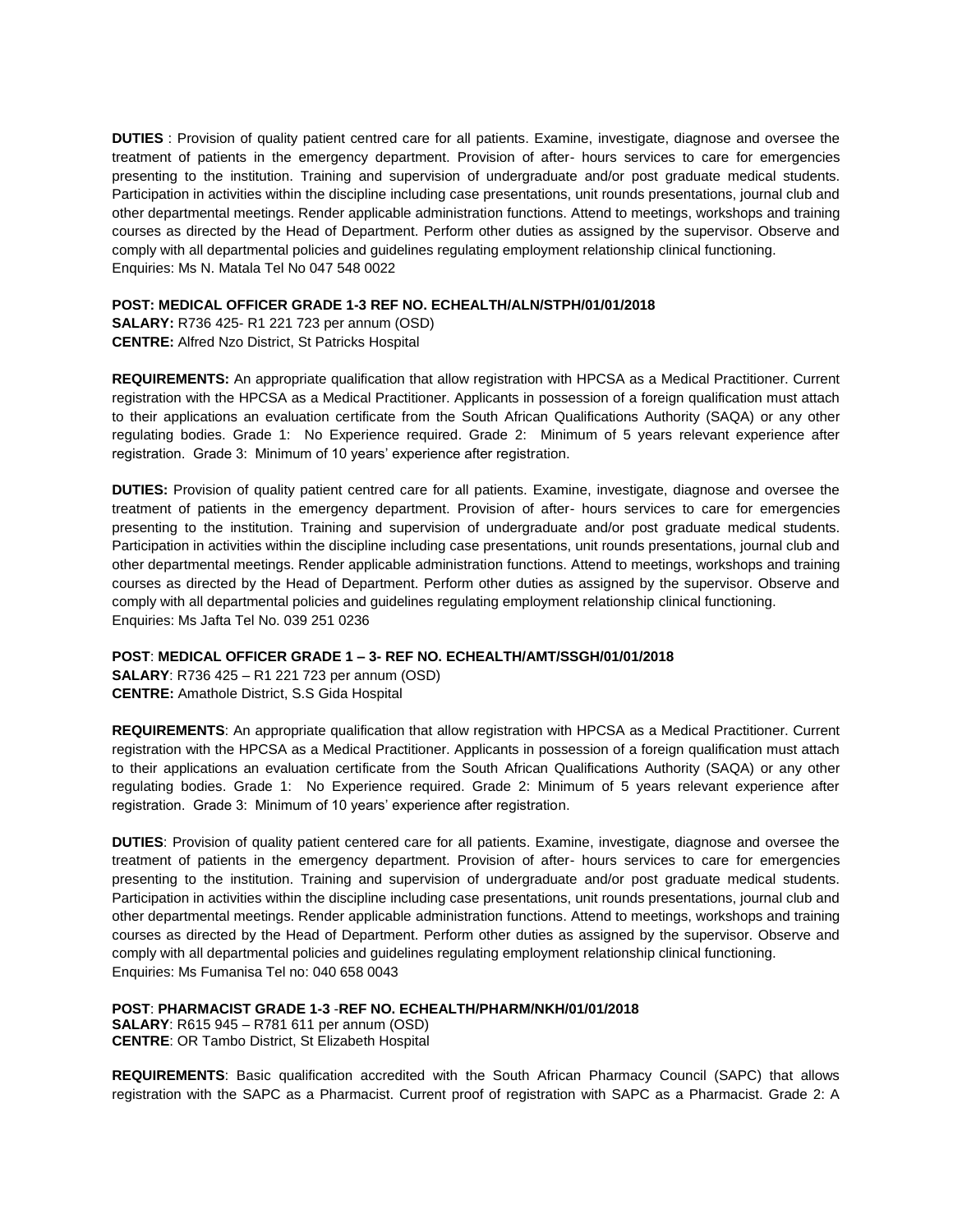**DUTIES** : Provision of quality patient centred care for all patients. Examine, investigate, diagnose and oversee the treatment of patients in the emergency department. Provision of after- hours services to care for emergencies presenting to the institution. Training and supervision of undergraduate and/or post graduate medical students. Participation in activities within the discipline including case presentations, unit rounds presentations, journal club and other departmental meetings. Render applicable administration functions. Attend to meetings, workshops and training courses as directed by the Head of Department. Perform other duties as assigned by the supervisor. Observe and comply with all departmental policies and guidelines regulating employment relationship clinical functioning.
Enquiries: Ms N. Matala Tel No 047 548 0022

**POST: MEDICAL OFFICER GRADE 1-3 REF NO. ECHEALTH/ALN/STPH/01/01/2018**
**SALARY:** R736 425- R1 221 723 per annum (OSD)
**CENTRE:** Alfred Nzo District, St Patricks Hospital

**REQUIREMENTS:** An appropriate qualification that allow registration with HPCSA as a Medical Practitioner. Current registration with the HPCSA as a Medical Practitioner. Applicants in possession of a foreign qualification must attach to their applications an evaluation certificate from the South African Qualifications Authority (SAQA) or any other regulating bodies. Grade 1: No Experience required. Grade 2: Minimum of 5 years relevant experience after registration. Grade 3: Minimum of 10 years' experience after registration.

**DUTIES:** Provision of quality patient centred care for all patients. Examine, investigate, diagnose and oversee the treatment of patients in the emergency department. Provision of after- hours services to care for emergencies presenting to the institution. Training and supervision of undergraduate and/or post graduate medical students. Participation in activities within the discipline including case presentations, unit rounds presentations, journal club and other departmental meetings. Render applicable administration functions. Attend to meetings, workshops and training courses as directed by the Head of Department. Perform other duties as assigned by the supervisor. Observe and comply with all departmental policies and guidelines regulating employment relationship clinical functioning.
Enquiries: Ms Jafta Tel No. 039 251 0236

**POST**: **MEDICAL OFFICER GRADE 1 – 3- REF NO. ECHEALTH/AMT/SSGH/01/01/2018**
**SALARY**: R736 425 – R1 221 723 per annum (OSD)
**CENTRE:** Amathole District, S.S Gida Hospital

**REQUIREMENTS**: An appropriate qualification that allow registration with HPCSA as a Medical Practitioner. Current registration with the HPCSA as a Medical Practitioner. Applicants in possession of a foreign qualification must attach to their applications an evaluation certificate from the South African Qualifications Authority (SAQA) or any other regulating bodies. Grade 1: No Experience required. Grade 2: Minimum of 5 years relevant experience after registration. Grade 3: Minimum of 10 years' experience after registration.

**DUTIES**: Provision of quality patient centered care for all patients. Examine, investigate, diagnose and oversee the treatment of patients in the emergency department. Provision of after- hours services to care for emergencies presenting to the institution. Training and supervision of undergraduate and/or post graduate medical students. Participation in activities within the discipline including case presentations, unit rounds presentations, journal club and other departmental meetings. Render applicable administration functions. Attend to meetings, workshops and training courses as directed by the Head of Department. Perform other duties as assigned by the supervisor. Observe and comply with all departmental policies and guidelines regulating employment relationship clinical functioning.
Enquiries: Ms Fumanisa Tel no: 040 658 0043

**POST**: **PHARMACIST GRADE 1-3** -**REF NO. ECHEALTH/PHARM/NKH/01/01/2018**
**SALARY**: R615 945 – R781 611 per annum (OSD)
**CENTRE**: OR Tambo District, St Elizabeth Hospital

**REQUIREMENTS**: Basic qualification accredited with the South African Pharmacy Council (SAPC) that allows registration with the SAPC as a Pharmacist. Current proof of registration with SAPC as a Pharmacist. Grade 2: A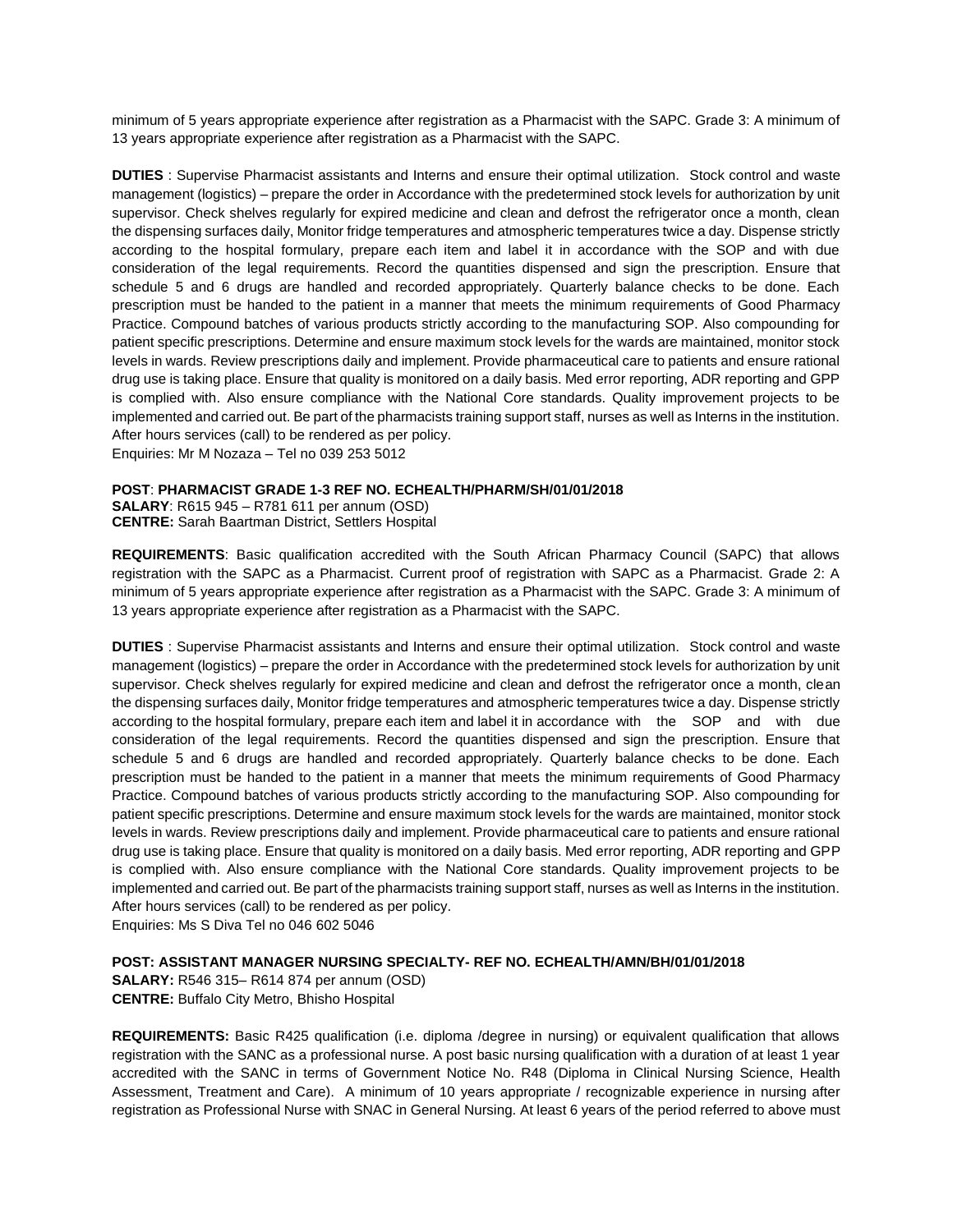minimum of 5 years appropriate experience after registration as a Pharmacist with the SAPC. Grade 3: A minimum of 13 years appropriate experience after registration as a Pharmacist with the SAPC.

**DUTIES** : Supervise Pharmacist assistants and Interns and ensure their optimal utilization. Stock control and waste management (logistics) – prepare the order in Accordance with the predetermined stock levels for authorization by unit supervisor. Check shelves regularly for expired medicine and clean and defrost the refrigerator once a month, clean the dispensing surfaces daily, Monitor fridge temperatures and atmospheric temperatures twice a day. Dispense strictly according to the hospital formulary, prepare each item and label it in accordance with the SOP and with due consideration of the legal requirements. Record the quantities dispensed and sign the prescription. Ensure that schedule 5 and 6 drugs are handled and recorded appropriately. Quarterly balance checks to be done. Each prescription must be handed to the patient in a manner that meets the minimum requirements of Good Pharmacy Practice. Compound batches of various products strictly according to the manufacturing SOP. Also compounding for patient specific prescriptions. Determine and ensure maximum stock levels for the wards are maintained, monitor stock levels in wards. Review prescriptions daily and implement. Provide pharmaceutical care to patients and ensure rational drug use is taking place. Ensure that quality is monitored on a daily basis. Med error reporting, ADR reporting and GPP is complied with. Also ensure compliance with the National Core standards. Quality improvement projects to be implemented and carried out. Be part of the pharmacists training support staff, nurses as well as Interns in the institution. After hours services (call) to be rendered as per policy.
Enquiries: Mr M Nozaza – Tel no 039 253 5012

**POST**: **PHARMACIST GRADE 1-3 REF NO. ECHEALTH/PHARM/SH/01/01/2018**
**SALARY**: R615 945 – R781 611 per annum (OSD)
**CENTRE:** Sarah Baartman District, Settlers Hospital

**REQUIREMENTS**: Basic qualification accredited with the South African Pharmacy Council (SAPC) that allows registration with the SAPC as a Pharmacist. Current proof of registration with SAPC as a Pharmacist. Grade 2: A minimum of 5 years appropriate experience after registration as a Pharmacist with the SAPC. Grade 3: A minimum of 13 years appropriate experience after registration as a Pharmacist with the SAPC.

**DUTIES** : Supervise Pharmacist assistants and Interns and ensure their optimal utilization. Stock control and waste management (logistics) – prepare the order in Accordance with the predetermined stock levels for authorization by unit supervisor. Check shelves regularly for expired medicine and clean and defrost the refrigerator once a month, clean the dispensing surfaces daily, Monitor fridge temperatures and atmospheric temperatures twice a day. Dispense strictly according to the hospital formulary, prepare each item and label it in accordance with the SOP and with due consideration of the legal requirements. Record the quantities dispensed and sign the prescription. Ensure that schedule 5 and 6 drugs are handled and recorded appropriately. Quarterly balance checks to be done. Each prescription must be handed to the patient in a manner that meets the minimum requirements of Good Pharmacy Practice. Compound batches of various products strictly according to the manufacturing SOP. Also compounding for patient specific prescriptions. Determine and ensure maximum stock levels for the wards are maintained, monitor stock levels in wards. Review prescriptions daily and implement. Provide pharmaceutical care to patients and ensure rational drug use is taking place. Ensure that quality is monitored on a daily basis. Med error reporting, ADR reporting and GPP is complied with. Also ensure compliance with the National Core standards. Quality improvement projects to be implemented and carried out. Be part of the pharmacists training support staff, nurses as well as Interns in the institution. After hours services (call) to be rendered as per policy.
Enquiries: Ms S Diva Tel no 046 602 5046

**POST: ASSISTANT MANAGER NURSING SPECIALTY- REF NO. ECHEALTH/AMN/BH/01/01/2018**
**SALARY:** R546 315– R614 874 per annum (OSD)
**CENTRE:** Buffalo City Metro, Bhisho Hospital

**REQUIREMENTS:** Basic R425 qualification (i.e. diploma /degree in nursing) or equivalent qualification that allows registration with the SANC as a professional nurse. A post basic nursing qualification with a duration of at least 1 year accredited with the SANC in terms of Government Notice No. R48 (Diploma in Clinical Nursing Science, Health Assessment, Treatment and Care). A minimum of 10 years appropriate / recognizable experience in nursing after registration as Professional Nurse with SNAC in General Nursing. At least 6 years of the period referred to above must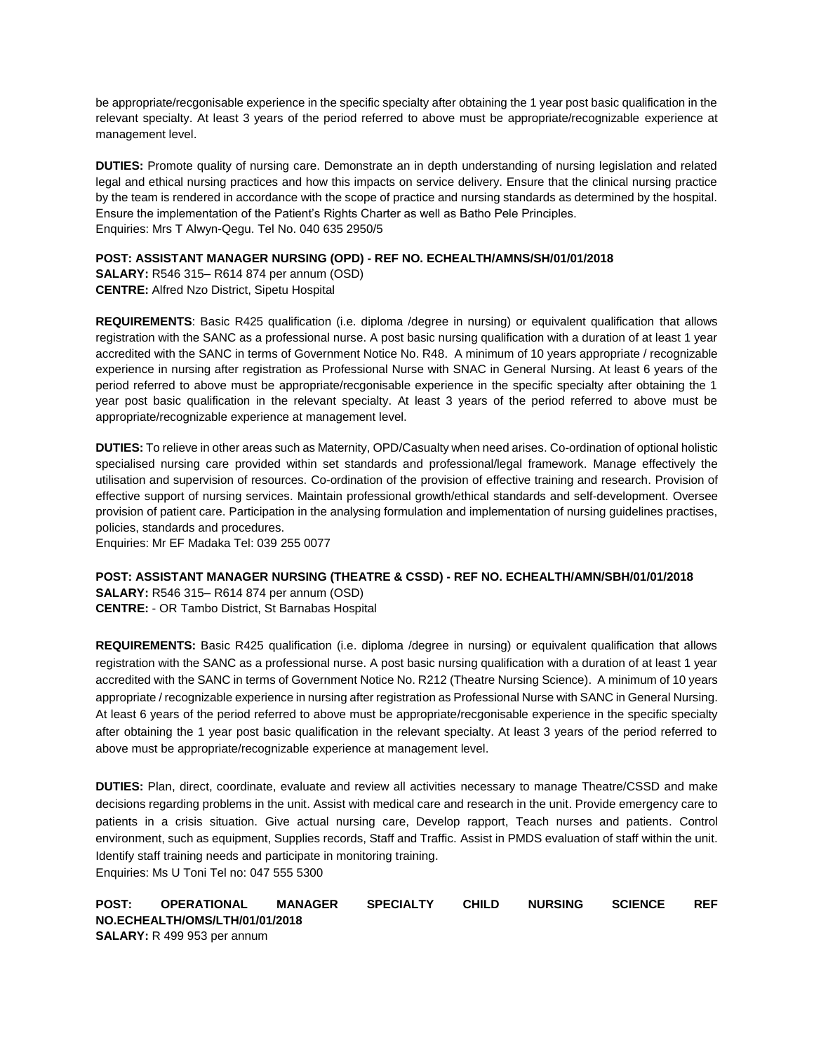be appropriate/recgonisable experience in the specific specialty after obtaining the 1 year post basic qualification in the relevant specialty. At least 3 years of the period referred to above must be appropriate/recognizable experience at management level.

**DUTIES:** Promote quality of nursing care. Demonstrate an in depth understanding of nursing legislation and related legal and ethical nursing practices and how this impacts on service delivery. Ensure that the clinical nursing practice by the team is rendered in accordance with the scope of practice and nursing standards as determined by the hospital. Ensure the implementation of the Patient's Rights Charter as well as Batho Pele Principles.
Enquiries: Mrs T Alwyn-Qegu. Tel No. 040 635 2950/5

**POST: ASSISTANT MANAGER NURSING (OPD) - REF NO. ECHEALTH/AMNS/SH/01/01/2018**
**SALARY:** R546 315– R614 874 per annum (OSD)
**CENTRE:** Alfred Nzo District, Sipetu Hospital

**REQUIREMENTS**: Basic R425 qualification (i.e. diploma /degree in nursing) or equivalent qualification that allows registration with the SANC as a professional nurse. A post basic nursing qualification with a duration of at least 1 year accredited with the SANC in terms of Government Notice No. R48. A minimum of 10 years appropriate / recognizable experience in nursing after registration as Professional Nurse with SNAC in General Nursing. At least 6 years of the period referred to above must be appropriate/recgonisable experience in the specific specialty after obtaining the 1 year post basic qualification in the relevant specialty. At least 3 years of the period referred to above must be appropriate/recognizable experience at management level.

**DUTIES:** To relieve in other areas such as Maternity, OPD/Casualty when need arises. Co-ordination of optional holistic specialised nursing care provided within set standards and professional/legal framework. Manage effectively the utilisation and supervision of resources. Co-ordination of the provision of effective training and research. Provision of effective support of nursing services. Maintain professional growth/ethical standards and self-development. Oversee provision of patient care. Participation in the analysing formulation and implementation of nursing guidelines practises, policies, standards and procedures.
Enquiries: Mr EF Madaka Tel: 039 255 0077

**POST: ASSISTANT MANAGER NURSING (THEATRE & CSSD) - REF NO. ECHEALTH/AMN/SBH/01/01/2018**
**SALARY:** R546 315– R614 874 per annum (OSD)
**CENTRE:** - OR Tambo District, St Barnabas Hospital

**REQUIREMENTS:** Basic R425 qualification (i.e. diploma /degree in nursing) or equivalent qualification that allows registration with the SANC as a professional nurse. A post basic nursing qualification with a duration of at least 1 year accredited with the SANC in terms of Government Notice No. R212 (Theatre Nursing Science). A minimum of 10 years appropriate / recognizable experience in nursing after registration as Professional Nurse with SANC in General Nursing. At least 6 years of the period referred to above must be appropriate/recgonisable experience in the specific specialty after obtaining the 1 year post basic qualification in the relevant specialty. At least 3 years of the period referred to above must be appropriate/recognizable experience at management level.

**DUTIES:** Plan, direct, coordinate, evaluate and review all activities necessary to manage Theatre/CSSD and make decisions regarding problems in the unit. Assist with medical care and research in the unit. Provide emergency care to patients in a crisis situation. Give actual nursing care, Develop rapport, Teach nurses and patients. Control environment, such as equipment, Supplies records, Staff and Traffic. Assist in PMDS evaluation of staff within the unit. Identify staff training needs and participate in monitoring training.
Enquiries: Ms U Toni Tel no: 047 555 5300

**POST: OPERATIONAL MANAGER SPECIALTY CHILD NURSING SCIENCE REF NO.ECHEALTH/OMS/LTH/01/01/2018**
**SALARY:** R 499 953 per annum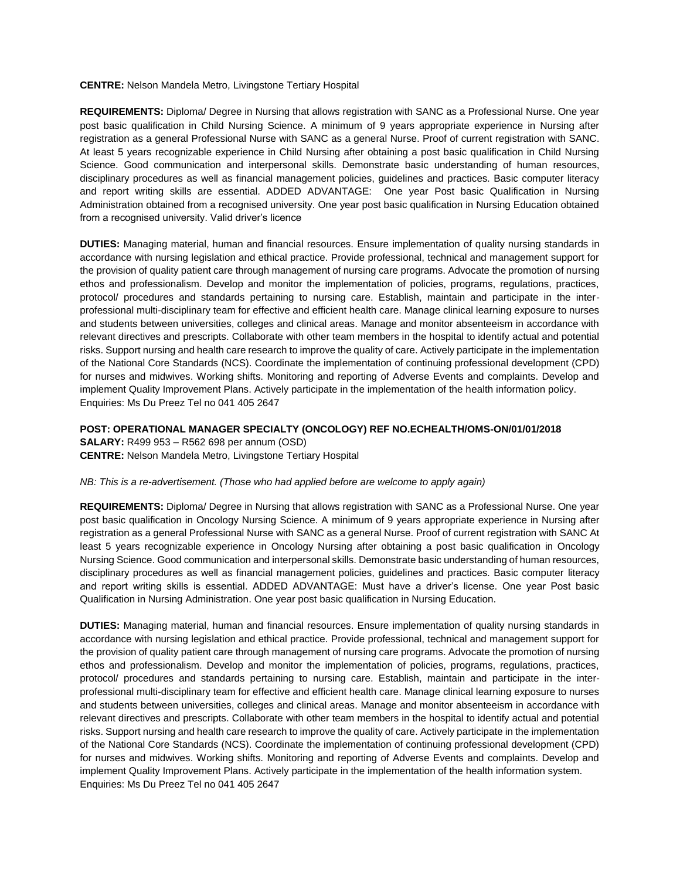**CENTRE:** Nelson Mandela Metro, Livingstone Tertiary Hospital

**REQUIREMENTS:** Diploma/ Degree in Nursing that allows registration with SANC as a Professional Nurse. One year post basic qualification in Child Nursing Science. A minimum of 9 years appropriate experience in Nursing after registration as a general Professional Nurse with SANC as a general Nurse. Proof of current registration with SANC. At least 5 years recognizable experience in Child Nursing after obtaining a post basic qualification in Child Nursing Science. Good communication and interpersonal skills. Demonstrate basic understanding of human resources, disciplinary procedures as well as financial management policies, guidelines and practices. Basic computer literacy and report writing skills are essential. ADDED ADVANTAGE: One year Post basic Qualification in Nursing Administration obtained from a recognised university. One year post basic qualification in Nursing Education obtained from a recognised university. Valid driver's licence

**DUTIES:** Managing material, human and financial resources. Ensure implementation of quality nursing standards in accordance with nursing legislation and ethical practice. Provide professional, technical and management support for the provision of quality patient care through management of nursing care programs. Advocate the promotion of nursing ethos and professionalism. Develop and monitor the implementation of policies, programs, regulations, practices, protocol/ procedures and standards pertaining to nursing care. Establish, maintain and participate in the inter-professional multi-disciplinary team for effective and efficient health care. Manage clinical learning exposure to nurses and students between universities, colleges and clinical areas. Manage and monitor absenteeism in accordance with relevant directives and prescripts. Collaborate with other team members in the hospital to identify actual and potential risks. Support nursing and health care research to improve the quality of care. Actively participate in the implementation of the National Core Standards (NCS). Coordinate the implementation of continuing professional development (CPD) for nurses and midwives. Working shifts. Monitoring and reporting of Adverse Events and complaints. Develop and implement Quality Improvement Plans. Actively participate in the implementation of the health information policy.
Enquiries: Ms Du Preez Tel no 041 405 2647

**POST: OPERATIONAL MANAGER SPECIALTY (ONCOLOGY) REF NO.ECHEALTH/OMS-ON/01/01/2018**
**SALARY:** R499 953 – R562 698 per annum (OSD)
**CENTRE:** Nelson Mandela Metro, Livingstone Tertiary Hospital

*NB: This is a re-advertisement. (Those who had applied before are welcome to apply again)*

**REQUIREMENTS:** Diploma/ Degree in Nursing that allows registration with SANC as a Professional Nurse. One year post basic qualification in Oncology Nursing Science. A minimum of 9 years appropriate experience in Nursing after registration as a general Professional Nurse with SANC as a general Nurse. Proof of current registration with SANC At least 5 years recognizable experience in Oncology Nursing after obtaining a post basic qualification in Oncology Nursing Science. Good communication and interpersonal skills. Demonstrate basic understanding of human resources, disciplinary procedures as well as financial management policies, guidelines and practices. Basic computer literacy and report writing skills is essential. ADDED ADVANTAGE: Must have a driver's license. One year Post basic Qualification in Nursing Administration. One year post basic qualification in Nursing Education.

**DUTIES:** Managing material, human and financial resources. Ensure implementation of quality nursing standards in accordance with nursing legislation and ethical practice. Provide professional, technical and management support for the provision of quality patient care through management of nursing care programs. Advocate the promotion of nursing ethos and professionalism. Develop and monitor the implementation of policies, programs, regulations, practices, protocol/ procedures and standards pertaining to nursing care. Establish, maintain and participate in the inter-professional multi-disciplinary team for effective and efficient health care. Manage clinical learning exposure to nurses and students between universities, colleges and clinical areas. Manage and monitor absenteeism in accordance with relevant directives and prescripts. Collaborate with other team members in the hospital to identify actual and potential risks. Support nursing and health care research to improve the quality of care. Actively participate in the implementation of the National Core Standards (NCS). Coordinate the implementation of continuing professional development (CPD) for nurses and midwives. Working shifts. Monitoring and reporting of Adverse Events and complaints. Develop and implement Quality Improvement Plans. Actively participate in the implementation of the health information system.
Enquiries: Ms Du Preez Tel no 041 405 2647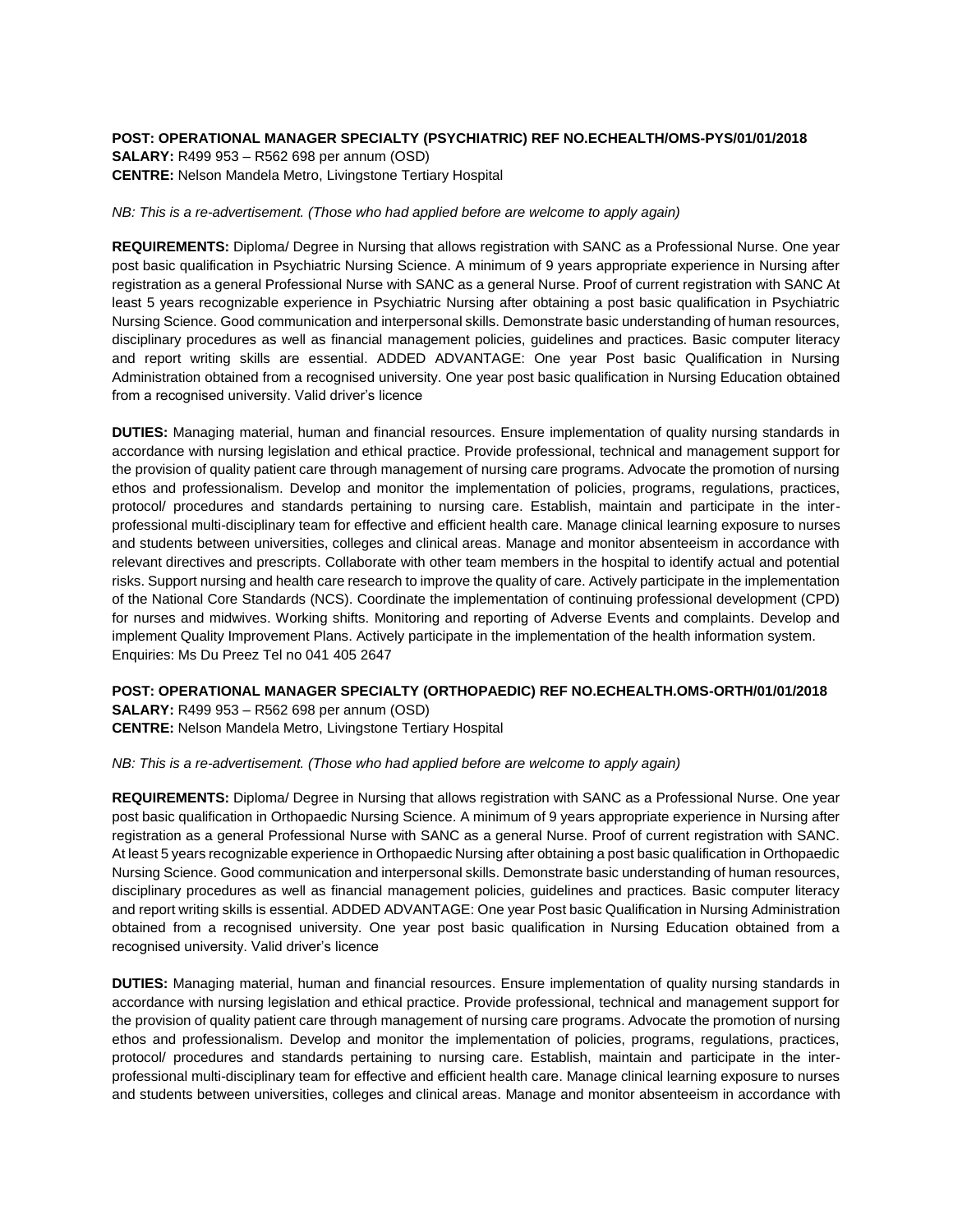**POST: OPERATIONAL MANAGER SPECIALTY (PSYCHIATRIC) REF NO.ECHEALTH/OMS-PYS/01/01/2018**
**SALARY:** R499 953 – R562 698 per annum (OSD)
**CENTRE:** Nelson Mandela Metro, Livingstone Tertiary Hospital

*NB: This is a re-advertisement. (Those who had applied before are welcome to apply again)*

**REQUIREMENTS:** Diploma/ Degree in Nursing that allows registration with SANC as a Professional Nurse. One year post basic qualification in Psychiatric Nursing Science. A minimum of 9 years appropriate experience in Nursing after registration as a general Professional Nurse with SANC as a general Nurse. Proof of current registration with SANC At least 5 years recognizable experience in Psychiatric Nursing after obtaining a post basic qualification in Psychiatric Nursing Science. Good communication and interpersonal skills. Demonstrate basic understanding of human resources, disciplinary procedures as well as financial management policies, guidelines and practices. Basic computer literacy and report writing skills are essential. ADDED ADVANTAGE: One year Post basic Qualification in Nursing Administration obtained from a recognised university. One year post basic qualification in Nursing Education obtained from a recognised university. Valid driver's licence

**DUTIES:** Managing material, human and financial resources. Ensure implementation of quality nursing standards in accordance with nursing legislation and ethical practice. Provide professional, technical and management support for the provision of quality patient care through management of nursing care programs. Advocate the promotion of nursing ethos and professionalism. Develop and monitor the implementation of policies, programs, regulations, practices, protocol/ procedures and standards pertaining to nursing care. Establish, maintain and participate in the inter-professional multi-disciplinary team for effective and efficient health care. Manage clinical learning exposure to nurses and students between universities, colleges and clinical areas. Manage and monitor absenteeism in accordance with relevant directives and prescripts. Collaborate with other team members in the hospital to identify actual and potential risks. Support nursing and health care research to improve the quality of care. Actively participate in the implementation of the National Core Standards (NCS). Coordinate the implementation of continuing professional development (CPD) for nurses and midwives. Working shifts. Monitoring and reporting of Adverse Events and complaints. Develop and implement Quality Improvement Plans. Actively participate in the implementation of the health information system.
Enquiries: Ms Du Preez Tel no 041 405 2647

**POST: OPERATIONAL MANAGER SPECIALTY (ORTHOPAEDIC) REF NO.ECHEALTH.OMS-ORTH/01/01/2018**
**SALARY:** R499 953 – R562 698 per annum (OSD)
**CENTRE:** Nelson Mandela Metro, Livingstone Tertiary Hospital

*NB: This is a re-advertisement. (Those who had applied before are welcome to apply again)*

**REQUIREMENTS:** Diploma/ Degree in Nursing that allows registration with SANC as a Professional Nurse. One year post basic qualification in Orthopaedic Nursing Science. A minimum of 9 years appropriate experience in Nursing after registration as a general Professional Nurse with SANC as a general Nurse. Proof of current registration with SANC. At least 5 years recognizable experience in Orthopaedic Nursing after obtaining a post basic qualification in Orthopaedic Nursing Science. Good communication and interpersonal skills. Demonstrate basic understanding of human resources, disciplinary procedures as well as financial management policies, guidelines and practices. Basic computer literacy and report writing skills is essential. ADDED ADVANTAGE: One year Post basic Qualification in Nursing Administration obtained from a recognised university. One year post basic qualification in Nursing Education obtained from a recognised university. Valid driver's licence

**DUTIES:** Managing material, human and financial resources. Ensure implementation of quality nursing standards in accordance with nursing legislation and ethical practice. Provide professional, technical and management support for the provision of quality patient care through management of nursing care programs. Advocate the promotion of nursing ethos and professionalism. Develop and monitor the implementation of policies, programs, regulations, practices, protocol/ procedures and standards pertaining to nursing care. Establish, maintain and participate in the inter-professional multi-disciplinary team for effective and efficient health care. Manage clinical learning exposure to nurses and students between universities, colleges and clinical areas. Manage and monitor absenteeism in accordance with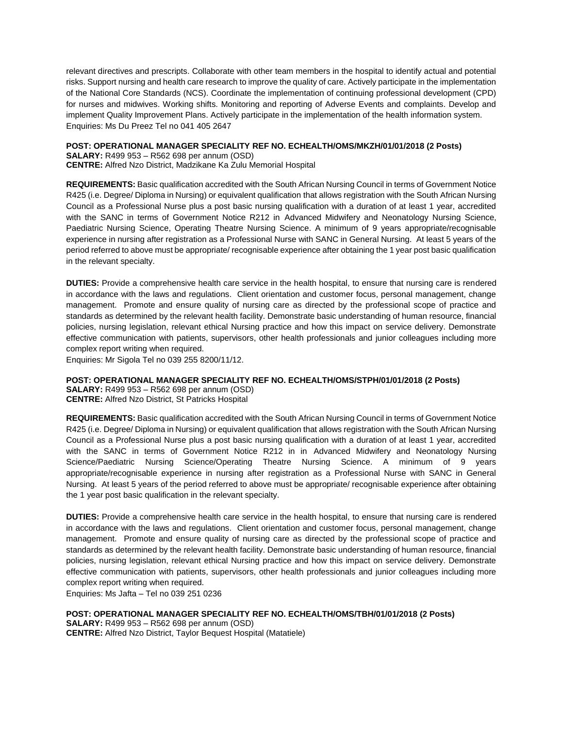relevant directives and prescripts. Collaborate with other team members in the hospital to identify actual and potential risks. Support nursing and health care research to improve the quality of care. Actively participate in the implementation of the National Core Standards (NCS). Coordinate the implementation of continuing professional development (CPD) for nurses and midwives. Working shifts. Monitoring and reporting of Adverse Events and complaints. Develop and implement Quality Improvement Plans. Actively participate in the implementation of the health information system.
Enquiries: Ms Du Preez Tel no 041 405 2647

**POST: OPERATIONAL MANAGER SPECIALITY REF NO. ECHEALTH/OMS/MKZH/01/01/2018 (2 Posts)**
**SALARY:** R499 953 – R562 698 per annum (OSD)
**CENTRE:** Alfred Nzo District, Madzikane Ka Zulu Memorial Hospital

**REQUIREMENTS:** Basic qualification accredited with the South African Nursing Council in terms of Government Notice R425 (i.e. Degree/ Diploma in Nursing) or equivalent qualification that allows registration with the South African Nursing Council as a Professional Nurse plus a post basic nursing qualification with a duration of at least 1 year, accredited with the SANC in terms of Government Notice R212 in Advanced Midwifery and Neonatology Nursing Science, Paediatric Nursing Science, Operating Theatre Nursing Science. A minimum of 9 years appropriate/recognisable experience in nursing after registration as a Professional Nurse with SANC in General Nursing. At least 5 years of the period referred to above must be appropriate/ recognisable experience after obtaining the 1 year post basic qualification in the relevant specialty.

**DUTIES:** Provide a comprehensive health care service in the health hospital, to ensure that nursing care is rendered in accordance with the laws and regulations. Client orientation and customer focus, personal management, change management. Promote and ensure quality of nursing care as directed by the professional scope of practice and standards as determined by the relevant health facility. Demonstrate basic understanding of human resource, financial policies, nursing legislation, relevant ethical Nursing practice and how this impact on service delivery. Demonstrate effective communication with patients, supervisors, other health professionals and junior colleagues including more complex report writing when required.
Enquiries: Mr Sigola Tel no 039 255 8200/11/12.

**POST: OPERATIONAL MANAGER SPECIALITY REF NO. ECHEALTH/OMS/STPH/01/01/2018 (2 Posts)**
**SALARY:** R499 953 – R562 698 per annum (OSD)
**CENTRE:** Alfred Nzo District, St Patricks Hospital

**REQUIREMENTS:** Basic qualification accredited with the South African Nursing Council in terms of Government Notice R425 (i.e. Degree/ Diploma in Nursing) or equivalent qualification that allows registration with the South African Nursing Council as a Professional Nurse plus a post basic nursing qualification with a duration of at least 1 year, accredited with the SANC in terms of Government Notice R212 in in Advanced Midwifery and Neonatology Nursing Science/Paediatric Nursing Science/Operating Theatre Nursing Science. A minimum of 9 years appropriate/recognisable experience in nursing after registration as a Professional Nurse with SANC in General Nursing. At least 5 years of the period referred to above must be appropriate/ recognisable experience after obtaining the 1 year post basic qualification in the relevant specialty.

**DUTIES:** Provide a comprehensive health care service in the health hospital, to ensure that nursing care is rendered in accordance with the laws and regulations. Client orientation and customer focus, personal management, change management. Promote and ensure quality of nursing care as directed by the professional scope of practice and standards as determined by the relevant health facility. Demonstrate basic understanding of human resource, financial policies, nursing legislation, relevant ethical Nursing practice and how this impact on service delivery. Demonstrate effective communication with patients, supervisors, other health professionals and junior colleagues including more complex report writing when required.
Enquiries: Ms Jafta – Tel no 039 251 0236

**POST: OPERATIONAL MANAGER SPECIALITY REF NO. ECHEALTH/OMS/TBH/01/01/2018 (2 Posts)**
**SALARY:** R499 953 – R562 698 per annum (OSD)
**CENTRE:** Alfred Nzo District, Taylor Bequest Hospital (Matatiele)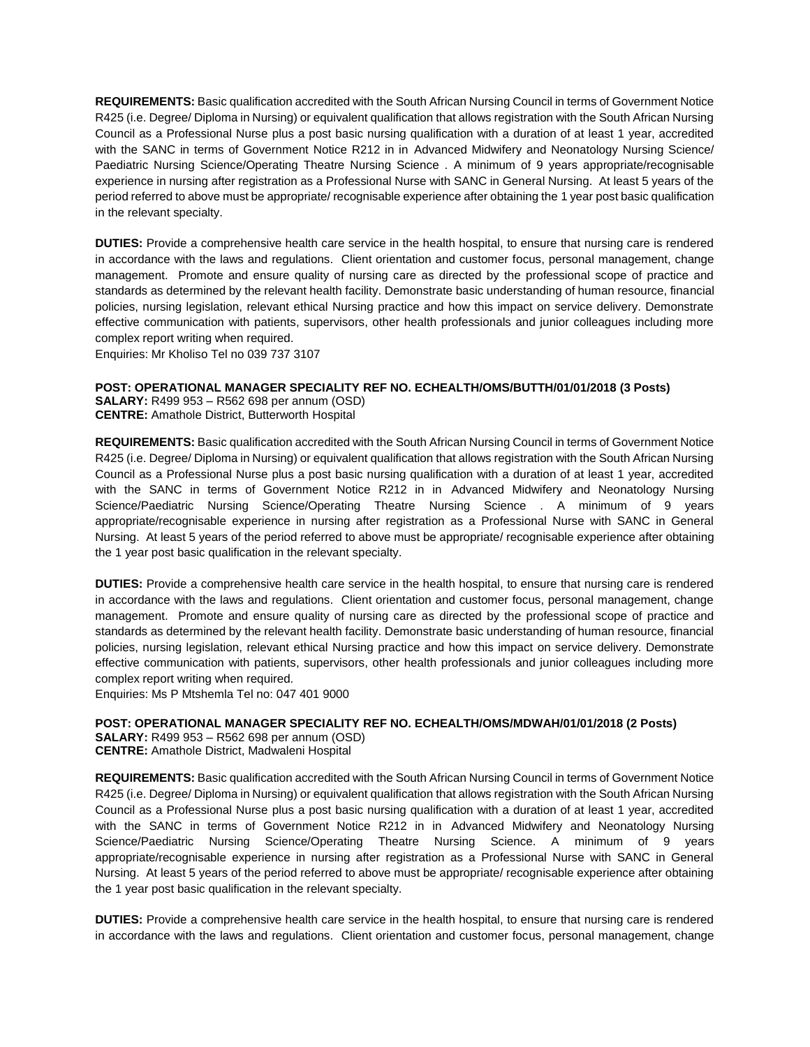**REQUIREMENTS:** Basic qualification accredited with the South African Nursing Council in terms of Government Notice R425 (i.e. Degree/ Diploma in Nursing) or equivalent qualification that allows registration with the South African Nursing Council as a Professional Nurse plus a post basic nursing qualification with a duration of at least 1 year, accredited with the SANC in terms of Government Notice R212 in in Advanced Midwifery and Neonatology Nursing Science/ Paediatric Nursing Science/Operating Theatre Nursing Science . A minimum of 9 years appropriate/recognisable experience in nursing after registration as a Professional Nurse with SANC in General Nursing. At least 5 years of the period referred to above must be appropriate/ recognisable experience after obtaining the 1 year post basic qualification in the relevant specialty.

**DUTIES:** Provide a comprehensive health care service in the health hospital, to ensure that nursing care is rendered in accordance with the laws and regulations. Client orientation and customer focus, personal management, change management. Promote and ensure quality of nursing care as directed by the professional scope of practice and standards as determined by the relevant health facility. Demonstrate basic understanding of human resource, financial policies, nursing legislation, relevant ethical Nursing practice and how this impact on service delivery. Demonstrate effective communication with patients, supervisors, other health professionals and junior colleagues including more complex report writing when required.
Enquiries: Mr Kholiso Tel no 039 737 3107

**POST: OPERATIONAL MANAGER SPECIALITY REF NO. ECHEALTH/OMS/BUTTH/01/01/2018 (3 Posts)**
**SALARY:** R499 953 – R562 698 per annum (OSD)
**CENTRE:** Amathole District, Butterworth Hospital

**REQUIREMENTS:** Basic qualification accredited with the South African Nursing Council in terms of Government Notice R425 (i.e. Degree/ Diploma in Nursing) or equivalent qualification that allows registration with the South African Nursing Council as a Professional Nurse plus a post basic nursing qualification with a duration of at least 1 year, accredited with the SANC in terms of Government Notice R212 in in Advanced Midwifery and Neonatology Nursing Science/Paediatric Nursing Science/Operating Theatre Nursing Science . A minimum of 9 years appropriate/recognisable experience in nursing after registration as a Professional Nurse with SANC in General Nursing. At least 5 years of the period referred to above must be appropriate/ recognisable experience after obtaining the 1 year post basic qualification in the relevant specialty.

**DUTIES:** Provide a comprehensive health care service in the health hospital, to ensure that nursing care is rendered in accordance with the laws and regulations. Client orientation and customer focus, personal management, change management. Promote and ensure quality of nursing care as directed by the professional scope of practice and standards as determined by the relevant health facility. Demonstrate basic understanding of human resource, financial policies, nursing legislation, relevant ethical Nursing practice and how this impact on service delivery. Demonstrate effective communication with patients, supervisors, other health professionals and junior colleagues including more complex report writing when required.
Enquiries: Ms P Mtshemla Tel no: 047 401 9000

**POST: OPERATIONAL MANAGER SPECIALITY REF NO. ECHEALTH/OMS/MDWAH/01/01/2018 (2 Posts)**
**SALARY:** R499 953 – R562 698 per annum (OSD)
**CENTRE:** Amathole District, Madwaleni Hospital

**REQUIREMENTS:** Basic qualification accredited with the South African Nursing Council in terms of Government Notice R425 (i.e. Degree/ Diploma in Nursing) or equivalent qualification that allows registration with the South African Nursing Council as a Professional Nurse plus a post basic nursing qualification with a duration of at least 1 year, accredited with the SANC in terms of Government Notice R212 in in Advanced Midwifery and Neonatology Nursing Science/Paediatric Nursing Science/Operating Theatre Nursing Science. A minimum of 9 years appropriate/recognisable experience in nursing after registration as a Professional Nurse with SANC in General Nursing. At least 5 years of the period referred to above must be appropriate/ recognisable experience after obtaining the 1 year post basic qualification in the relevant specialty.

**DUTIES:** Provide a comprehensive health care service in the health hospital, to ensure that nursing care is rendered in accordance with the laws and regulations. Client orientation and customer focus, personal management, change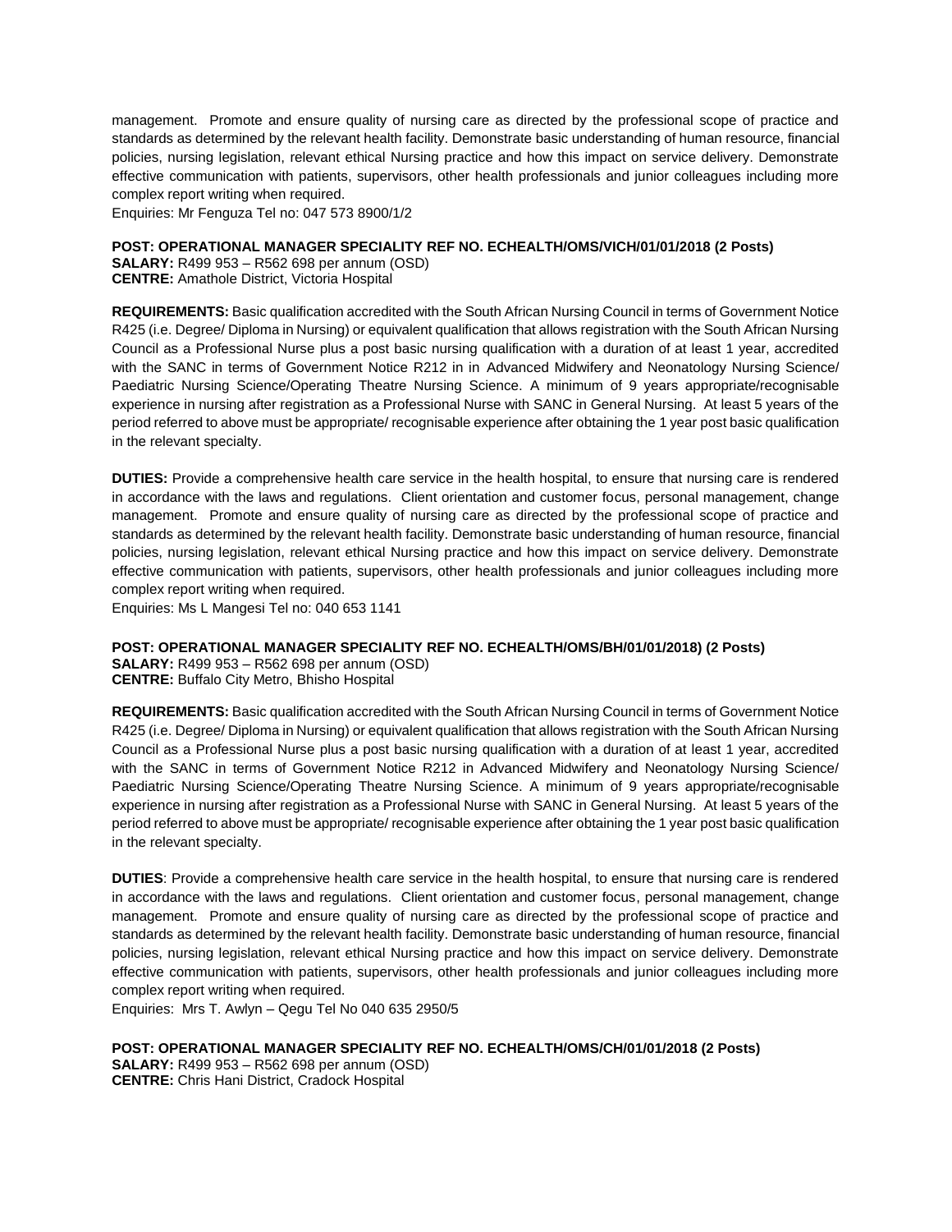management. Promote and ensure quality of nursing care as directed by the professional scope of practice and standards as determined by the relevant health facility. Demonstrate basic understanding of human resource, financial policies, nursing legislation, relevant ethical Nursing practice and how this impact on service delivery. Demonstrate effective communication with patients, supervisors, other health professionals and junior colleagues including more complex report writing when required.

Enquiries: Mr Fenguza Tel no: 047 573 8900/1/2

**POST: OPERATIONAL MANAGER SPECIALITY REF NO. ECHEALTH/OMS/VICH/01/01/2018 (2 Posts)**
**SALARY:** R499 953 – R562 698 per annum (OSD)
**CENTRE:** Amathole District, Victoria Hospital

**REQUIREMENTS:** Basic qualification accredited with the South African Nursing Council in terms of Government Notice R425 (i.e. Degree/ Diploma in Nursing) or equivalent qualification that allows registration with the South African Nursing Council as a Professional Nurse plus a post basic nursing qualification with a duration of at least 1 year, accredited with the SANC in terms of Government Notice R212 in in Advanced Midwifery and Neonatology Nursing Science/ Paediatric Nursing Science/Operating Theatre Nursing Science. A minimum of 9 years appropriate/recognisable experience in nursing after registration as a Professional Nurse with SANC in General Nursing. At least 5 years of the period referred to above must be appropriate/ recognisable experience after obtaining the 1 year post basic qualification in the relevant specialty.

**DUTIES:** Provide a comprehensive health care service in the health hospital, to ensure that nursing care is rendered in accordance with the laws and regulations. Client orientation and customer focus, personal management, change management. Promote and ensure quality of nursing care as directed by the professional scope of practice and standards as determined by the relevant health facility. Demonstrate basic understanding of human resource, financial policies, nursing legislation, relevant ethical Nursing practice and how this impact on service delivery. Demonstrate effective communication with patients, supervisors, other health professionals and junior colleagues including more complex report writing when required.

Enquiries: Ms L Mangesi Tel no: 040 653 1141

**POST: OPERATIONAL MANAGER SPECIALITY REF NO. ECHEALTH/OMS/BH/01/01/2018) (2 Posts)**
**SALARY:** R499 953 – R562 698 per annum (OSD)
**CENTRE:** Buffalo City Metro, Bhisho Hospital

**REQUIREMENTS:** Basic qualification accredited with the South African Nursing Council in terms of Government Notice R425 (i.e. Degree/ Diploma in Nursing) or equivalent qualification that allows registration with the South African Nursing Council as a Professional Nurse plus a post basic nursing qualification with a duration of at least 1 year, accredited with the SANC in terms of Government Notice R212 in Advanced Midwifery and Neonatology Nursing Science/ Paediatric Nursing Science/Operating Theatre Nursing Science. A minimum of 9 years appropriate/recognisable experience in nursing after registration as a Professional Nurse with SANC in General Nursing. At least 5 years of the period referred to above must be appropriate/ recognisable experience after obtaining the 1 year post basic qualification in the relevant specialty.

**DUTIES**: Provide a comprehensive health care service in the health hospital, to ensure that nursing care is rendered in accordance with the laws and regulations. Client orientation and customer focus, personal management, change management. Promote and ensure quality of nursing care as directed by the professional scope of practice and standards as determined by the relevant health facility. Demonstrate basic understanding of human resource, financial policies, nursing legislation, relevant ethical Nursing practice and how this impact on service delivery. Demonstrate effective communication with patients, supervisors, other health professionals and junior colleagues including more complex report writing when required.

Enquiries: Mrs T. Awlyn – Qegu Tel No 040 635 2950/5

**POST: OPERATIONAL MANAGER SPECIALITY REF NO. ECHEALTH/OMS/CH/01/01/2018 (2 Posts)**
**SALARY:** R499 953 – R562 698 per annum (OSD)
**CENTRE:** Chris Hani District, Cradock Hospital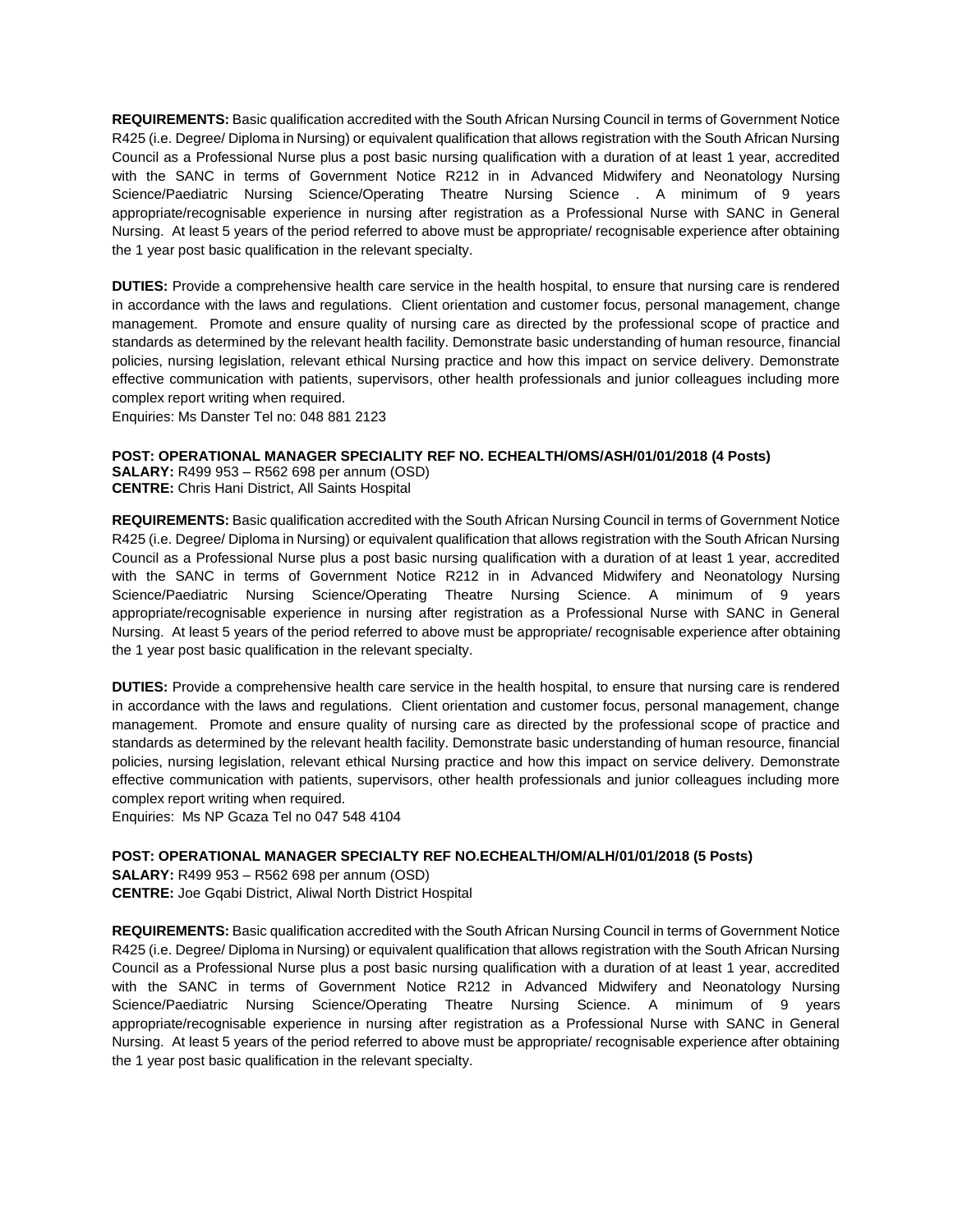**REQUIREMENTS:** Basic qualification accredited with the South African Nursing Council in terms of Government Notice R425 (i.e. Degree/ Diploma in Nursing) or equivalent qualification that allows registration with the South African Nursing Council as a Professional Nurse plus a post basic nursing qualification with a duration of at least 1 year, accredited with the SANC in terms of Government Notice R212 in in Advanced Midwifery and Neonatology Nursing Science/Paediatric Nursing Science/Operating Theatre Nursing Science . A minimum of 9 years appropriate/recognisable experience in nursing after registration as a Professional Nurse with SANC in General Nursing. At least 5 years of the period referred to above must be appropriate/ recognisable experience after obtaining the 1 year post basic qualification in the relevant specialty.

**DUTIES:** Provide a comprehensive health care service in the health hospital, to ensure that nursing care is rendered in accordance with the laws and regulations. Client orientation and customer focus, personal management, change management. Promote and ensure quality of nursing care as directed by the professional scope of practice and standards as determined by the relevant health facility. Demonstrate basic understanding of human resource, financial policies, nursing legislation, relevant ethical Nursing practice and how this impact on service delivery. Demonstrate effective communication with patients, supervisors, other health professionals and junior colleagues including more complex report writing when required.

Enquiries: Ms Danster Tel no: 048 881 2123

**POST: OPERATIONAL MANAGER SPECIALITY REF NO. ECHEALTH/OMS/ASH/01/01/2018 (4 Posts)**
**SALARY:** R499 953 – R562 698 per annum (OSD)
**CENTRE:** Chris Hani District, All Saints Hospital

**REQUIREMENTS:** Basic qualification accredited with the South African Nursing Council in terms of Government Notice R425 (i.e. Degree/ Diploma in Nursing) or equivalent qualification that allows registration with the South African Nursing Council as a Professional Nurse plus a post basic nursing qualification with a duration of at least 1 year, accredited with the SANC in terms of Government Notice R212 in in Advanced Midwifery and Neonatology Nursing Science/Paediatric Nursing Science/Operating Theatre Nursing Science. A minimum of 9 years appropriate/recognisable experience in nursing after registration as a Professional Nurse with SANC in General Nursing. At least 5 years of the period referred to above must be appropriate/ recognisable experience after obtaining the 1 year post basic qualification in the relevant specialty.

**DUTIES:** Provide a comprehensive health care service in the health hospital, to ensure that nursing care is rendered in accordance with the laws and regulations. Client orientation and customer focus, personal management, change management. Promote and ensure quality of nursing care as directed by the professional scope of practice and standards as determined by the relevant health facility. Demonstrate basic understanding of human resource, financial policies, nursing legislation, relevant ethical Nursing practice and how this impact on service delivery. Demonstrate effective communication with patients, supervisors, other health professionals and junior colleagues including more complex report writing when required.

Enquiries: Ms NP Gcaza Tel no 047 548 4104

**POST: OPERATIONAL MANAGER SPECIALTY REF NO.ECHEALTH/OM/ALH/01/01/2018 (5 Posts)**
**SALARY:** R499 953 – R562 698 per annum (OSD)
**CENTRE:** Joe Gqabi District, Aliwal North District Hospital

**REQUIREMENTS:** Basic qualification accredited with the South African Nursing Council in terms of Government Notice R425 (i.e. Degree/ Diploma in Nursing) or equivalent qualification that allows registration with the South African Nursing Council as a Professional Nurse plus a post basic nursing qualification with a duration of at least 1 year, accredited with the SANC in terms of Government Notice R212 in Advanced Midwifery and Neonatology Nursing Science/Paediatric Nursing Science/Operating Theatre Nursing Science. A minimum of 9 years appropriate/recognisable experience in nursing after registration as a Professional Nurse with SANC in General Nursing. At least 5 years of the period referred to above must be appropriate/ recognisable experience after obtaining the 1 year post basic qualification in the relevant specialty.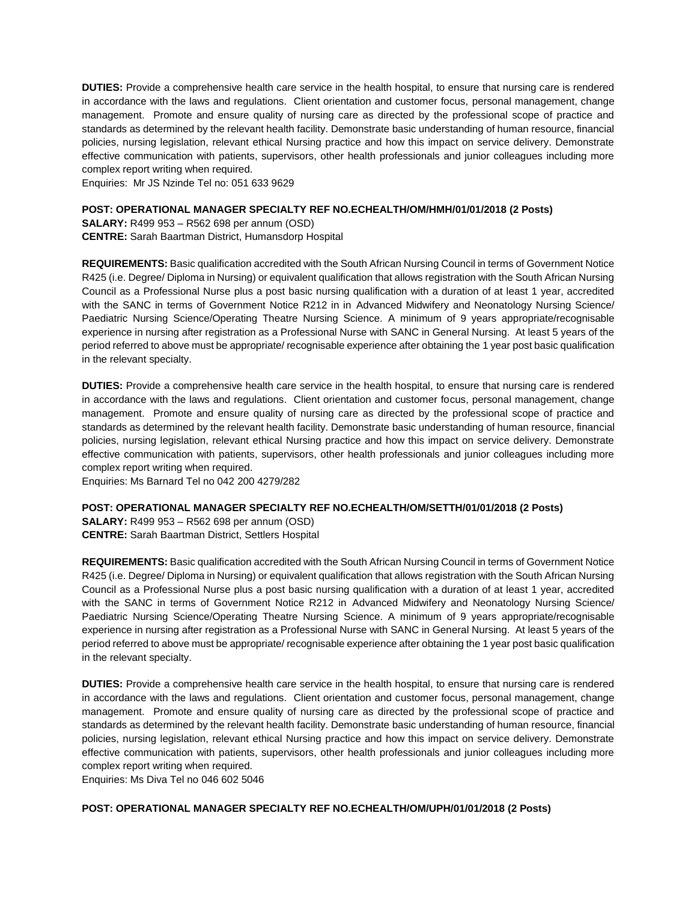**DUTIES:** Provide a comprehensive health care service in the health hospital, to ensure that nursing care is rendered in accordance with the laws and regulations. Client orientation and customer focus, personal management, change management. Promote and ensure quality of nursing care as directed by the professional scope of practice and standards as determined by the relevant health facility. Demonstrate basic understanding of human resource, financial policies, nursing legislation, relevant ethical Nursing practice and how this impact on service delivery. Demonstrate effective communication with patients, supervisors, other health professionals and junior colleagues including more complex report writing when required.
Enquiries: Mr JS Nzinde Tel no: 051 633 9629

**POST: OPERATIONAL MANAGER SPECIALTY REF NO.ECHEALTH/OM/HMH/01/01/2018 (2 Posts)**
**SALARY:** R499 953 – R562 698 per annum (OSD)
**CENTRE:** Sarah Baartman District, Humansdorp Hospital

**REQUIREMENTS:** Basic qualification accredited with the South African Nursing Council in terms of Government Notice R425 (i.e. Degree/ Diploma in Nursing) or equivalent qualification that allows registration with the South African Nursing Council as a Professional Nurse plus a post basic nursing qualification with a duration of at least 1 year, accredited with the SANC in terms of Government Notice R212 in in Advanced Midwifery and Neonatology Nursing Science/ Paediatric Nursing Science/Operating Theatre Nursing Science. A minimum of 9 years appropriate/recognisable experience in nursing after registration as a Professional Nurse with SANC in General Nursing. At least 5 years of the period referred to above must be appropriate/ recognisable experience after obtaining the 1 year post basic qualification in the relevant specialty.

**DUTIES:** Provide a comprehensive health care service in the health hospital, to ensure that nursing care is rendered in accordance with the laws and regulations. Client orientation and customer focus, personal management, change management. Promote and ensure quality of nursing care as directed by the professional scope of practice and standards as determined by the relevant health facility. Demonstrate basic understanding of human resource, financial policies, nursing legislation, relevant ethical Nursing practice and how this impact on service delivery. Demonstrate effective communication with patients, supervisors, other health professionals and junior colleagues including more complex report writing when required.
Enquiries: Ms Barnard Tel no 042 200 4279/282

**POST: OPERATIONAL MANAGER SPECIALTY REF NO.ECHEALTH/OM/SETTH/01/01/2018 (2 Posts)**
**SALARY:** R499 953 – R562 698 per annum (OSD)
**CENTRE:** Sarah Baartman District, Settlers Hospital

**REQUIREMENTS:** Basic qualification accredited with the South African Nursing Council in terms of Government Notice R425 (i.e. Degree/ Diploma in Nursing) or equivalent qualification that allows registration with the South African Nursing Council as a Professional Nurse plus a post basic nursing qualification with a duration of at least 1 year, accredited with the SANC in terms of Government Notice R212 in Advanced Midwifery and Neonatology Nursing Science/ Paediatric Nursing Science/Operating Theatre Nursing Science. A minimum of 9 years appropriate/recognisable experience in nursing after registration as a Professional Nurse with SANC in General Nursing. At least 5 years of the period referred to above must be appropriate/ recognisable experience after obtaining the 1 year post basic qualification in the relevant specialty.

**DUTIES:** Provide a comprehensive health care service in the health hospital, to ensure that nursing care is rendered in accordance with the laws and regulations. Client orientation and customer focus, personal management, change management. Promote and ensure quality of nursing care as directed by the professional scope of practice and standards as determined by the relevant health facility. Demonstrate basic understanding of human resource, financial policies, nursing legislation, relevant ethical Nursing practice and how this impact on service delivery. Demonstrate effective communication with patients, supervisors, other health professionals and junior colleagues including more complex report writing when required.
Enquiries: Ms Diva Tel no 046 602 5046

**POST: OPERATIONAL MANAGER SPECIALTY REF NO.ECHEALTH/OM/UPH/01/01/2018 (2 Posts)**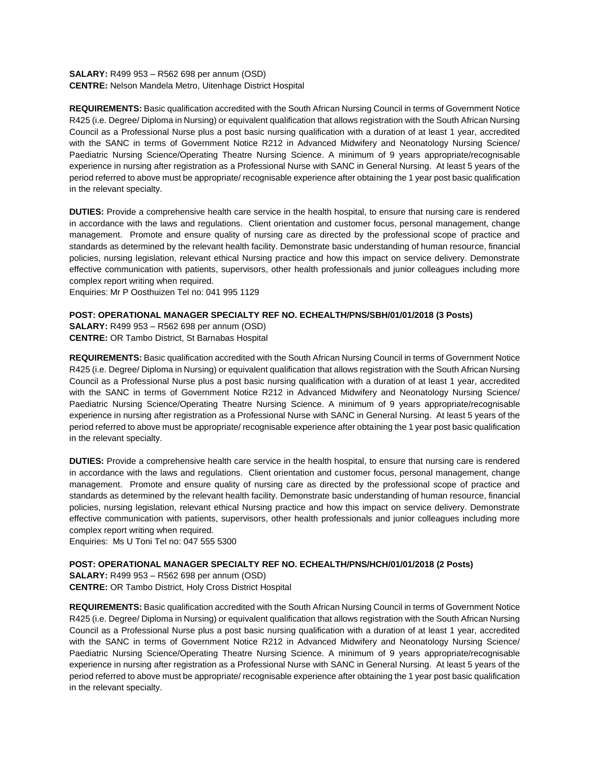**SALARY:** R499 953 – R562 698 per annum (OSD)
**CENTRE:** Nelson Mandela Metro, Uitenhage District Hospital

**REQUIREMENTS:** Basic qualification accredited with the South African Nursing Council in terms of Government Notice R425 (i.e. Degree/ Diploma in Nursing) or equivalent qualification that allows registration with the South African Nursing Council as a Professional Nurse plus a post basic nursing qualification with a duration of at least 1 year, accredited with the SANC in terms of Government Notice R212 in Advanced Midwifery and Neonatology Nursing Science/ Paediatric Nursing Science/Operating Theatre Nursing Science. A minimum of 9 years appropriate/recognisable experience in nursing after registration as a Professional Nurse with SANC in General Nursing. At least 5 years of the period referred to above must be appropriate/ recognisable experience after obtaining the 1 year post basic qualification in the relevant specialty.

**DUTIES:** Provide a comprehensive health care service in the health hospital, to ensure that nursing care is rendered in accordance with the laws and regulations. Client orientation and customer focus, personal management, change management. Promote and ensure quality of nursing care as directed by the professional scope of practice and standards as determined by the relevant health facility. Demonstrate basic understanding of human resource, financial policies, nursing legislation, relevant ethical Nursing practice and how this impact on service delivery. Demonstrate effective communication with patients, supervisors, other health professionals and junior colleagues including more complex report writing when required.
Enquiries: Mr P Oosthuizen Tel no: 041 995 1129

**POST: OPERATIONAL MANAGER SPECIALTY REF NO. ECHEALTH/PNS/SBH/01/01/2018 (3 Posts)**
**SALARY:** R499 953 – R562 698 per annum (OSD)
**CENTRE:** OR Tambo District, St Barnabas Hospital

**REQUIREMENTS:** Basic qualification accredited with the South African Nursing Council in terms of Government Notice R425 (i.e. Degree/ Diploma in Nursing) or equivalent qualification that allows registration with the South African Nursing Council as a Professional Nurse plus a post basic nursing qualification with a duration of at least 1 year, accredited with the SANC in terms of Government Notice R212 in Advanced Midwifery and Neonatology Nursing Science/ Paediatric Nursing Science/Operating Theatre Nursing Science. A minimum of 9 years appropriate/recognisable experience in nursing after registration as a Professional Nurse with SANC in General Nursing. At least 5 years of the period referred to above must be appropriate/ recognisable experience after obtaining the 1 year post basic qualification in the relevant specialty.

**DUTIES:** Provide a comprehensive health care service in the health hospital, to ensure that nursing care is rendered in accordance with the laws and regulations. Client orientation and customer focus, personal management, change management. Promote and ensure quality of nursing care as directed by the professional scope of practice and standards as determined by the relevant health facility. Demonstrate basic understanding of human resource, financial policies, nursing legislation, relevant ethical Nursing practice and how this impact on service delivery. Demonstrate effective communication with patients, supervisors, other health professionals and junior colleagues including more complex report writing when required.
Enquiries: Ms U Toni Tel no: 047 555 5300

**POST: OPERATIONAL MANAGER SPECIALTY REF NO. ECHEALTH/PNS/HCH/01/01/2018 (2 Posts)**
**SALARY:** R499 953 – R562 698 per annum (OSD)
**CENTRE:** OR Tambo District, Holy Cross District Hospital

**REQUIREMENTS:** Basic qualification accredited with the South African Nursing Council in terms of Government Notice R425 (i.e. Degree/ Diploma in Nursing) or equivalent qualification that allows registration with the South African Nursing Council as a Professional Nurse plus a post basic nursing qualification with a duration of at least 1 year, accredited with the SANC in terms of Government Notice R212 in Advanced Midwifery and Neonatology Nursing Science/ Paediatric Nursing Science/Operating Theatre Nursing Science. A minimum of 9 years appropriate/recognisable experience in nursing after registration as a Professional Nurse with SANC in General Nursing. At least 5 years of the period referred to above must be appropriate/ recognisable experience after obtaining the 1 year post basic qualification in the relevant specialty.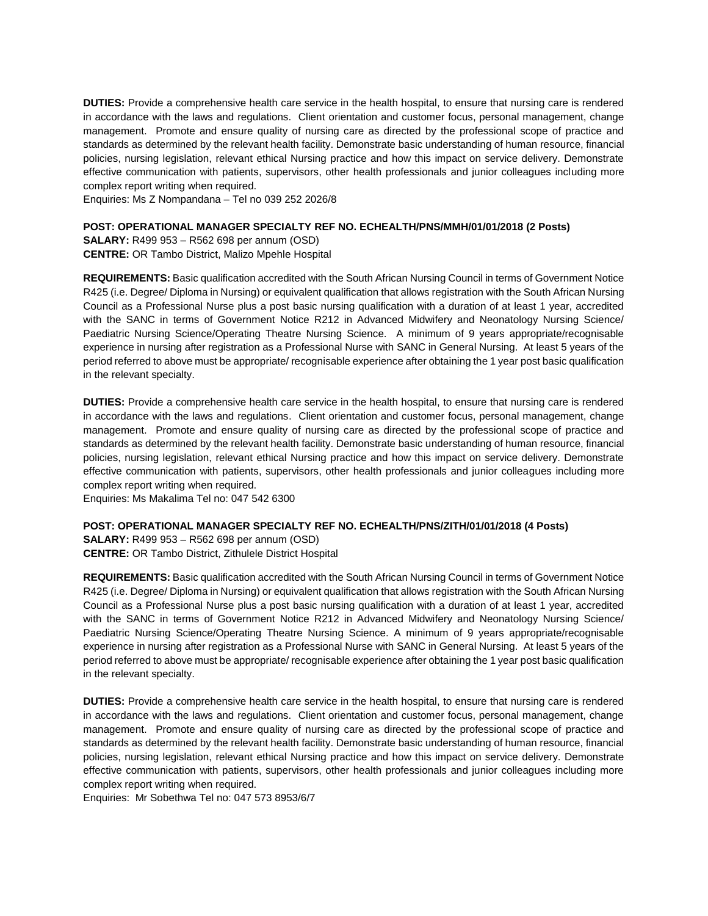**DUTIES:** Provide a comprehensive health care service in the health hospital, to ensure that nursing care is rendered in accordance with the laws and regulations. Client orientation and customer focus, personal management, change management. Promote and ensure quality of nursing care as directed by the professional scope of practice and standards as determined by the relevant health facility. Demonstrate basic understanding of human resource, financial policies, nursing legislation, relevant ethical Nursing practice and how this impact on service delivery. Demonstrate effective communication with patients, supervisors, other health professionals and junior colleagues including more complex report writing when required.
Enquiries: Ms Z Nompandana – Tel no 039 252 2026/8

**POST: OPERATIONAL MANAGER SPECIALTY REF NO. ECHEALTH/PNS/MMH/01/01/2018 (2 Posts)**
**SALARY:** R499 953 – R562 698 per annum (OSD)
**CENTRE:** OR Tambo District, Malizo Mpehle Hospital

**REQUIREMENTS:** Basic qualification accredited with the South African Nursing Council in terms of Government Notice R425 (i.e. Degree/ Diploma in Nursing) or equivalent qualification that allows registration with the South African Nursing Council as a Professional Nurse plus a post basic nursing qualification with a duration of at least 1 year, accredited with the SANC in terms of Government Notice R212 in Advanced Midwifery and Neonatology Nursing Science/ Paediatric Nursing Science/Operating Theatre Nursing Science. A minimum of 9 years appropriate/recognisable experience in nursing after registration as a Professional Nurse with SANC in General Nursing. At least 5 years of the period referred to above must be appropriate/ recognisable experience after obtaining the 1 year post basic qualification in the relevant specialty.

**DUTIES:** Provide a comprehensive health care service in the health hospital, to ensure that nursing care is rendered in accordance with the laws and regulations. Client orientation and customer focus, personal management, change management. Promote and ensure quality of nursing care as directed by the professional scope of practice and standards as determined by the relevant health facility. Demonstrate basic understanding of human resource, financial policies, nursing legislation, relevant ethical Nursing practice and how this impact on service delivery. Demonstrate effective communication with patients, supervisors, other health professionals and junior colleagues including more complex report writing when required.
Enquiries: Ms Makalima Tel no: 047 542 6300

**POST: OPERATIONAL MANAGER SPECIALTY REF NO. ECHEALTH/PNS/ZITH/01/01/2018 (4 Posts)**
**SALARY:** R499 953 – R562 698 per annum (OSD)
**CENTRE:** OR Tambo District, Zithulele District Hospital

**REQUIREMENTS:** Basic qualification accredited with the South African Nursing Council in terms of Government Notice R425 (i.e. Degree/ Diploma in Nursing) or equivalent qualification that allows registration with the South African Nursing Council as a Professional Nurse plus a post basic nursing qualification with a duration of at least 1 year, accredited with the SANC in terms of Government Notice R212 in Advanced Midwifery and Neonatology Nursing Science/ Paediatric Nursing Science/Operating Theatre Nursing Science. A minimum of 9 years appropriate/recognisable experience in nursing after registration as a Professional Nurse with SANC in General Nursing. At least 5 years of the period referred to above must be appropriate/ recognisable experience after obtaining the 1 year post basic qualification in the relevant specialty.

**DUTIES:** Provide a comprehensive health care service in the health hospital, to ensure that nursing care is rendered in accordance with the laws and regulations. Client orientation and customer focus, personal management, change management. Promote and ensure quality of nursing care as directed by the professional scope of practice and standards as determined by the relevant health facility. Demonstrate basic understanding of human resource, financial policies, nursing legislation, relevant ethical Nursing practice and how this impact on service delivery. Demonstrate effective communication with patients, supervisors, other health professionals and junior colleagues including more complex report writing when required.
Enquiries: Mr Sobethwa Tel no: 047 573 8953/6/7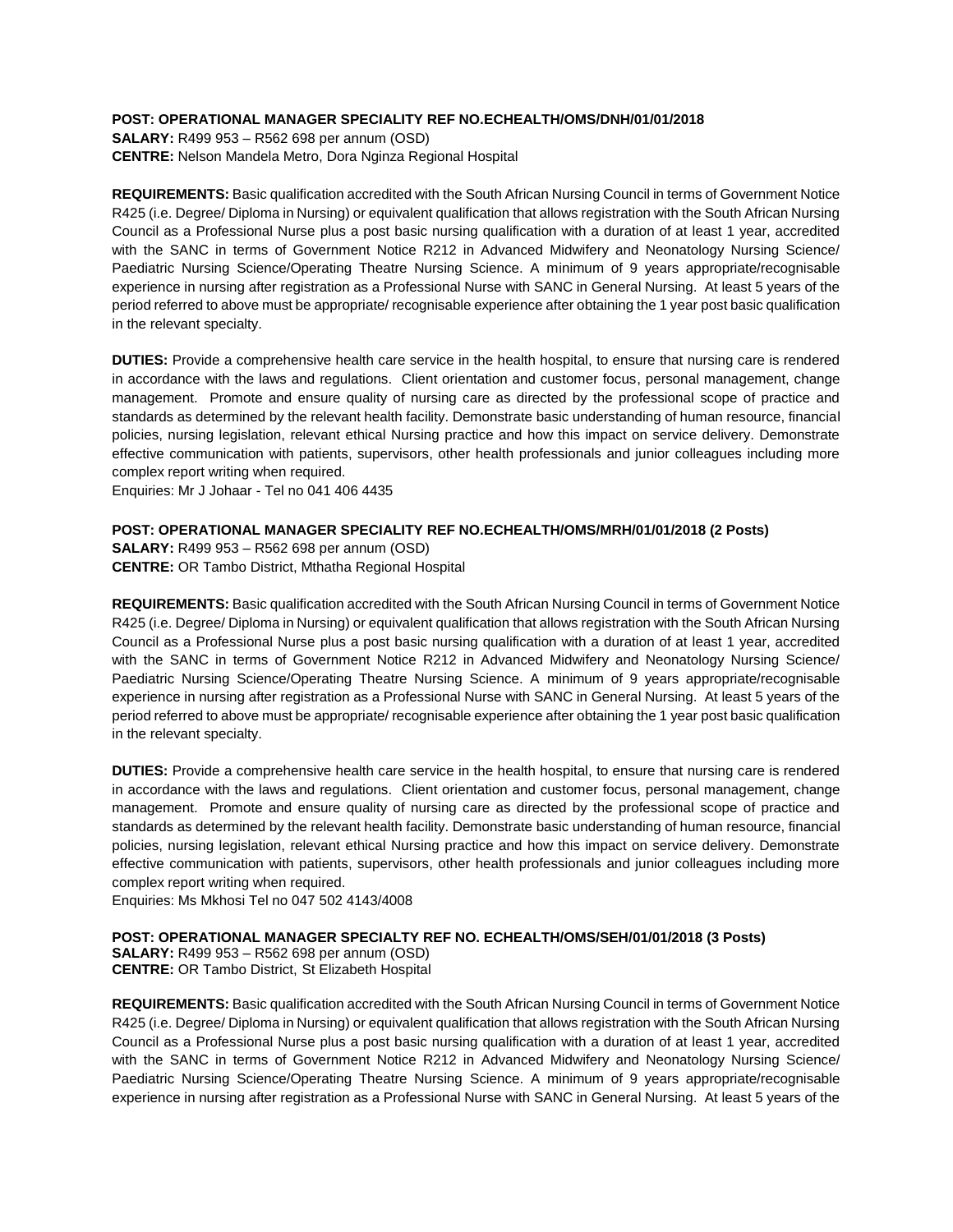**POST: OPERATIONAL MANAGER SPECIALITY REF NO.ECHEALTH/OMS/DNH/01/01/2018**
**SALARY:** R499 953 – R562 698 per annum (OSD)
**CENTRE:** Nelson Mandela Metro, Dora Nginza Regional Hospital

**REQUIREMENTS:** Basic qualification accredited with the South African Nursing Council in terms of Government Notice R425 (i.e. Degree/ Diploma in Nursing) or equivalent qualification that allows registration with the South African Nursing Council as a Professional Nurse plus a post basic nursing qualification with a duration of at least 1 year, accredited with the SANC in terms of Government Notice R212 in Advanced Midwifery and Neonatology Nursing Science/ Paediatric Nursing Science/Operating Theatre Nursing Science. A minimum of 9 years appropriate/recognisable experience in nursing after registration as a Professional Nurse with SANC in General Nursing. At least 5 years of the period referred to above must be appropriate/ recognisable experience after obtaining the 1 year post basic qualification in the relevant specialty.

**DUTIES:** Provide a comprehensive health care service in the health hospital, to ensure that nursing care is rendered in accordance with the laws and regulations. Client orientation and customer focus, personal management, change management. Promote and ensure quality of nursing care as directed by the professional scope of practice and standards as determined by the relevant health facility. Demonstrate basic understanding of human resource, financial policies, nursing legislation, relevant ethical Nursing practice and how this impact on service delivery. Demonstrate effective communication with patients, supervisors, other health professionals and junior colleagues including more complex report writing when required.
Enquiries: Mr J Johaar - Tel no 041 406 4435

**POST: OPERATIONAL MANAGER SPECIALITY REF NO.ECHEALTH/OMS/MRH/01/01/2018 (2 Posts)**
**SALARY:** R499 953 – R562 698 per annum (OSD)
**CENTRE:** OR Tambo District, Mthatha Regional Hospital

**REQUIREMENTS:** Basic qualification accredited with the South African Nursing Council in terms of Government Notice R425 (i.e. Degree/ Diploma in Nursing) or equivalent qualification that allows registration with the South African Nursing Council as a Professional Nurse plus a post basic nursing qualification with a duration of at least 1 year, accredited with the SANC in terms of Government Notice R212 in Advanced Midwifery and Neonatology Nursing Science/ Paediatric Nursing Science/Operating Theatre Nursing Science. A minimum of 9 years appropriate/recognisable experience in nursing after registration as a Professional Nurse with SANC in General Nursing. At least 5 years of the period referred to above must be appropriate/ recognisable experience after obtaining the 1 year post basic qualification in the relevant specialty.

**DUTIES:** Provide a comprehensive health care service in the health hospital, to ensure that nursing care is rendered in accordance with the laws and regulations. Client orientation and customer focus, personal management, change management. Promote and ensure quality of nursing care as directed by the professional scope of practice and standards as determined by the relevant health facility. Demonstrate basic understanding of human resource, financial policies, nursing legislation, relevant ethical Nursing practice and how this impact on service delivery. Demonstrate effective communication with patients, supervisors, other health professionals and junior colleagues including more complex report writing when required.
Enquiries: Ms Mkhosi Tel no 047 502 4143/4008

**POST: OPERATIONAL MANAGER SPECIALTY REF NO. ECHEALTH/OMS/SEH/01/01/2018 (3 Posts)**
**SALARY:** R499 953 – R562 698 per annum (OSD)
**CENTRE:** OR Tambo District, St Elizabeth Hospital

**REQUIREMENTS:** Basic qualification accredited with the South African Nursing Council in terms of Government Notice R425 (i.e. Degree/ Diploma in Nursing) or equivalent qualification that allows registration with the South African Nursing Council as a Professional Nurse plus a post basic nursing qualification with a duration of at least 1 year, accredited with the SANC in terms of Government Notice R212 in Advanced Midwifery and Neonatology Nursing Science/ Paediatric Nursing Science/Operating Theatre Nursing Science. A minimum of 9 years appropriate/recognisable experience in nursing after registration as a Professional Nurse with SANC in General Nursing. At least 5 years of the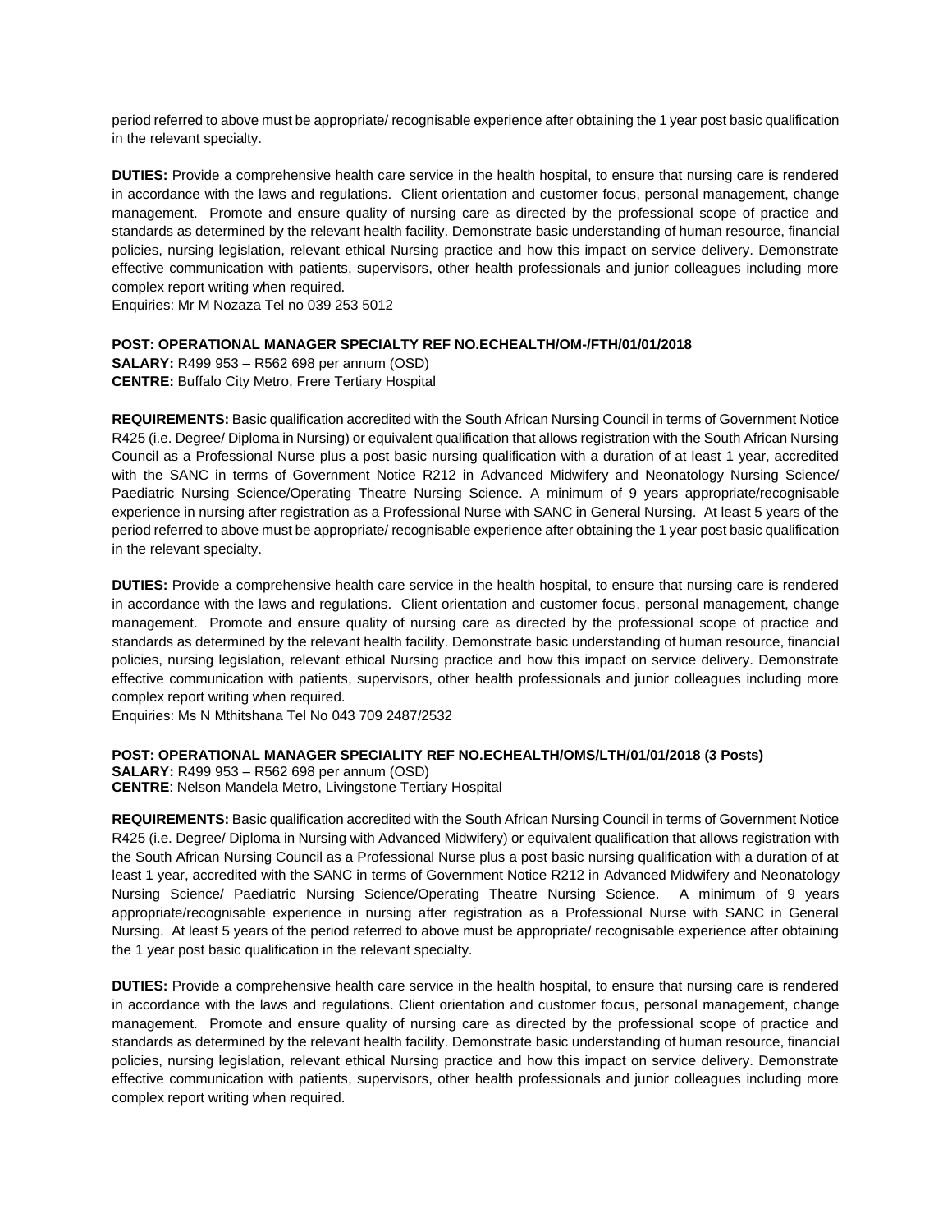period referred to above must be appropriate/ recognisable experience after obtaining the 1 year post basic qualification in the relevant specialty.

**DUTIES:** Provide a comprehensive health care service in the health hospital, to ensure that nursing care is rendered in accordance with the laws and regulations. Client orientation and customer focus, personal management, change management. Promote and ensure quality of nursing care as directed by the professional scope of practice and standards as determined by the relevant health facility. Demonstrate basic understanding of human resource, financial policies, nursing legislation, relevant ethical Nursing practice and how this impact on service delivery. Demonstrate effective communication with patients, supervisors, other health professionals and junior colleagues including more complex report writing when required.
Enquiries: Mr M Nozaza Tel no 039 253 5012

**POST: OPERATIONAL MANAGER SPECIALTY REF NO.ECHEALTH/OM-/FTH/01/01/2018**
**SALARY:** R499 953 – R562 698 per annum (OSD)
**CENTRE:** Buffalo City Metro, Frere Tertiary Hospital

**REQUIREMENTS:** Basic qualification accredited with the South African Nursing Council in terms of Government Notice R425 (i.e. Degree/ Diploma in Nursing) or equivalent qualification that allows registration with the South African Nursing Council as a Professional Nurse plus a post basic nursing qualification with a duration of at least 1 year, accredited with the SANC in terms of Government Notice R212 in Advanced Midwifery and Neonatology Nursing Science/ Paediatric Nursing Science/Operating Theatre Nursing Science. A minimum of 9 years appropriate/recognisable experience in nursing after registration as a Professional Nurse with SANC in General Nursing. At least 5 years of the period referred to above must be appropriate/ recognisable experience after obtaining the 1 year post basic qualification in the relevant specialty.

**DUTIES:** Provide a comprehensive health care service in the health hospital, to ensure that nursing care is rendered in accordance with the laws and regulations. Client orientation and customer focus, personal management, change management. Promote and ensure quality of nursing care as directed by the professional scope of practice and standards as determined by the relevant health facility. Demonstrate basic understanding of human resource, financial policies, nursing legislation, relevant ethical Nursing practice and how this impact on service delivery. Demonstrate effective communication with patients, supervisors, other health professionals and junior colleagues including more complex report writing when required.
Enquiries: Ms N Mthitshana Tel No 043 709 2487/2532

**POST: OPERATIONAL MANAGER SPECIALITY REF NO.ECHEALTH/OMS/LTH/01/01/2018 (3 Posts)**
**SALARY:** R499 953 – R562 698 per annum (OSD)
**CENTRE**: Nelson Mandela Metro, Livingstone Tertiary Hospital

**REQUIREMENTS:** Basic qualification accredited with the South African Nursing Council in terms of Government Notice R425 (i.e. Degree/ Diploma in Nursing with Advanced Midwifery) or equivalent qualification that allows registration with the South African Nursing Council as a Professional Nurse plus a post basic nursing qualification with a duration of at least 1 year, accredited with the SANC in terms of Government Notice R212 in Advanced Midwifery and Neonatology Nursing Science/ Paediatric Nursing Science/Operating Theatre Nursing Science. A minimum of 9 years appropriate/recognisable experience in nursing after registration as a Professional Nurse with SANC in General Nursing. At least 5 years of the period referred to above must be appropriate/ recognisable experience after obtaining the 1 year post basic qualification in the relevant specialty.

**DUTIES:** Provide a comprehensive health care service in the health hospital, to ensure that nursing care is rendered in accordance with the laws and regulations. Client orientation and customer focus, personal management, change management. Promote and ensure quality of nursing care as directed by the professional scope of practice and standards as determined by the relevant health facility. Demonstrate basic understanding of human resource, financial policies, nursing legislation, relevant ethical Nursing practice and how this impact on service delivery. Demonstrate effective communication with patients, supervisors, other health professionals and junior colleagues including more complex report writing when required.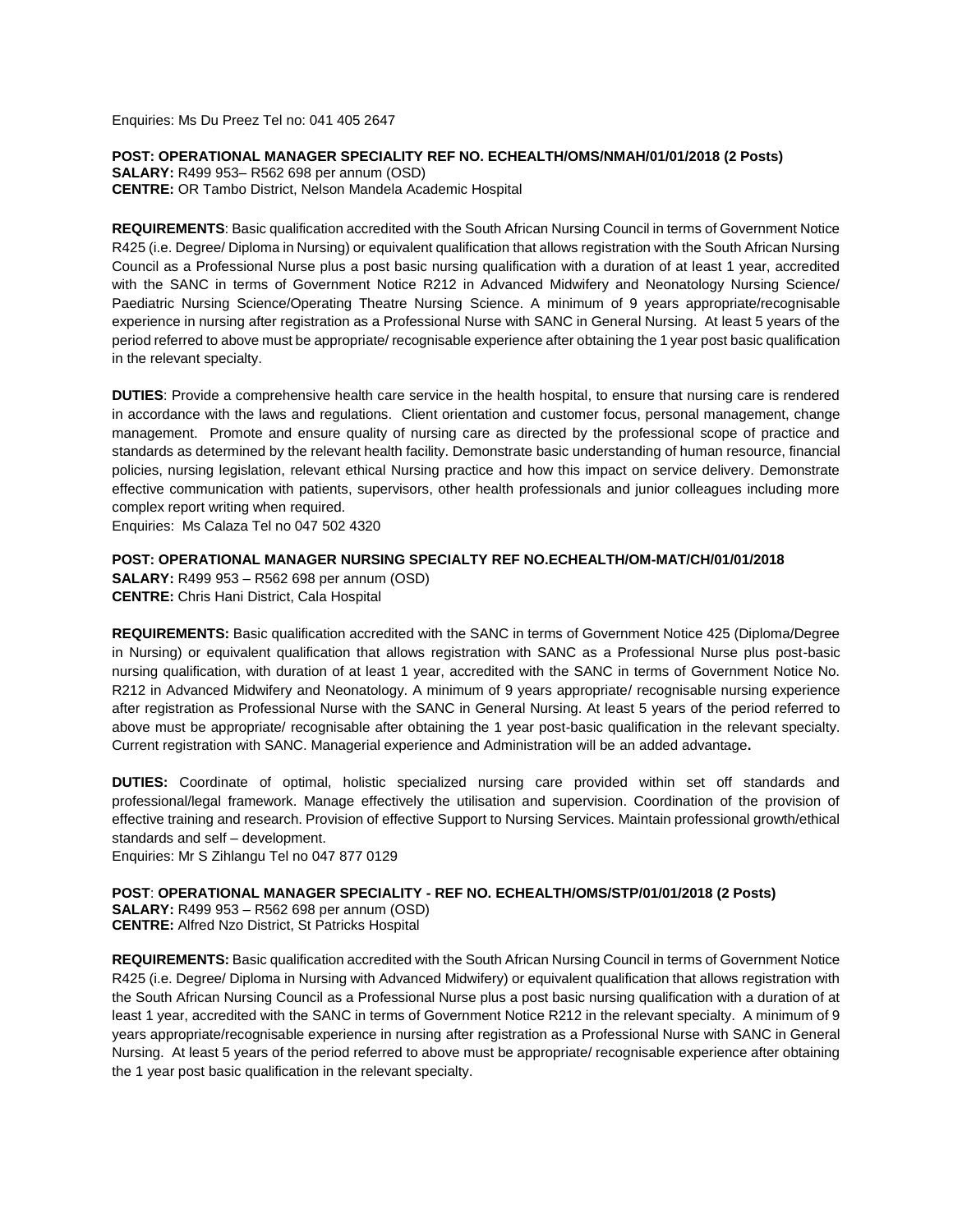Enquiries: Ms Du Preez Tel no: 041 405 2647

**POST: OPERATIONAL MANAGER SPECIALITY REF NO. ECHEALTH/OMS/NMAH/01/01/2018 (2 Posts)**
**SALARY:** R499 953– R562 698 per annum (OSD)
**CENTRE:** OR Tambo District, Nelson Mandela Academic Hospital

**REQUIREMENTS**: Basic qualification accredited with the South African Nursing Council in terms of Government Notice R425 (i.e. Degree/ Diploma in Nursing) or equivalent qualification that allows registration with the South African Nursing Council as a Professional Nurse plus a post basic nursing qualification with a duration of at least 1 year, accredited with the SANC in terms of Government Notice R212 in Advanced Midwifery and Neonatology Nursing Science/ Paediatric Nursing Science/Operating Theatre Nursing Science. A minimum of 9 years appropriate/recognisable experience in nursing after registration as a Professional Nurse with SANC in General Nursing. At least 5 years of the period referred to above must be appropriate/ recognisable experience after obtaining the 1 year post basic qualification in the relevant specialty.

**DUTIES**: Provide a comprehensive health care service in the health hospital, to ensure that nursing care is rendered in accordance with the laws and regulations. Client orientation and customer focus, personal management, change management. Promote and ensure quality of nursing care as directed by the professional scope of practice and standards as determined by the relevant health facility. Demonstrate basic understanding of human resource, financial policies, nursing legislation, relevant ethical Nursing practice and how this impact on service delivery. Demonstrate effective communication with patients, supervisors, other health professionals and junior colleagues including more complex report writing when required.
Enquiries: Ms Calaza Tel no 047 502 4320

**POST: OPERATIONAL MANAGER NURSING SPECIALTY REF NO.ECHEALTH/OM-MAT/CH/01/01/2018**
**SALARY:** R499 953 – R562 698 per annum (OSD)
**CENTRE:** Chris Hani District, Cala Hospital

**REQUIREMENTS:** Basic qualification accredited with the SANC in terms of Government Notice 425 (Diploma/Degree in Nursing) or equivalent qualification that allows registration with SANC as a Professional Nurse plus post-basic nursing qualification, with duration of at least 1 year, accredited with the SANC in terms of Government Notice No. R212 in Advanced Midwifery and Neonatology. A minimum of 9 years appropriate/ recognisable nursing experience after registration as Professional Nurse with the SANC in General Nursing. At least 5 years of the period referred to above must be appropriate/ recognisable after obtaining the 1 year post-basic qualification in the relevant specialty. Current registration with SANC. Managerial experience and Administration will be an added advantage**.**

**DUTIES:** Coordinate of optimal, holistic specialized nursing care provided within set off standards and professional/legal framework. Manage effectively the utilisation and supervision. Coordination of the provision of effective training and research. Provision of effective Support to Nursing Services. Maintain professional growth/ethical standards and self – development.
Enquiries: Mr S Zihlangu Tel no 047 877 0129

**POST**: **OPERATIONAL MANAGER SPECIALITY - REF NO. ECHEALTH/OMS/STP/01/01/2018 (2 Posts)**
**SALARY:** R499 953 – R562 698 per annum (OSD)
**CENTRE:** Alfred Nzo District, St Patricks Hospital

**REQUIREMENTS:** Basic qualification accredited with the South African Nursing Council in terms of Government Notice R425 (i.e. Degree/ Diploma in Nursing with Advanced Midwifery) or equivalent qualification that allows registration with the South African Nursing Council as a Professional Nurse plus a post basic nursing qualification with a duration of at least 1 year, accredited with the SANC in terms of Government Notice R212 in the relevant specialty. A minimum of 9 years appropriate/recognisable experience in nursing after registration as a Professional Nurse with SANC in General Nursing. At least 5 years of the period referred to above must be appropriate/ recognisable experience after obtaining the 1 year post basic qualification in the relevant specialty.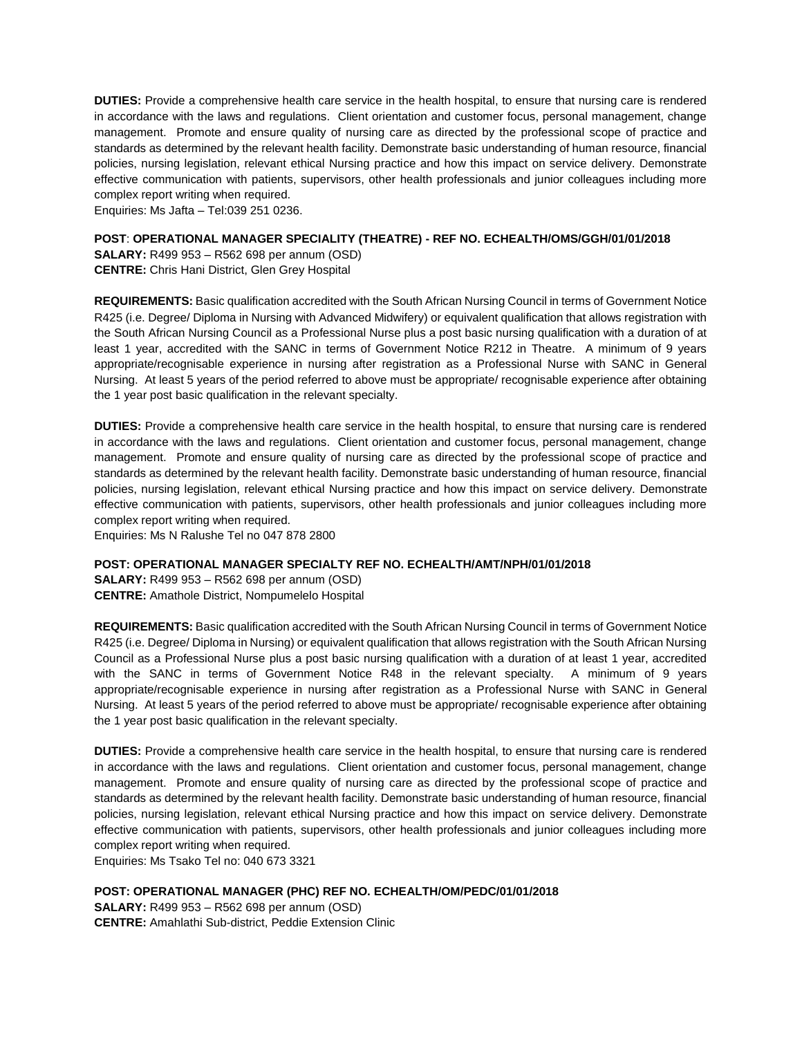**DUTIES:** Provide a comprehensive health care service in the health hospital, to ensure that nursing care is rendered in accordance with the laws and regulations. Client orientation and customer focus, personal management, change management. Promote and ensure quality of nursing care as directed by the professional scope of practice and standards as determined by the relevant health facility. Demonstrate basic understanding of human resource, financial policies, nursing legislation, relevant ethical Nursing practice and how this impact on service delivery. Demonstrate effective communication with patients, supervisors, other health professionals and junior colleagues including more complex report writing when required.
Enquiries: Ms Jafta – Tel:039 251 0236.

**POST**: **OPERATIONAL MANAGER SPECIALITY (THEATRE) - REF NO. ECHEALTH/OMS/GGH/01/01/2018**
**SALARY:** R499 953 – R562 698 per annum (OSD)
**CENTRE:** Chris Hani District, Glen Grey Hospital

**REQUIREMENTS:** Basic qualification accredited with the South African Nursing Council in terms of Government Notice R425 (i.e. Degree/ Diploma in Nursing with Advanced Midwifery) or equivalent qualification that allows registration with the South African Nursing Council as a Professional Nurse plus a post basic nursing qualification with a duration of at least 1 year, accredited with the SANC in terms of Government Notice R212 in Theatre. A minimum of 9 years appropriate/recognisable experience in nursing after registration as a Professional Nurse with SANC in General Nursing. At least 5 years of the period referred to above must be appropriate/ recognisable experience after obtaining the 1 year post basic qualification in the relevant specialty.

**DUTIES:** Provide a comprehensive health care service in the health hospital, to ensure that nursing care is rendered in accordance with the laws and regulations. Client orientation and customer focus, personal management, change management. Promote and ensure quality of nursing care as directed by the professional scope of practice and standards as determined by the relevant health facility. Demonstrate basic understanding of human resource, financial policies, nursing legislation, relevant ethical Nursing practice and how this impact on service delivery. Demonstrate effective communication with patients, supervisors, other health professionals and junior colleagues including more complex report writing when required.
Enquiries: Ms N Ralushe Tel no 047 878 2800

**POST: OPERATIONAL MANAGER SPECIALTY REF NO. ECHEALTH/AMT/NPH/01/01/2018**
**SALARY:** R499 953 – R562 698 per annum (OSD)
**CENTRE:** Amathole District, Nompumelelo Hospital

**REQUIREMENTS:** Basic qualification accredited with the South African Nursing Council in terms of Government Notice R425 (i.e. Degree/ Diploma in Nursing) or equivalent qualification that allows registration with the South African Nursing Council as a Professional Nurse plus a post basic nursing qualification with a duration of at least 1 year, accredited with the SANC in terms of Government Notice R48 in the relevant specialty. A minimum of 9 years appropriate/recognisable experience in nursing after registration as a Professional Nurse with SANC in General Nursing. At least 5 years of the period referred to above must be appropriate/ recognisable experience after obtaining the 1 year post basic qualification in the relevant specialty.

**DUTIES:** Provide a comprehensive health care service in the health hospital, to ensure that nursing care is rendered in accordance with the laws and regulations. Client orientation and customer focus, personal management, change management. Promote and ensure quality of nursing care as directed by the professional scope of practice and standards as determined by the relevant health facility. Demonstrate basic understanding of human resource, financial policies, nursing legislation, relevant ethical Nursing practice and how this impact on service delivery. Demonstrate effective communication with patients, supervisors, other health professionals and junior colleagues including more complex report writing when required.
Enquiries: Ms Tsako Tel no: 040 673 3321

**POST: OPERATIONAL MANAGER (PHC) REF NO. ECHEALTH/OM/PEDC/01/01/2018**
**SALARY:** R499 953 – R562 698 per annum (OSD)
**CENTRE:** Amahlathi Sub-district, Peddie Extension Clinic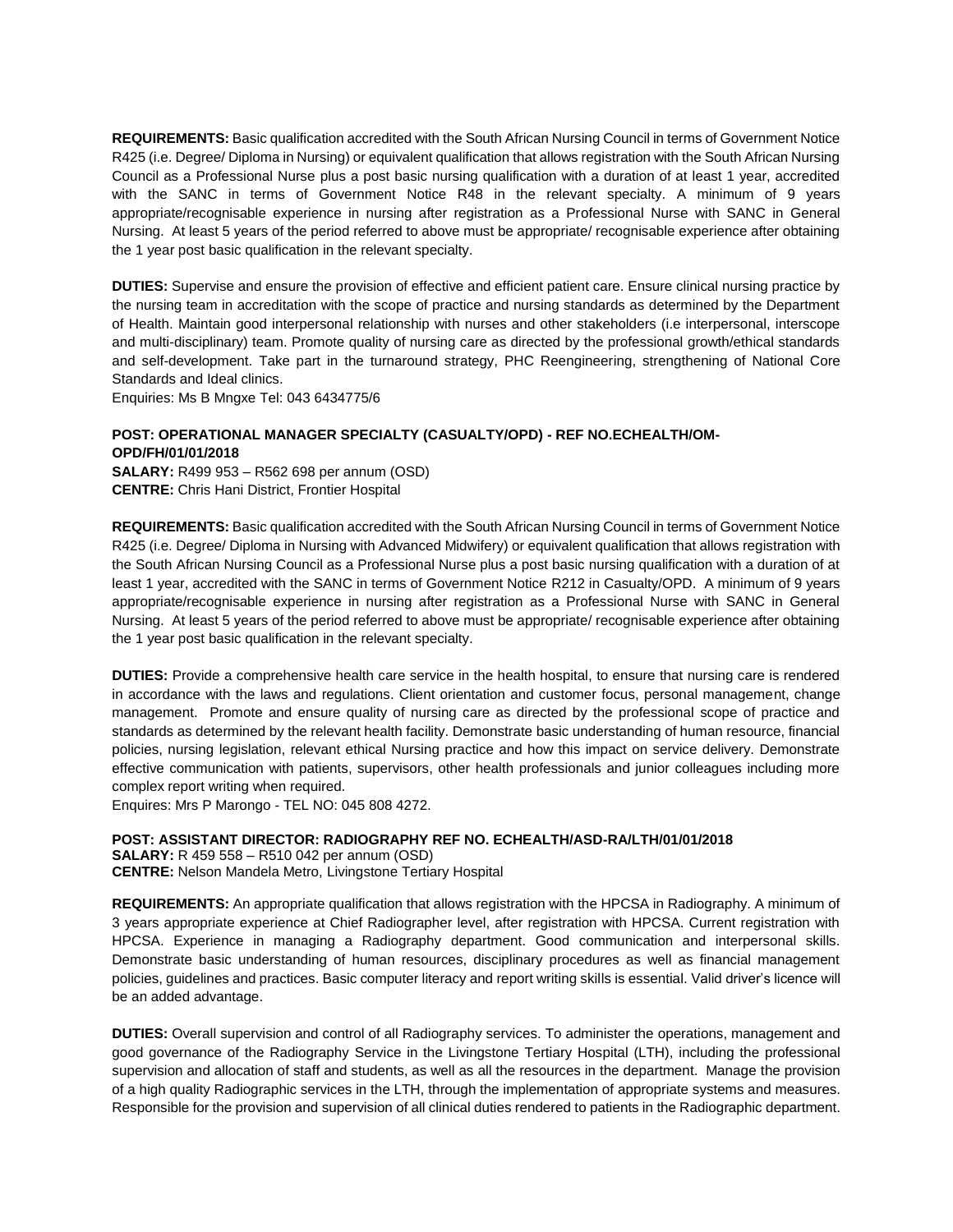**REQUIREMENTS:** Basic qualification accredited with the South African Nursing Council in terms of Government Notice R425 (i.e. Degree/ Diploma in Nursing) or equivalent qualification that allows registration with the South African Nursing Council as a Professional Nurse plus a post basic nursing qualification with a duration of at least 1 year, accredited with the SANC in terms of Government Notice R48 in the relevant specialty. A minimum of 9 years appropriate/recognisable experience in nursing after registration as a Professional Nurse with SANC in General Nursing. At least 5 years of the period referred to above must be appropriate/ recognisable experience after obtaining the 1 year post basic qualification in the relevant specialty.

**DUTIES:** Supervise and ensure the provision of effective and efficient patient care. Ensure clinical nursing practice by the nursing team in accreditation with the scope of practice and nursing standards as determined by the Department of Health. Maintain good interpersonal relationship with nurses and other stakeholders (i.e interpersonal, interscope and multi-disciplinary) team. Promote quality of nursing care as directed by the professional growth/ethical standards and self-development. Take part in the turnaround strategy, PHC Reengineering, strengthening of National Core Standards and Ideal clinics.
Enquiries: Ms B Mngxe Tel: 043 6434775/6

**POST: OPERATIONAL MANAGER SPECIALTY (CASUALTY/OPD) - REF NO.ECHEALTH/OM-OPD/FH/01/01/2018**
**SALARY:** R499 953 – R562 698 per annum (OSD)
**CENTRE:** Chris Hani District, Frontier Hospital

**REQUIREMENTS:** Basic qualification accredited with the South African Nursing Council in terms of Government Notice R425 (i.e. Degree/ Diploma in Nursing with Advanced Midwifery) or equivalent qualification that allows registration with the South African Nursing Council as a Professional Nurse plus a post basic nursing qualification with a duration of at least 1 year, accredited with the SANC in terms of Government Notice R212 in Casualty/OPD. A minimum of 9 years appropriate/recognisable experience in nursing after registration as a Professional Nurse with SANC in General Nursing. At least 5 years of the period referred to above must be appropriate/ recognisable experience after obtaining the 1 year post basic qualification in the relevant specialty.

**DUTIES:** Provide a comprehensive health care service in the health hospital, to ensure that nursing care is rendered in accordance with the laws and regulations. Client orientation and customer focus, personal management, change management. Promote and ensure quality of nursing care as directed by the professional scope of practice and standards as determined by the relevant health facility. Demonstrate basic understanding of human resource, financial policies, nursing legislation, relevant ethical Nursing practice and how this impact on service delivery. Demonstrate effective communication with patients, supervisors, other health professionals and junior colleagues including more complex report writing when required.
Enquires: Mrs P Marongo - TEL NO: 045 808 4272.

**POST: ASSISTANT DIRECTOR: RADIOGRAPHY REF NO. ECHEALTH/ASD-RA/LTH/01/01/2018**
**SALARY:** R 459 558 – R510 042 per annum (OSD)
**CENTRE:** Nelson Mandela Metro, Livingstone Tertiary Hospital

**REQUIREMENTS:** An appropriate qualification that allows registration with the HPCSA in Radiography. A minimum of 3 years appropriate experience at Chief Radiographer level, after registration with HPCSA. Current registration with HPCSA. Experience in managing a Radiography department. Good communication and interpersonal skills. Demonstrate basic understanding of human resources, disciplinary procedures as well as financial management policies, guidelines and practices. Basic computer literacy and report writing skills is essential. Valid driver's licence will be an added advantage.

**DUTIES:** Overall supervision and control of all Radiography services. To administer the operations, management and good governance of the Radiography Service in the Livingstone Tertiary Hospital (LTH), including the professional supervision and allocation of staff and students, as well as all the resources in the department. Manage the provision of a high quality Radiographic services in the LTH, through the implementation of appropriate systems and measures. Responsible for the provision and supervision of all clinical duties rendered to patients in the Radiographic department.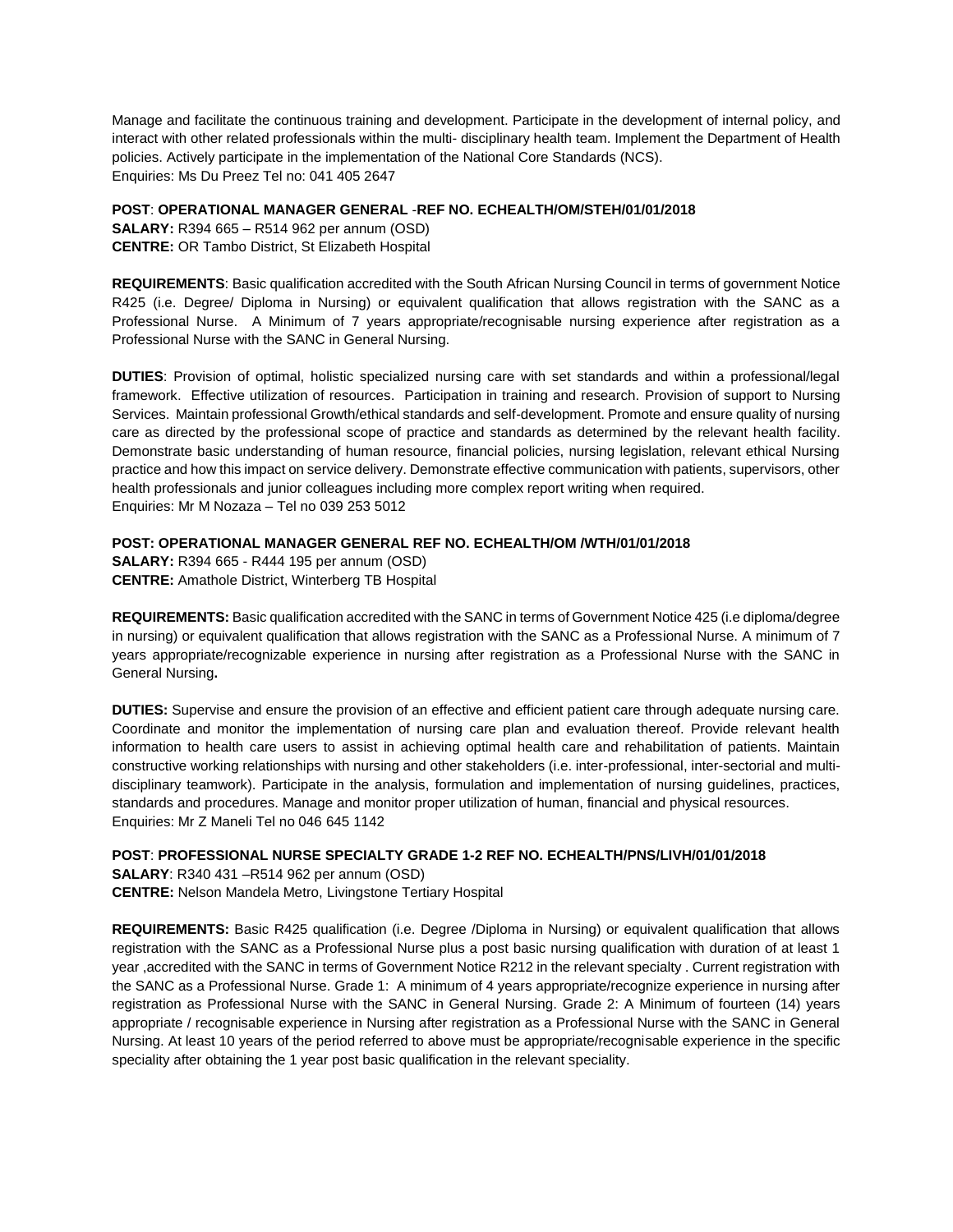Manage and facilitate the continuous training and development. Participate in the development of internal policy, and interact with other related professionals within the multi- disciplinary health team. Implement the Department of Health policies. Actively participate in the implementation of the National Core Standards (NCS).
Enquiries: Ms Du Preez Tel no: 041 405 2647

**POST**: **OPERATIONAL MANAGER GENERAL** -**REF NO. ECHEALTH/OM/STEH/01/01/2018**
**SALARY:** R394 665 – R514 962 per annum (OSD)
**CENTRE:** OR Tambo District, St Elizabeth Hospital

**REQUIREMENTS**: Basic qualification accredited with the South African Nursing Council in terms of government Notice R425 (i.e. Degree/ Diploma in Nursing) or equivalent qualification that allows registration with the SANC as a Professional Nurse. A Minimum of 7 years appropriate/recognisable nursing experience after registration as a Professional Nurse with the SANC in General Nursing.

**DUTIES**: Provision of optimal, holistic specialized nursing care with set standards and within a professional/legal framework. Effective utilization of resources. Participation in training and research. Provision of support to Nursing Services. Maintain professional Growth/ethical standards and self-development. Promote and ensure quality of nursing care as directed by the professional scope of practice and standards as determined by the relevant health facility. Demonstrate basic understanding of human resource, financial policies, nursing legislation, relevant ethical Nursing practice and how this impact on service delivery. Demonstrate effective communication with patients, supervisors, other health professionals and junior colleagues including more complex report writing when required.
Enquiries: Mr M Nozaza – Tel no 039 253 5012

**POST: OPERATIONAL MANAGER GENERAL REF NO. ECHEALTH/OM /WTH/01/01/2018**
**SALARY:** R394 665 - R444 195 per annum (OSD)
**CENTRE:** Amathole District, Winterberg TB Hospital

**REQUIREMENTS:** Basic qualification accredited with the SANC in terms of Government Notice 425 (i.e diploma/degree in nursing) or equivalent qualification that allows registration with the SANC as a Professional Nurse. A minimum of 7 years appropriate/recognizable experience in nursing after registration as a Professional Nurse with the SANC in General Nursing**.**

**DUTIES:** Supervise and ensure the provision of an effective and efficient patient care through adequate nursing care. Coordinate and monitor the implementation of nursing care plan and evaluation thereof. Provide relevant health information to health care users to assist in achieving optimal health care and rehabilitation of patients. Maintain constructive working relationships with nursing and other stakeholders (i.e. inter-professional, inter-sectorial and multi-disciplinary teamwork). Participate in the analysis, formulation and implementation of nursing guidelines, practices, standards and procedures. Manage and monitor proper utilization of human, financial and physical resources.
Enquiries: Mr Z Maneli Tel no 046 645 1142

**POST**: **PROFESSIONAL NURSE SPECIALTY GRADE 1-2 REF NO. ECHEALTH/PNS/LIVH/01/01/2018**
**SALARY**: R340 431 –R514 962 per annum (OSD)
**CENTRE:** Nelson Mandela Metro, Livingstone Tertiary Hospital

**REQUIREMENTS:** Basic R425 qualification (i.e. Degree /Diploma in Nursing) or equivalent qualification that allows registration with the SANC as a Professional Nurse plus a post basic nursing qualification with duration of at least 1 year ,accredited with the SANC in terms of Government Notice R212 in the relevant specialty . Current registration with the SANC as a Professional Nurse. Grade 1: A minimum of 4 years appropriate/recognize experience in nursing after registration as Professional Nurse with the SANC in General Nursing. Grade 2: A Minimum of fourteen (14) years appropriate / recognisable experience in Nursing after registration as a Professional Nurse with the SANC in General Nursing. At least 10 years of the period referred to above must be appropriate/recognisable experience in the specific speciality after obtaining the 1 year post basic qualification in the relevant speciality.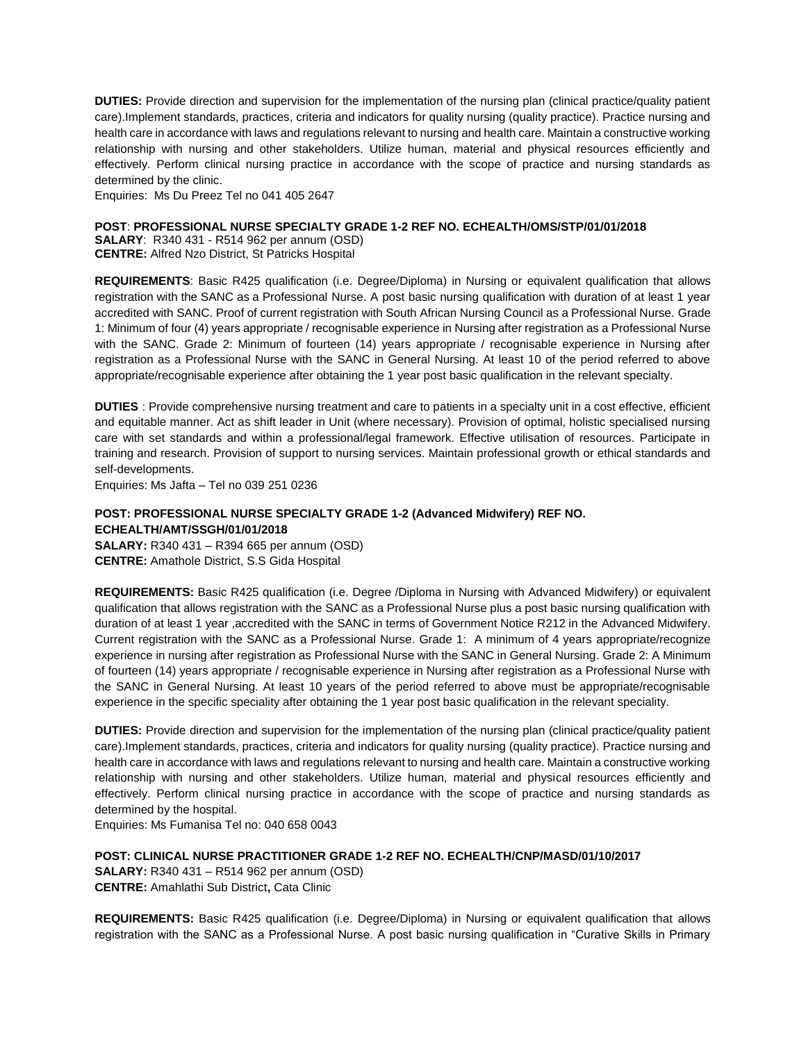**DUTIES:** Provide direction and supervision for the implementation of the nursing plan (clinical practice/quality patient care).Implement standards, practices, criteria and indicators for quality nursing (quality practice). Practice nursing and health care in accordance with laws and regulations relevant to nursing and health care. Maintain a constructive working relationship with nursing and other stakeholders. Utilize human, material and physical resources efficiently and effectively. Perform clinical nursing practice in accordance with the scope of practice and nursing standards as determined by the clinic.
Enquiries: Ms Du Preez Tel no 041 405 2647

**POST**: **PROFESSIONAL NURSE SPECIALTY GRADE 1-2 REF NO. ECHEALTH/OMS/STP/01/01/2018**
**SALARY**: R340 431 - R514 962 per annum (OSD)
**CENTRE:** Alfred Nzo District, St Patricks Hospital

**REQUIREMENTS**: Basic R425 qualification (i.e. Degree/Diploma) in Nursing or equivalent qualification that allows registration with the SANC as a Professional Nurse. A post basic nursing qualification with duration of at least 1 year accredited with SANC. Proof of current registration with South African Nursing Council as a Professional Nurse. Grade 1: Minimum of four (4) years appropriate / recognisable experience in Nursing after registration as a Professional Nurse with the SANC. Grade 2: Minimum of fourteen (14) years appropriate / recognisable experience in Nursing after registration as a Professional Nurse with the SANC in General Nursing. At least 10 of the period referred to above appropriate/recognisable experience after obtaining the 1 year post basic qualification in the relevant specialty.

**DUTIES** : Provide comprehensive nursing treatment and care to patients in a specialty unit in a cost effective, efficient and equitable manner. Act as shift leader in Unit (where necessary). Provision of optimal, holistic specialised nursing care with set standards and within a professional/legal framework. Effective utilisation of resources. Participate in training and research. Provision of support to nursing services. Maintain professional growth or ethical standards and self-developments.
Enquiries: Ms Jafta – Tel no 039 251 0236

**POST: PROFESSIONAL NURSE SPECIALTY GRADE 1-2 (Advanced Midwifery) REF NO. ECHEALTH/AMT/SSGH/01/01/2018**
**SALARY:** R340 431 – R394 665 per annum (OSD)
**CENTRE:** Amathole District, S.S Gida Hospital

**REQUIREMENTS:** Basic R425 qualification (i.e. Degree /Diploma in Nursing with Advanced Midwifery) or equivalent qualification that allows registration with the SANC as a Professional Nurse plus a post basic nursing qualification with duration of at least 1 year ,accredited with the SANC in terms of Government Notice R212 in the Advanced Midwifery. Current registration with the SANC as a Professional Nurse. Grade 1: A minimum of 4 years appropriate/recognize experience in nursing after registration as Professional Nurse with the SANC in General Nursing. Grade 2: A Minimum of fourteen (14) years appropriate / recognisable experience in Nursing after registration as a Professional Nurse with the SANC in General Nursing. At least 10 years of the period referred to above must be appropriate/recognisable experience in the specific speciality after obtaining the 1 year post basic qualification in the relevant speciality.

**DUTIES:** Provide direction and supervision for the implementation of the nursing plan (clinical practice/quality patient care).Implement standards, practices, criteria and indicators for quality nursing (quality practice). Practice nursing and health care in accordance with laws and regulations relevant to nursing and health care. Maintain a constructive working relationship with nursing and other stakeholders. Utilize human, material and physical resources efficiently and effectively. Perform clinical nursing practice in accordance with the scope of practice and nursing standards as determined by the hospital.
Enquiries: Ms Fumanisa Tel no: 040 658 0043

**POST: CLINICAL NURSE PRACTITIONER GRADE 1-2 REF NO. ECHEALTH/CNP/MASD/01/10/2017**
**SALARY:** R340 431 – R514 962 per annum (OSD)
**CENTRE:** Amahlathi Sub District**,** Cata Clinic

**REQUIREMENTS:** Basic R425 qualification (i.e. Degree/Diploma) in Nursing or equivalent qualification that allows registration with the SANC as a Professional Nurse. A post basic nursing qualification in "Curative Skills in Primary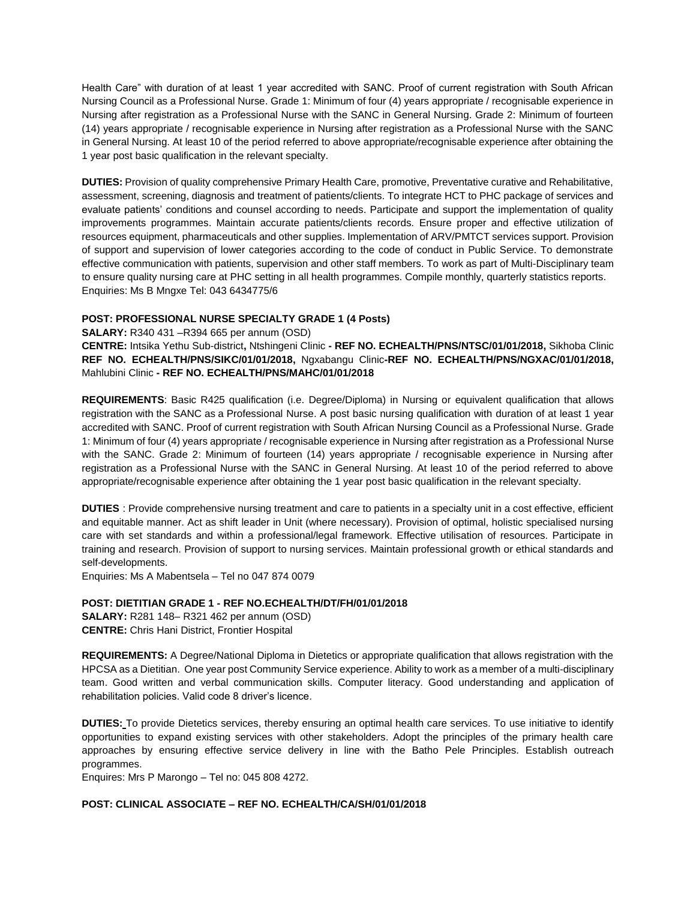Health Care" with duration of at least 1 year accredited with SANC. Proof of current registration with South African Nursing Council as a Professional Nurse. Grade 1: Minimum of four (4) years appropriate / recognisable experience in Nursing after registration as a Professional Nurse with the SANC in General Nursing. Grade 2: Minimum of fourteen (14) years appropriate / recognisable experience in Nursing after registration as a Professional Nurse with the SANC in General Nursing. At least 10 of the period referred to above appropriate/recognisable experience after obtaining the 1 year post basic qualification in the relevant specialty.

**DUTIES:** Provision of quality comprehensive Primary Health Care, promotive, Preventative curative and Rehabilitative, assessment, screening, diagnosis and treatment of patients/clients. To integrate HCT to PHC package of services and evaluate patients' conditions and counsel according to needs. Participate and support the implementation of quality improvements programmes. Maintain accurate patients/clients records. Ensure proper and effective utilization of resources equipment, pharmaceuticals and other supplies. Implementation of ARV/PMTCT services support. Provision of support and supervision of lower categories according to the code of conduct in Public Service. To demonstrate effective communication with patients, supervision and other staff members. To work as part of Multi-Disciplinary team to ensure quality nursing care at PHC setting in all health programmes. Compile monthly, quarterly statistics reports.
Enquiries: Ms B Mngxe Tel: 043 6434775/6

**POST: PROFESSIONAL NURSE SPECIALTY GRADE 1 (4 Posts)**

**SALARY:** R340 431 –R394 665 per annum (OSD)

**CENTRE:** Intsika Yethu Sub-district**,** Ntshingeni Clinic **- REF NO. ECHEALTH/PNS/NTSC/01/01/2018,** Sikhoba Clinic **REF NO. ECHEALTH/PNS/SIKC/01/01/2018,** Ngxabangu Clinic**-REF NO. ECHEALTH/PNS/NGXAC/01/01/2018,** Mahlubini Clinic **- REF NO. ECHEALTH/PNS/MAHC/01/01/2018**

**REQUIREMENTS**: Basic R425 qualification (i.e. Degree/Diploma) in Nursing or equivalent qualification that allows registration with the SANC as a Professional Nurse. A post basic nursing qualification with duration of at least 1 year accredited with SANC. Proof of current registration with South African Nursing Council as a Professional Nurse. Grade 1: Minimum of four (4) years appropriate / recognisable experience in Nursing after registration as a Professional Nurse with the SANC. Grade 2: Minimum of fourteen (14) years appropriate / recognisable experience in Nursing after registration as a Professional Nurse with the SANC in General Nursing. At least 10 of the period referred to above appropriate/recognisable experience after obtaining the 1 year post basic qualification in the relevant specialty.

**DUTIES** : Provide comprehensive nursing treatment and care to patients in a specialty unit in a cost effective, efficient and equitable manner. Act as shift leader in Unit (where necessary). Provision of optimal, holistic specialised nursing care with set standards and within a professional/legal framework. Effective utilisation of resources. Participate in training and research. Provision of support to nursing services. Maintain professional growth or ethical standards and self-developments.
Enquiries: Ms A Mabentsela – Tel no 047 874 0079

**POST: DIETITIAN GRADE 1 - REF NO.ECHEALTH/DT/FH/01/01/2018**

**SALARY:** R281 148– R321 462 per annum (OSD)

**CENTRE:** Chris Hani District, Frontier Hospital

**REQUIREMENTS:** A Degree/National Diploma in Dietetics or appropriate qualification that allows registration with the HPCSA as a Dietitian. One year post Community Service experience. Ability to work as a member of a multi-disciplinary team. Good written and verbal communication skills. Computer literacy. Good understanding and application of rehabilitation policies. Valid code 8 driver's licence.

**DUTIES:** To provide Dietetics services, thereby ensuring an optimal health care services. To use initiative to identify opportunities to expand existing services with other stakeholders. Adopt the principles of the primary health care approaches by ensuring effective service delivery in line with the Batho Pele Principles. Establish outreach programmes.
Enquires: Mrs P Marongo – Tel no: 045 808 4272.

**POST: CLINICAL ASSOCIATE – REF NO. ECHEALTH/CA/SH/01/01/2018**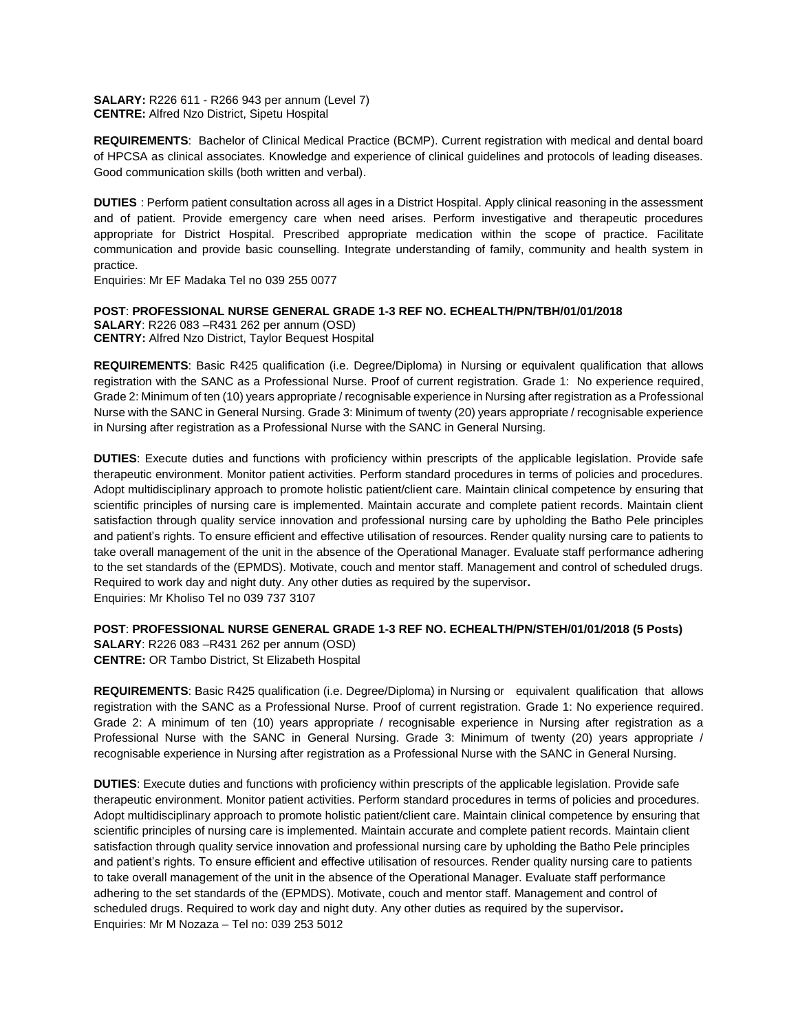**SALARY:** R226 611 - R266 943 per annum (Level 7)
**CENTRE:** Alfred Nzo District, Sipetu Hospital

**REQUIREMENTS**: Bachelor of Clinical Medical Practice (BCMP). Current registration with medical and dental board of HPCSA as clinical associates. Knowledge and experience of clinical guidelines and protocols of leading diseases. Good communication skills (both written and verbal).

**DUTIES** : Perform patient consultation across all ages in a District Hospital. Apply clinical reasoning in the assessment and of patient. Provide emergency care when need arises. Perform investigative and therapeutic procedures appropriate for District Hospital. Prescribed appropriate medication within the scope of practice. Facilitate communication and provide basic counselling. Integrate understanding of family, community and health system in practice.
Enquiries: Mr EF Madaka Tel no 039 255 0077

**POST**: **PROFESSIONAL NURSE GENERAL GRADE 1-3 REF NO. ECHEALTH/PN/TBH/01/01/2018**
**SALARY**: R226 083 –R431 262 per annum (OSD)
**CENTRY:** Alfred Nzo District, Taylor Bequest Hospital

**REQUIREMENTS**: Basic R425 qualification (i.e. Degree/Diploma) in Nursing or equivalent qualification that allows registration with the SANC as a Professional Nurse. Proof of current registration. Grade 1: No experience required, Grade 2: Minimum of ten (10) years appropriate / recognisable experience in Nursing after registration as a Professional Nurse with the SANC in General Nursing. Grade 3: Minimum of twenty (20) years appropriate / recognisable experience in Nursing after registration as a Professional Nurse with the SANC in General Nursing.

**DUTIES**: Execute duties and functions with proficiency within prescripts of the applicable legislation. Provide safe therapeutic environment. Monitor patient activities. Perform standard procedures in terms of policies and procedures. Adopt multidisciplinary approach to promote holistic patient/client care. Maintain clinical competence by ensuring that scientific principles of nursing care is implemented. Maintain accurate and complete patient records. Maintain client satisfaction through quality service innovation and professional nursing care by upholding the Batho Pele principles and patient's rights. To ensure efficient and effective utilisation of resources. Render quality nursing care to patients to take overall management of the unit in the absence of the Operational Manager. Evaluate staff performance adhering to the set standards of the (EPMDS). Motivate, couch and mentor staff. Management and control of scheduled drugs. Required to work day and night duty. Any other duties as required by the supervisor**.**
Enquiries: Mr Kholiso Tel no 039 737 3107

**POST**: **PROFESSIONAL NURSE GENERAL GRADE 1-3 REF NO. ECHEALTH/PN/STEH/01/01/2018 (5 Posts)**
**SALARY**: R226 083 –R431 262 per annum (OSD)
**CENTRE:** OR Tambo District, St Elizabeth Hospital

**REQUIREMENTS**: Basic R425 qualification (i.e. Degree/Diploma) in Nursing or equivalent qualification that allows registration with the SANC as a Professional Nurse. Proof of current registration. Grade 1: No experience required. Grade 2: A minimum of ten (10) years appropriate / recognisable experience in Nursing after registration as a Professional Nurse with the SANC in General Nursing. Grade 3: Minimum of twenty (20) years appropriate / recognisable experience in Nursing after registration as a Professional Nurse with the SANC in General Nursing.

**DUTIES**: Execute duties and functions with proficiency within prescripts of the applicable legislation. Provide safe therapeutic environment. Monitor patient activities. Perform standard procedures in terms of policies and procedures. Adopt multidisciplinary approach to promote holistic patient/client care. Maintain clinical competence by ensuring that scientific principles of nursing care is implemented. Maintain accurate and complete patient records. Maintain client satisfaction through quality service innovation and professional nursing care by upholding the Batho Pele principles and patient's rights. To ensure efficient and effective utilisation of resources. Render quality nursing care to patients to take overall management of the unit in the absence of the Operational Manager. Evaluate staff performance adhering to the set standards of the (EPMDS). Motivate, couch and mentor staff. Management and control of scheduled drugs. Required to work day and night duty. Any other duties as required by the supervisor**.**
Enquiries: Mr M Nozaza – Tel no: 039 253 5012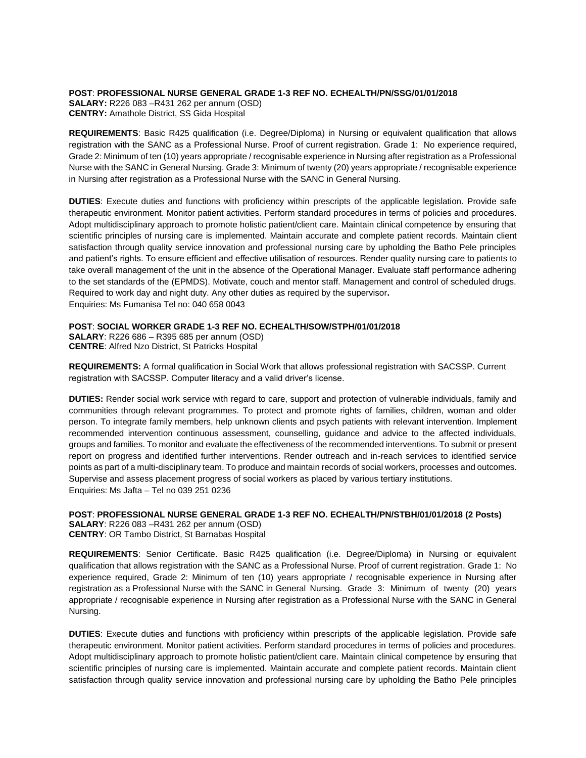**POST**: **PROFESSIONAL NURSE GENERAL GRADE 1-3 REF NO. ECHEALTH/PN/SSG/01/01/2018**
**SALARY:** R226 083 –R431 262 per annum (OSD)
**CENTRY:** Amathole District, SS Gida Hospital

**REQUIREMENTS**: Basic R425 qualification (i.e. Degree/Diploma) in Nursing or equivalent qualification that allows registration with the SANC as a Professional Nurse. Proof of current registration. Grade 1: No experience required, Grade 2: Minimum of ten (10) years appropriate / recognisable experience in Nursing after registration as a Professional Nurse with the SANC in General Nursing. Grade 3: Minimum of twenty (20) years appropriate / recognisable experience in Nursing after registration as a Professional Nurse with the SANC in General Nursing.

**DUTIES**: Execute duties and functions with proficiency within prescripts of the applicable legislation. Provide safe therapeutic environment. Monitor patient activities. Perform standard procedures in terms of policies and procedures. Adopt multidisciplinary approach to promote holistic patient/client care. Maintain clinical competence by ensuring that scientific principles of nursing care is implemented. Maintain accurate and complete patient records. Maintain client satisfaction through quality service innovation and professional nursing care by upholding the Batho Pele principles and patient's rights. To ensure efficient and effective utilisation of resources. Render quality nursing care to patients to take overall management of the unit in the absence of the Operational Manager. Evaluate staff performance adhering to the set standards of the (EPMDS). Motivate, couch and mentor staff. Management and control of scheduled drugs. Required to work day and night duty. Any other duties as required by the supervisor**.**
Enquiries: Ms Fumanisa Tel no: 040 658 0043

**POST**: **SOCIAL WORKER GRADE 1-3 REF NO. ECHEALTH/SOW/STPH/01/01/2018**
**SALARY**: R226 686 – R395 685 per annum (OSD)
**CENTRE**: Alfred Nzo District, St Patricks Hospital

**REQUIREMENTS:** A formal qualification in Social Work that allows professional registration with SACSSP. Current registration with SACSSP. Computer literacy and a valid driver's license.

**DUTIES:** Render social work service with regard to care, support and protection of vulnerable individuals, family and communities through relevant programmes. To protect and promote rights of families, children, woman and older person. To integrate family members, help unknown clients and psych patients with relevant intervention. Implement recommended intervention continuous assessment, counselling, guidance and advice to the affected individuals, groups and families. To monitor and evaluate the effectiveness of the recommended interventions. To submit or present report on progress and identified further interventions. Render outreach and in-reach services to identified service points as part of a multi-disciplinary team. To produce and maintain records of social workers, processes and outcomes. Supervise and assess placement progress of social workers as placed by various tertiary institutions.
Enquiries: Ms Jafta – Tel no 039 251 0236

**POST**: **PROFESSIONAL NURSE GENERAL GRADE 1-3 REF NO. ECHEALTH/PN/STBH/01/01/2018 (2 Posts)**
**SALARY**: R226 083 –R431 262 per annum (OSD)
**CENTRY**: OR Tambo District, St Barnabas Hospital

**REQUIREMENTS**: Senior Certificate. Basic R425 qualification (i.e. Degree/Diploma) in Nursing or equivalent qualification that allows registration with the SANC as a Professional Nurse. Proof of current registration. Grade 1: No experience required, Grade 2: Minimum of ten (10) years appropriate / recognisable experience in Nursing after registration as a Professional Nurse with the SANC in General Nursing. Grade 3: Minimum of twenty (20) years appropriate / recognisable experience in Nursing after registration as a Professional Nurse with the SANC in General Nursing.

**DUTIES**: Execute duties and functions with proficiency within prescripts of the applicable legislation. Provide safe therapeutic environment. Monitor patient activities. Perform standard procedures in terms of policies and procedures. Adopt multidisciplinary approach to promote holistic patient/client care. Maintain clinical competence by ensuring that scientific principles of nursing care is implemented. Maintain accurate and complete patient records. Maintain client satisfaction through quality service innovation and professional nursing care by upholding the Batho Pele principles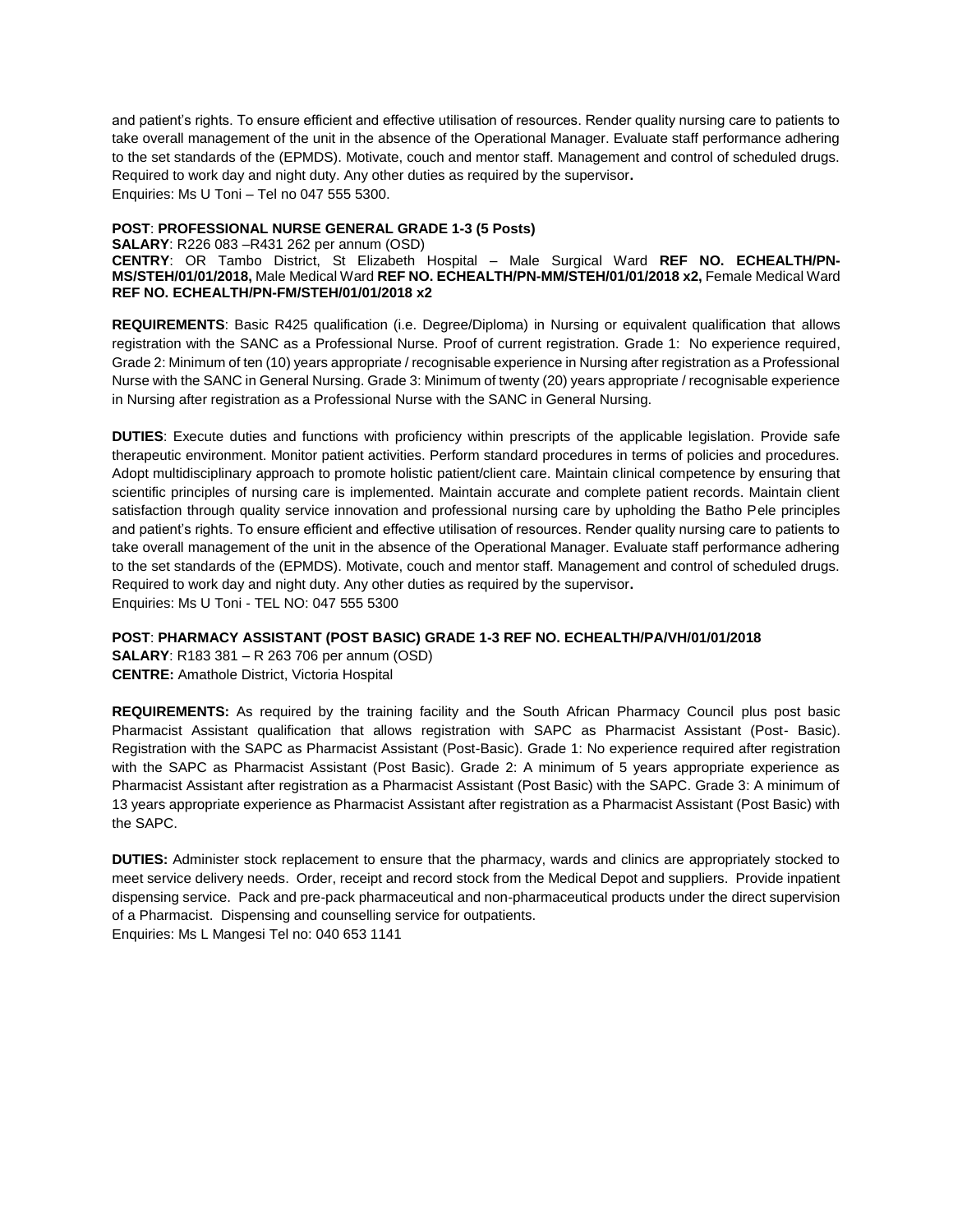and patient's rights. To ensure efficient and effective utilisation of resources. Render quality nursing care to patients to take overall management of the unit in the absence of the Operational Manager. Evaluate staff performance adhering to the set standards of the (EPMDS). Motivate, couch and mentor staff. Management and control of scheduled drugs. Required to work day and night duty. Any other duties as required by the supervisor**.**
Enquiries: Ms U Toni – Tel no 047 555 5300.

**POST**: **PROFESSIONAL NURSE GENERAL GRADE 1-3 (5 Posts)**
**SALARY**: R226 083 –R431 262 per annum (OSD)
**CENTRY**: OR Tambo District, St Elizabeth Hospital – Male Surgical Ward **REF NO. ECHEALTH/PN-MS/STEH/01/01/2018,** Male Medical Ward **REF NO. ECHEALTH/PN-MM/STEH/01/01/2018 x2,** Female Medical Ward **REF NO. ECHEALTH/PN-FM/STEH/01/01/2018 x2**

**REQUIREMENTS**: Basic R425 qualification (i.e. Degree/Diploma) in Nursing or equivalent qualification that allows registration with the SANC as a Professional Nurse. Proof of current registration. Grade 1: No experience required, Grade 2: Minimum of ten (10) years appropriate / recognisable experience in Nursing after registration as a Professional Nurse with the SANC in General Nursing. Grade 3: Minimum of twenty (20) years appropriate / recognisable experience in Nursing after registration as a Professional Nurse with the SANC in General Nursing.

**DUTIES**: Execute duties and functions with proficiency within prescripts of the applicable legislation. Provide safe therapeutic environment. Monitor patient activities. Perform standard procedures in terms of policies and procedures. Adopt multidisciplinary approach to promote holistic patient/client care. Maintain clinical competence by ensuring that scientific principles of nursing care is implemented. Maintain accurate and complete patient records. Maintain client satisfaction through quality service innovation and professional nursing care by upholding the Batho Pele principles and patient's rights. To ensure efficient and effective utilisation of resources. Render quality nursing care to patients to take overall management of the unit in the absence of the Operational Manager. Evaluate staff performance adhering to the set standards of the (EPMDS). Motivate, couch and mentor staff. Management and control of scheduled drugs. Required to work day and night duty. Any other duties as required by the supervisor**.**
Enquiries: Ms U Toni - TEL NO: 047 555 5300

**POST**: **PHARMACY ASSISTANT (POST BASIC) GRADE 1-3 REF NO. ECHEALTH/PA/VH/01/01/2018**
**SALARY**: R183 381 – R 263 706 per annum (OSD)
**CENTRE:** Amathole District, Victoria Hospital

**REQUIREMENTS:** As required by the training facility and the South African Pharmacy Council plus post basic Pharmacist Assistant qualification that allows registration with SAPC as Pharmacist Assistant (Post- Basic). Registration with the SAPC as Pharmacist Assistant (Post-Basic). Grade 1: No experience required after registration with the SAPC as Pharmacist Assistant (Post Basic). Grade 2: A minimum of 5 years appropriate experience as Pharmacist Assistant after registration as a Pharmacist Assistant (Post Basic) with the SAPC. Grade 3: A minimum of 13 years appropriate experience as Pharmacist Assistant after registration as a Pharmacist Assistant (Post Basic) with the SAPC.

**DUTIES:** Administer stock replacement to ensure that the pharmacy, wards and clinics are appropriately stocked to meet service delivery needs. Order, receipt and record stock from the Medical Depot and suppliers. Provide inpatient dispensing service. Pack and pre-pack pharmaceutical and non-pharmaceutical products under the direct supervision of a Pharmacist. Dispensing and counselling service for outpatients.
Enquiries: Ms L Mangesi Tel no: 040 653 1141